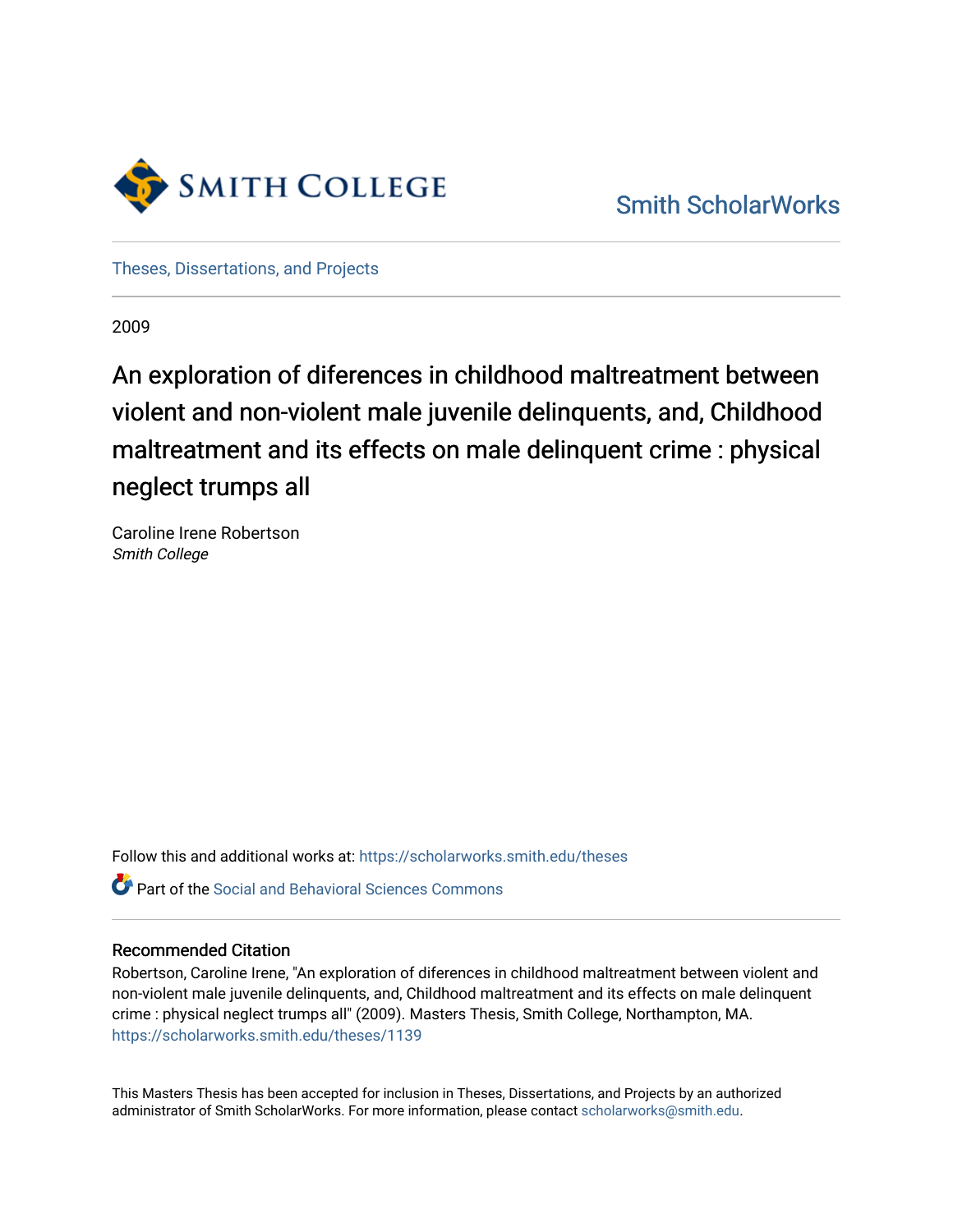Smith College

Smith ScholarWorks

Theses, Dissertations, and Projects

2009

# An exploration of diferences in childhood maltreatment between violent and non-violent male juvenile delinquents, and, Childhood maltreatment and its effects on male delinquent crime : physical neglect trumps all

Caroline Irene Robertson
*Smith College*

Follow this and additional works at: https://scholarworks.smith.edu/theses

Part of the Social and Behavioral Sciences Commons

## Recommended Citation

Robertson, Caroline Irene, "An exploration of diferences in childhood maltreatment between violent and non-violent male juvenile delinquents, and, Childhood maltreatment and its effects on male delinquent crime : physical neglect trumps all" (2009). Masters Thesis, Smith College, Northampton, MA.
https://scholarworks.smith.edu/theses/1139

This Masters Thesis has been accepted for inclusion in Theses, Dissertations, and Projects by an authorized administrator of Smith ScholarWorks. For more information, please contact scholarworks@smith.edu.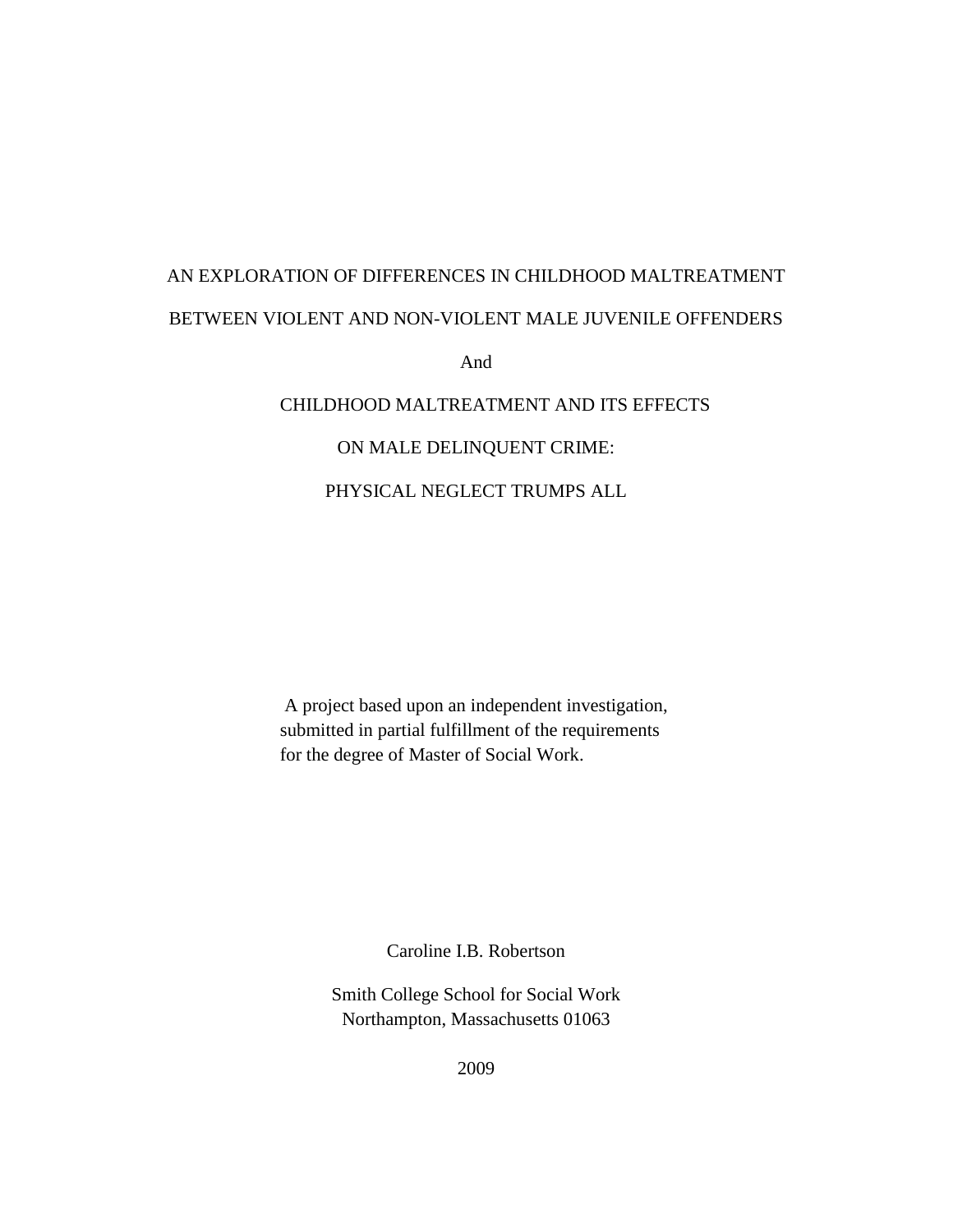AN EXPLORATION OF DIFFERENCES IN CHILDHOOD MALTREATMENT

BETWEEN VIOLENT AND NON-VIOLENT MALE JUVENILE OFFENDERS

And

CHILDHOOD MALTREATMENT AND ITS EFFECTS

ON MALE DELINQUENT CRIME:

PHYSICAL NEGLECT TRUMPS ALL

A project based upon an independent investigation,
submitted in partial fulfillment of the requirements
for the degree of Master of Social Work.

Caroline I.B. Robertson

Smith College School for Social Work
Northampton, Massachusetts 01063

2009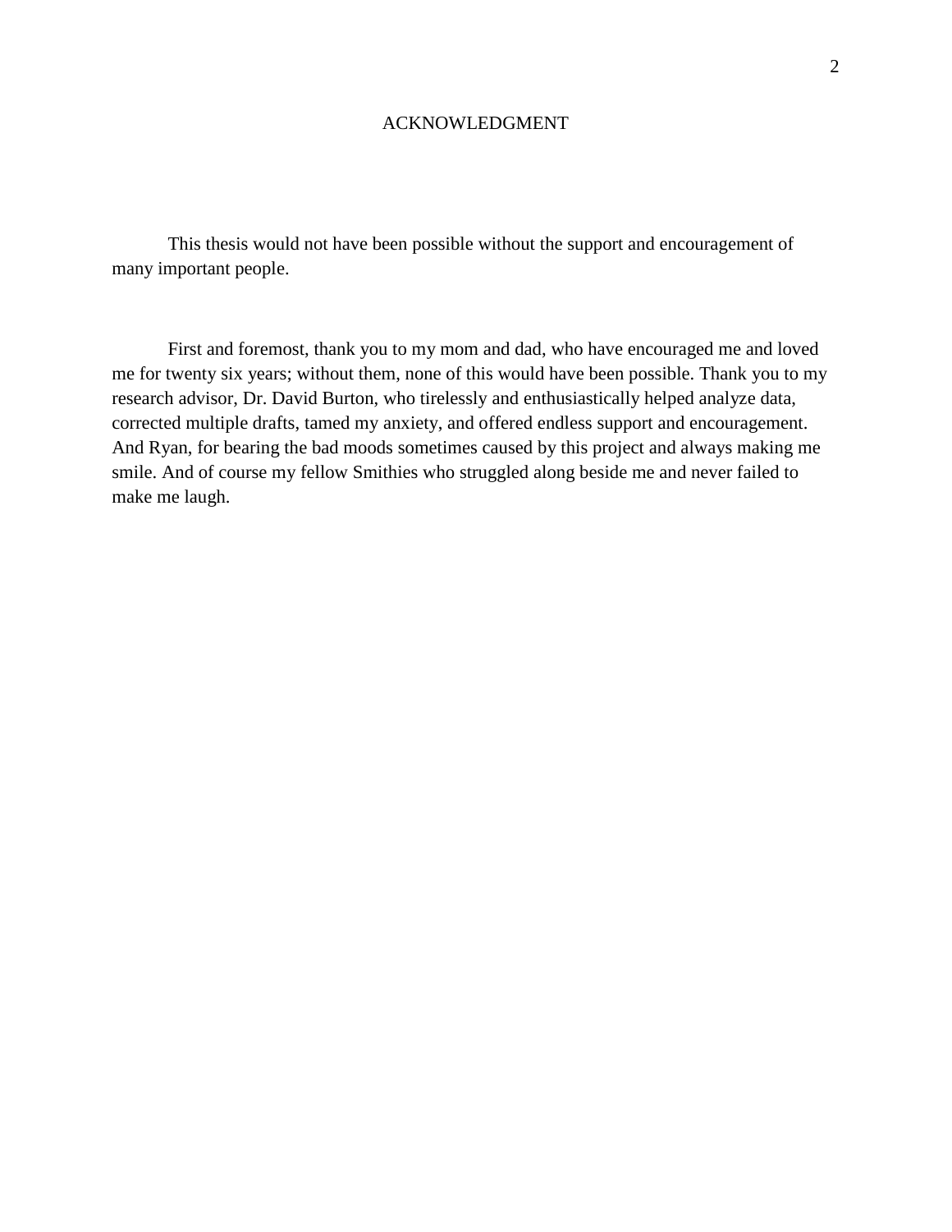# ACKNOWLEDGMENT

This thesis would not have been possible without the support and encouragement of many important people.

First and foremost, thank you to my mom and dad, who have encouraged me and loved me for twenty six years; without them, none of this would have been possible. Thank you to my research advisor, Dr. David Burton, who tirelessly and enthusiastically helped analyze data, corrected multiple drafts, tamed my anxiety, and offered endless support and encouragement. And Ryan, for bearing the bad moods sometimes caused by this project and always making me smile. And of course my fellow Smithies who struggled along beside me and never failed to make me laugh.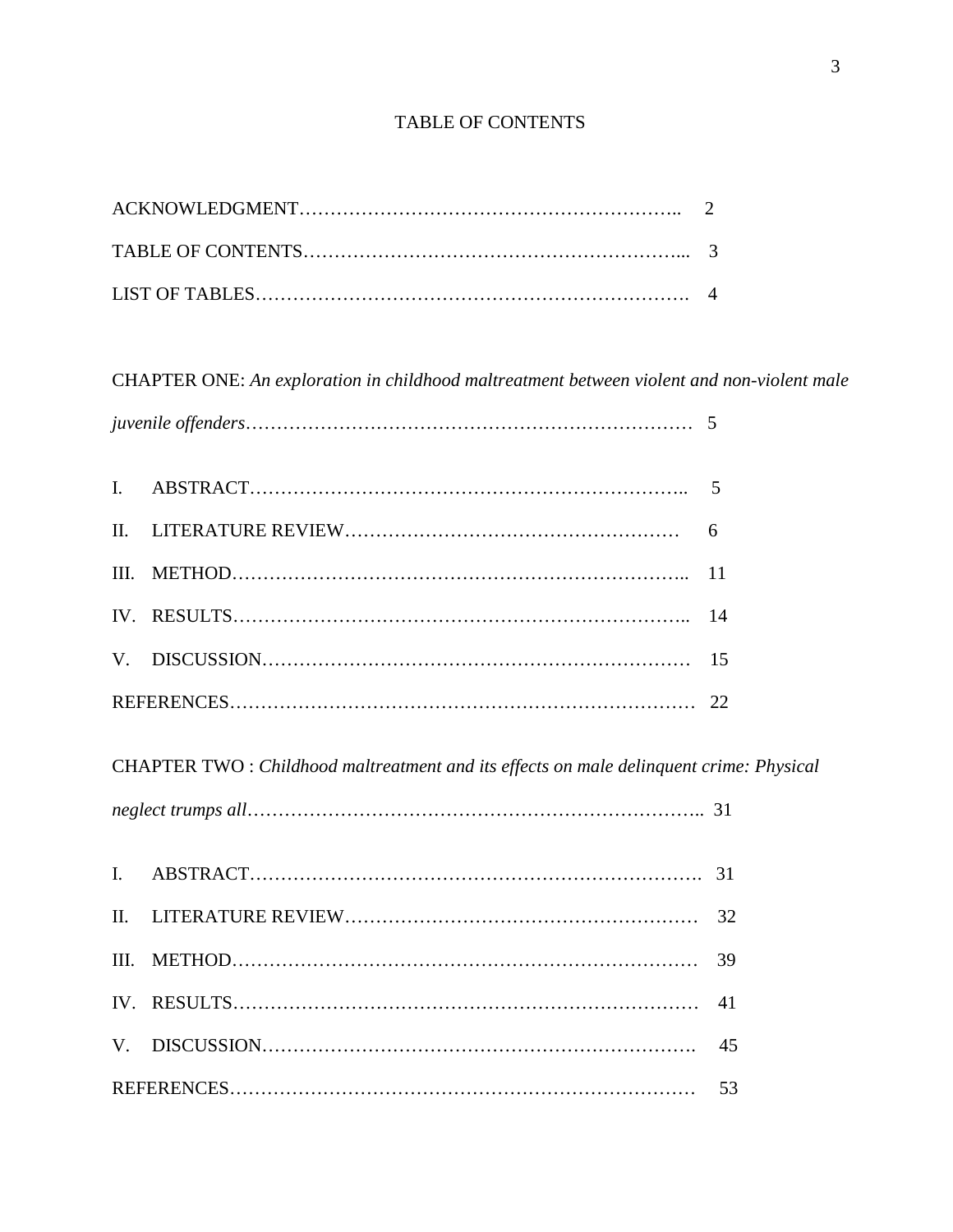# TABLE OF CONTENTS

ACKNOWLEDGMENT………………………………………………………..  2

TABLE OF CONTENTS……………………………………………………...  3

LIST OF TABLES…………………………………………………………….  4

CHAPTER ONE: *An exploration in childhood maltreatment between violent and non-violent male juvenile offenders*………………………………………………………………  5

I. ABSTRACT……………………………………………………………..  5

II. LITERATURE REVIEW………………………………………………  6

III. METHOD………………………………………………………………..  11

IV. RESULTS………………………………………………………………..  14

V. DISCUSSION……………………………………………………………  15

REFERENCES…………………………………………………………………  22

CHAPTER TWO : *Childhood maltreatment and its effects on male delinquent crime: Physical neglect trumps all*………………………………………………………………..  31

I. ABSTRACT……………………………………………………………….  31

II. LITERATURE REVIEW…………………………………………………  32

III. METHOD…………………………………………………………………  39

IV. RESULTS…………………………………………………………………  41

V. DISCUSSION…………………………………………………………….  45

REFERENCES…………………………………………………………………  53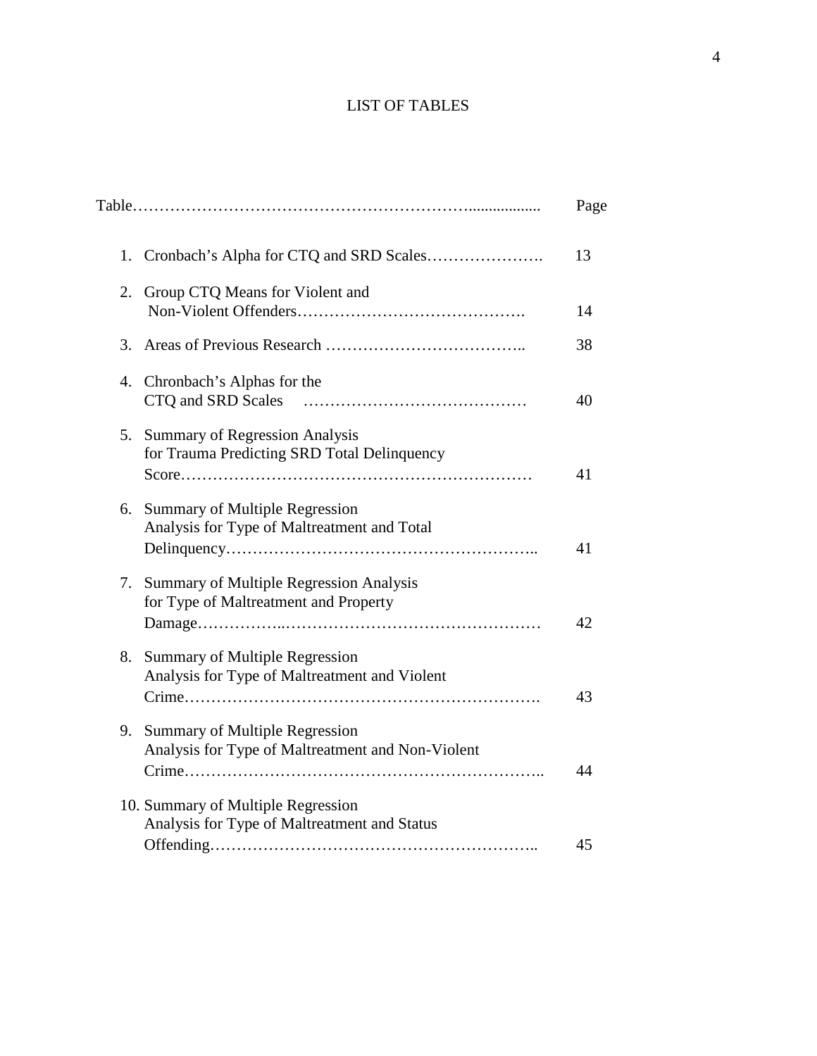# LIST OF TABLES

| Table | Page |
|---|---|
| 1. Cronbach's Alpha for CTQ and SRD Scales | 13 |
| 2. Group CTQ Means for Violent and Non-Violent Offenders | 14 |
| 3. Areas of Previous Research | 38 |
| 4. Chronbach's Alphas for the CTQ and SRD Scales | 40 |
| 5. Summary of Regression Analysis for Trauma Predicting SRD Total Delinquency Score | 41 |
| 6. Summary of Multiple Regression Analysis for Type of Maltreatment and Total Delinquency | 41 |
| 7. Summary of Multiple Regression Analysis for Type of Maltreatment and Property Damage | 42 |
| 8. Summary of Multiple Regression Analysis for Type of Maltreatment and Violent Crime | 43 |
| 9. Summary of Multiple Regression Analysis for Type of Maltreatment and Non-Violent Crime | 44 |
| 10. Summary of Multiple Regression Analysis for Type of Maltreatment and Status Offending | 45 |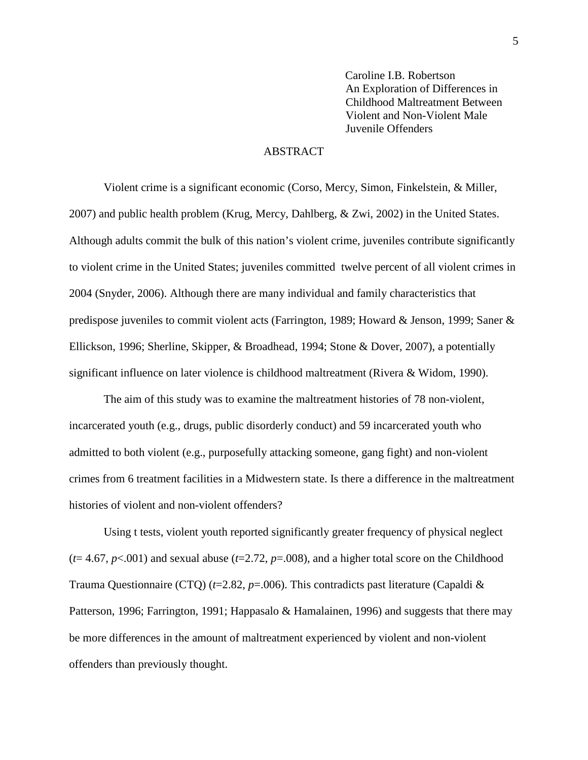Caroline I.B. Robertson
An Exploration of Differences in Childhood Maltreatment Between Violent and Non-Violent Male Juvenile Offenders

## ABSTRACT

Violent crime is a significant economic (Corso, Mercy, Simon, Finkelstein, & Miller, 2007) and public health problem (Krug, Mercy, Dahlberg, & Zwi, 2002) in the United States. Although adults commit the bulk of this nation's violent crime, juveniles contribute significantly to violent crime in the United States; juveniles committed twelve percent of all violent crimes in 2004 (Snyder, 2006). Although there are many individual and family characteristics that predispose juveniles to commit violent acts (Farrington, 1989; Howard & Jenson, 1999; Saner & Ellickson, 1996; Sherline, Skipper, & Broadhead, 1994; Stone & Dover, 2007), a potentially significant influence on later violence is childhood maltreatment (Rivera & Widom, 1990).

The aim of this study was to examine the maltreatment histories of 78 non-violent, incarcerated youth (e.g., drugs, public disorderly conduct) and 59 incarcerated youth who admitted to both violent (e.g., purposefully attacking someone, gang fight) and non-violent crimes from 6 treatment facilities in a Midwestern state. Is there a difference in the maltreatment histories of violent and non-violent offenders?

Using t tests, violent youth reported significantly greater frequency of physical neglect ($t = 4.67$, $p < .001$) and sexual abuse ($t = 2.72$, $p = .008$), and a higher total score on the Childhood Trauma Questionnaire (CTQ) ($t = 2.82$, $p = .006$). This contradicts past literature (Capaldi & Patterson, 1996; Farrington, 1991; Happasalo & Hamalainen, 1996) and suggests that there may be more differences in the amount of maltreatment experienced by violent and non-violent offenders than previously thought.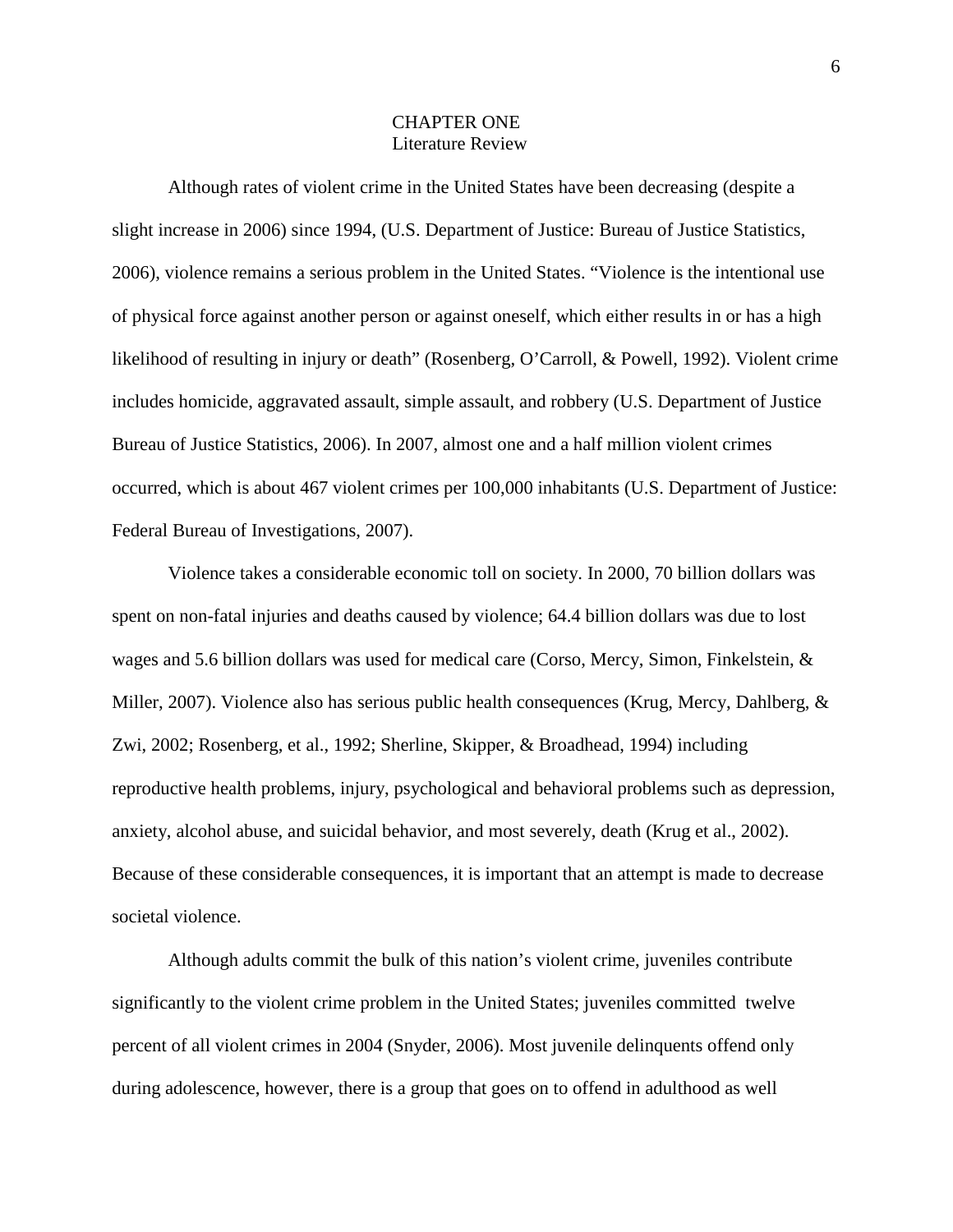# CHAPTER ONE
## Literature Review

Although rates of violent crime in the United States have been decreasing (despite a slight increase in 2006) since 1994, (U.S. Department of Justice: Bureau of Justice Statistics, 2006), violence remains a serious problem in the United States. “Violence is the intentional use of physical force against another person or against oneself, which either results in or has a high likelihood of resulting in injury or death” (Rosenberg, O’Carroll, & Powell, 1992). Violent crime includes homicide, aggravated assault, simple assault, and robbery (U.S. Department of Justice Bureau of Justice Statistics, 2006). In 2007, almost one and a half million violent crimes occurred, which is about 467 violent crimes per 100,000 inhabitants (U.S. Department of Justice: Federal Bureau of Investigations, 2007).

Violence takes a considerable economic toll on society. In 2000, 70 billion dollars was spent on non-fatal injuries and deaths caused by violence; 64.4 billion dollars was due to lost wages and 5.6 billion dollars was used for medical care (Corso, Mercy, Simon, Finkelstein, & Miller, 2007). Violence also has serious public health consequences (Krug, Mercy, Dahlberg, & Zwi, 2002; Rosenberg, et al., 1992; Sherline, Skipper, & Broadhead, 1994) including reproductive health problems, injury, psychological and behavioral problems such as depression, anxiety, alcohol abuse, and suicidal behavior, and most severely, death (Krug et al., 2002). Because of these considerable consequences, it is important that an attempt is made to decrease societal violence.

Although adults commit the bulk of this nation’s violent crime, juveniles contribute significantly to the violent crime problem in the United States; juveniles committed twelve percent of all violent crimes in 2004 (Snyder, 2006). Most juvenile delinquents offend only during adolescence, however, there is a group that goes on to offend in adulthood as well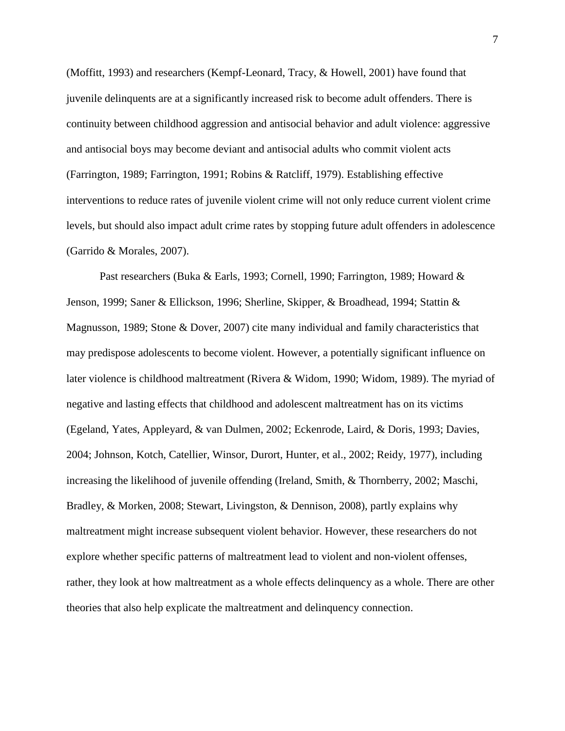(Moffitt, 1993) and researchers (Kempf-Leonard, Tracy, & Howell, 2001) have found that juvenile delinquents are at a significantly increased risk to become adult offenders. There is continuity between childhood aggression and antisocial behavior and adult violence: aggressive and antisocial boys may become deviant and antisocial adults who commit violent acts (Farrington, 1989; Farrington, 1991; Robins & Ratcliff, 1979). Establishing effective interventions to reduce rates of juvenile violent crime will not only reduce current violent crime levels, but should also impact adult crime rates by stopping future adult offenders in adolescence (Garrido & Morales, 2007).

Past researchers (Buka & Earls, 1993; Cornell, 1990; Farrington, 1989; Howard & Jenson, 1999; Saner & Ellickson, 1996; Sherline, Skipper, & Broadhead, 1994; Stattin & Magnusson, 1989; Stone & Dover, 2007) cite many individual and family characteristics that may predispose adolescents to become violent. However, a potentially significant influence on later violence is childhood maltreatment (Rivera & Widom, 1990; Widom, 1989). The myriad of negative and lasting effects that childhood and adolescent maltreatment has on its victims (Egeland, Yates, Appleyard, & van Dulmen, 2002; Eckenrode, Laird, & Doris, 1993; Davies, 2004; Johnson, Kotch, Catellier, Winsor, Durort, Hunter, et al., 2002; Reidy, 1977), including increasing the likelihood of juvenile offending (Ireland, Smith, & Thornberry, 2002; Maschi, Bradley, & Morken, 2008; Stewart, Livingston, & Dennison, 2008), partly explains why maltreatment might increase subsequent violent behavior. However, these researchers do not explore whether specific patterns of maltreatment lead to violent and non-violent offenses, rather, they look at how maltreatment as a whole effects delinquency as a whole. There are other theories that also help explicate the maltreatment and delinquency connection.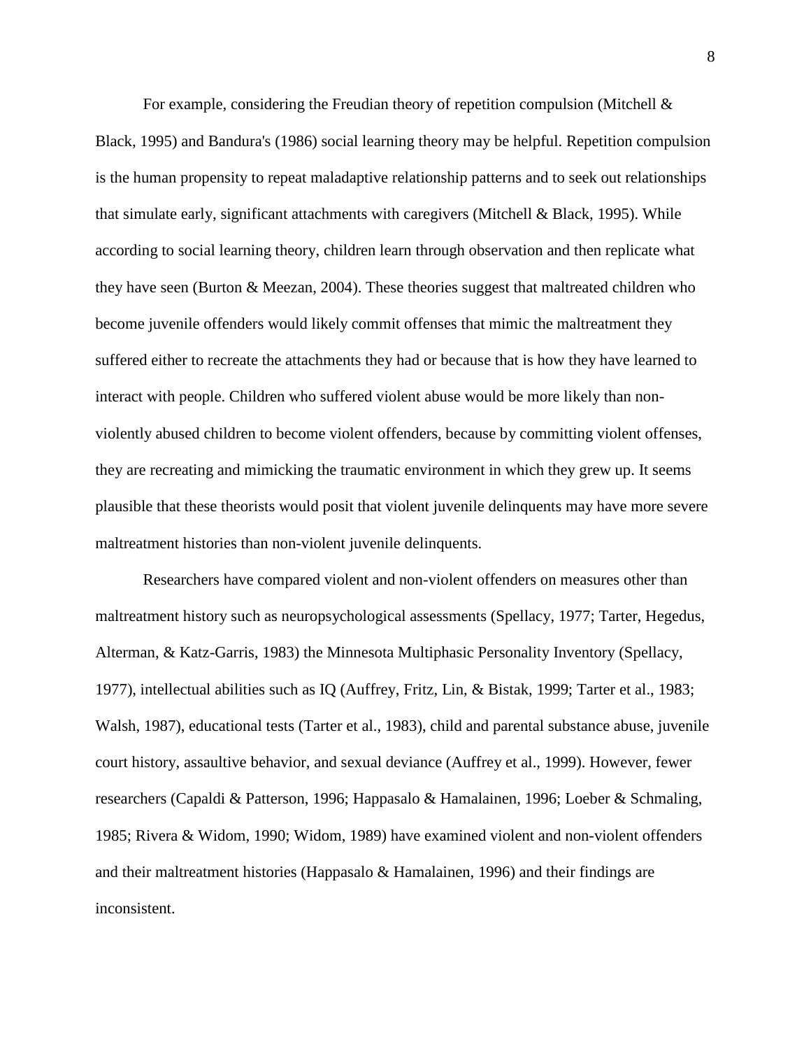For example, considering the Freudian theory of repetition compulsion (Mitchell & Black, 1995) and Bandura's (1986) social learning theory may be helpful. Repetition compulsion is the human propensity to repeat maladaptive relationship patterns and to seek out relationships that simulate early, significant attachments with caregivers (Mitchell & Black, 1995). While according to social learning theory, children learn through observation and then replicate what they have seen (Burton & Meezan, 2004). These theories suggest that maltreated children who become juvenile offenders would likely commit offenses that mimic the maltreatment they suffered either to recreate the attachments they had or because that is how they have learned to interact with people. Children who suffered violent abuse would be more likely than non-violently abused children to become violent offenders, because by committing violent offenses, they are recreating and mimicking the traumatic environment in which they grew up. It seems plausible that these theorists would posit that violent juvenile delinquents may have more severe maltreatment histories than non-violent juvenile delinquents.

Researchers have compared violent and non-violent offenders on measures other than maltreatment history such as neuropsychological assessments (Spellacy, 1977; Tarter, Hegedus, Alterman, & Katz-Garris, 1983) the Minnesota Multiphasic Personality Inventory (Spellacy, 1977), intellectual abilities such as IQ (Auffrey, Fritz, Lin, & Bistak, 1999; Tarter et al., 1983; Walsh, 1987), educational tests (Tarter et al., 1983), child and parental substance abuse, juvenile court history, assaultive behavior, and sexual deviance (Auffrey et al., 1999). However, fewer researchers (Capaldi & Patterson, 1996; Happasalo & Hamalainen, 1996; Loeber & Schmaling, 1985; Rivera & Widom, 1990; Widom, 1989) have examined violent and non-violent offenders and their maltreatment histories (Happasalo & Hamalainen, 1996) and their findings are inconsistent.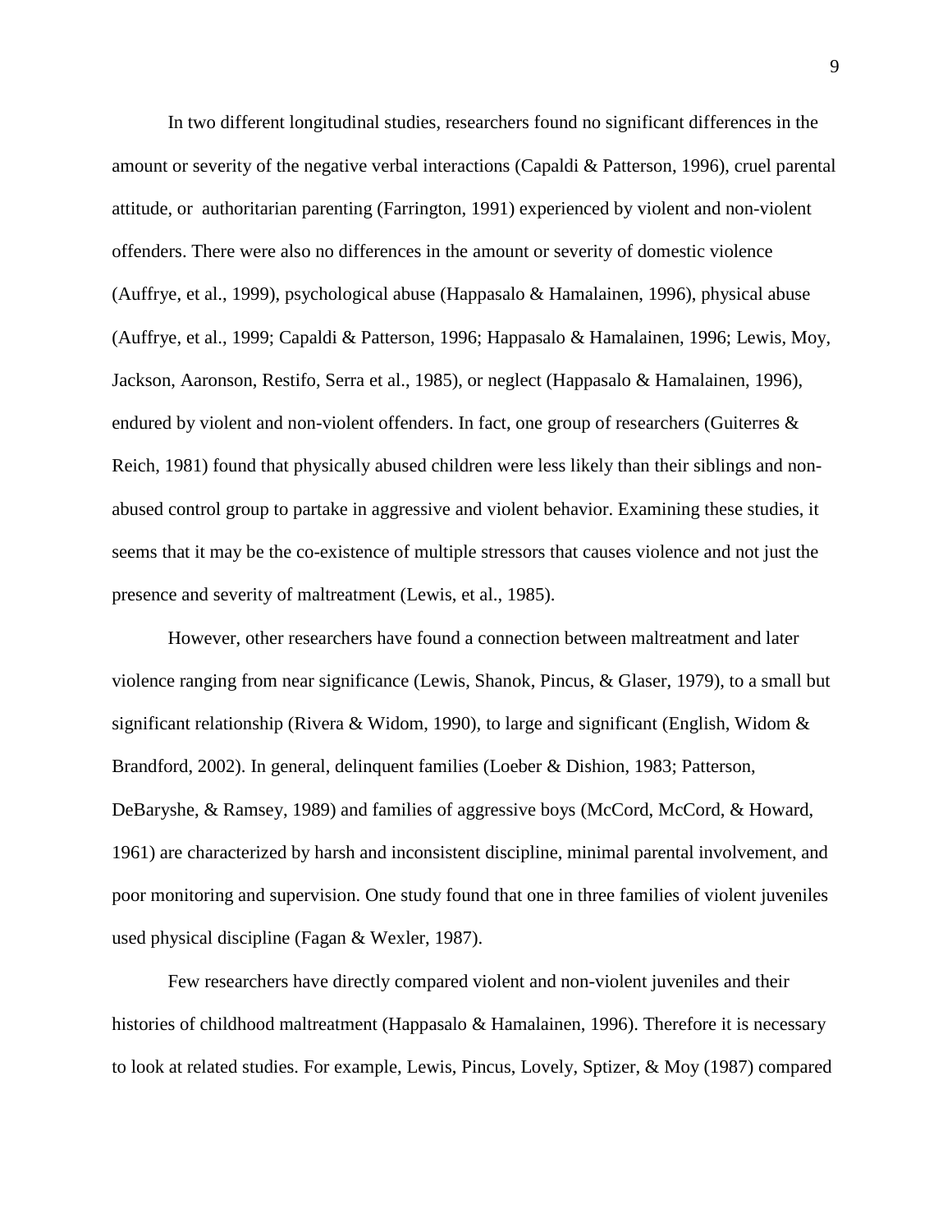In two different longitudinal studies, researchers found no significant differences in the amount or severity of the negative verbal interactions (Capaldi & Patterson, 1996), cruel parental attitude, or authoritarian parenting (Farrington, 1991) experienced by violent and non-violent offenders. There were also no differences in the amount or severity of domestic violence (Auffrye, et al., 1999), psychological abuse (Happasalo & Hamalainen, 1996), physical abuse (Auffrye, et al., 1999; Capaldi & Patterson, 1996; Happasalo & Hamalainen, 1996; Lewis, Moy, Jackson, Aaronson, Restifo, Serra et al., 1985), or neglect (Happasalo & Hamalainen, 1996), endured by violent and non-violent offenders. In fact, one group of researchers (Guiterres & Reich, 1981) found that physically abused children were less likely than their siblings and non-abused control group to partake in aggressive and violent behavior. Examining these studies, it seems that it may be the co-existence of multiple stressors that causes violence and not just the presence and severity of maltreatment (Lewis, et al., 1985).

However, other researchers have found a connection between maltreatment and later violence ranging from near significance (Lewis, Shanok, Pincus, & Glaser, 1979), to a small but significant relationship (Rivera & Widom, 1990), to large and significant (English, Widom & Brandford, 2002). In general, delinquent families (Loeber & Dishion, 1983; Patterson, DeBaryshe, & Ramsey, 1989) and families of aggressive boys (McCord, McCord, & Howard, 1961) are characterized by harsh and inconsistent discipline, minimal parental involvement, and poor monitoring and supervision. One study found that one in three families of violent juveniles used physical discipline (Fagan & Wexler, 1987).

Few researchers have directly compared violent and non-violent juveniles and their histories of childhood maltreatment (Happasalo & Hamalainen, 1996). Therefore it is necessary to look at related studies. For example, Lewis, Pincus, Lovely, Sptizer, & Moy (1987) compared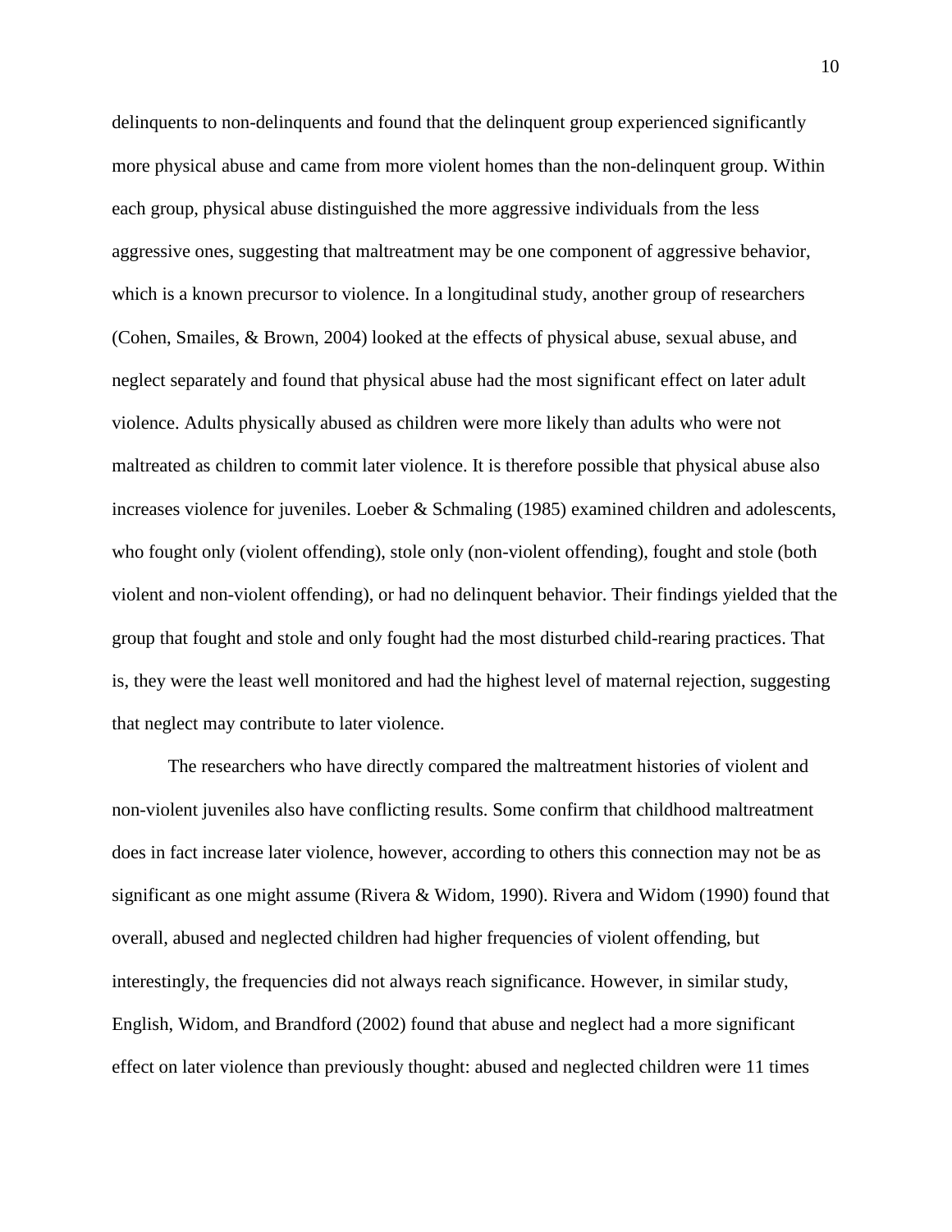delinquents to non-delinquents and found that the delinquent group experienced significantly more physical abuse and came from more violent homes than the non-delinquent group. Within each group, physical abuse distinguished the more aggressive individuals from the less aggressive ones, suggesting that maltreatment may be one component of aggressive behavior, which is a known precursor to violence. In a longitudinal study, another group of researchers (Cohen, Smailes, & Brown, 2004) looked at the effects of physical abuse, sexual abuse, and neglect separately and found that physical abuse had the most significant effect on later adult violence. Adults physically abused as children were more likely than adults who were not maltreated as children to commit later violence. It is therefore possible that physical abuse also increases violence for juveniles. Loeber & Schmaling (1985) examined children and adolescents, who fought only (violent offending), stole only (non-violent offending), fought and stole (both violent and non-violent offending), or had no delinquent behavior. Their findings yielded that the group that fought and stole and only fought had the most disturbed child-rearing practices. That is, they were the least well monitored and had the highest level of maternal rejection, suggesting that neglect may contribute to later violence.

The researchers who have directly compared the maltreatment histories of violent and non-violent juveniles also have conflicting results. Some confirm that childhood maltreatment does in fact increase later violence, however, according to others this connection may not be as significant as one might assume (Rivera & Widom, 1990). Rivera and Widom (1990) found that overall, abused and neglected children had higher frequencies of violent offending, but interestingly, the frequencies did not always reach significance. However, in similar study, English, Widom, and Brandford (2002) found that abuse and neglect had a more significant effect on later violence than previously thought: abused and neglected children were 11 times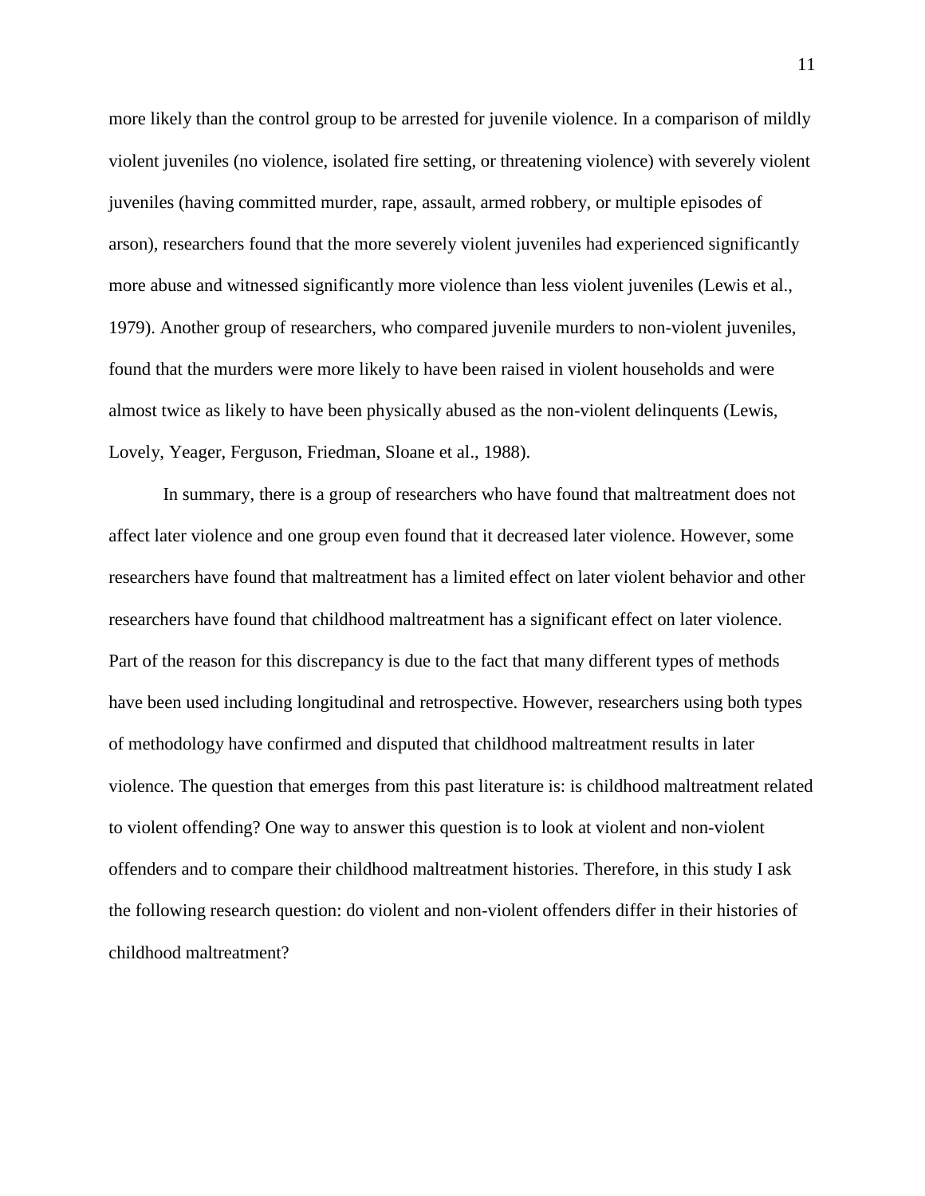more likely than the control group to be arrested for juvenile violence. In a comparison of mildly violent juveniles (no violence, isolated fire setting, or threatening violence) with severely violent juveniles (having committed murder, rape, assault, armed robbery, or multiple episodes of arson), researchers found that the more severely violent juveniles had experienced significantly more abuse and witnessed significantly more violence than less violent juveniles (Lewis et al., 1979). Another group of researchers, who compared juvenile murders to non-violent juveniles, found that the murders were more likely to have been raised in violent households and were almost twice as likely to have been physically abused as the non-violent delinquents (Lewis, Lovely, Yeager, Ferguson, Friedman, Sloane et al., 1988).

In summary, there is a group of researchers who have found that maltreatment does not affect later violence and one group even found that it decreased later violence. However, some researchers have found that maltreatment has a limited effect on later violent behavior and other researchers have found that childhood maltreatment has a significant effect on later violence. Part of the reason for this discrepancy is due to the fact that many different types of methods have been used including longitudinal and retrospective. However, researchers using both types of methodology have confirmed and disputed that childhood maltreatment results in later violence. The question that emerges from this past literature is: is childhood maltreatment related to violent offending? One way to answer this question is to look at violent and non-violent offenders and to compare their childhood maltreatment histories. Therefore, in this study I ask the following research question: do violent and non-violent offenders differ in their histories of childhood maltreatment?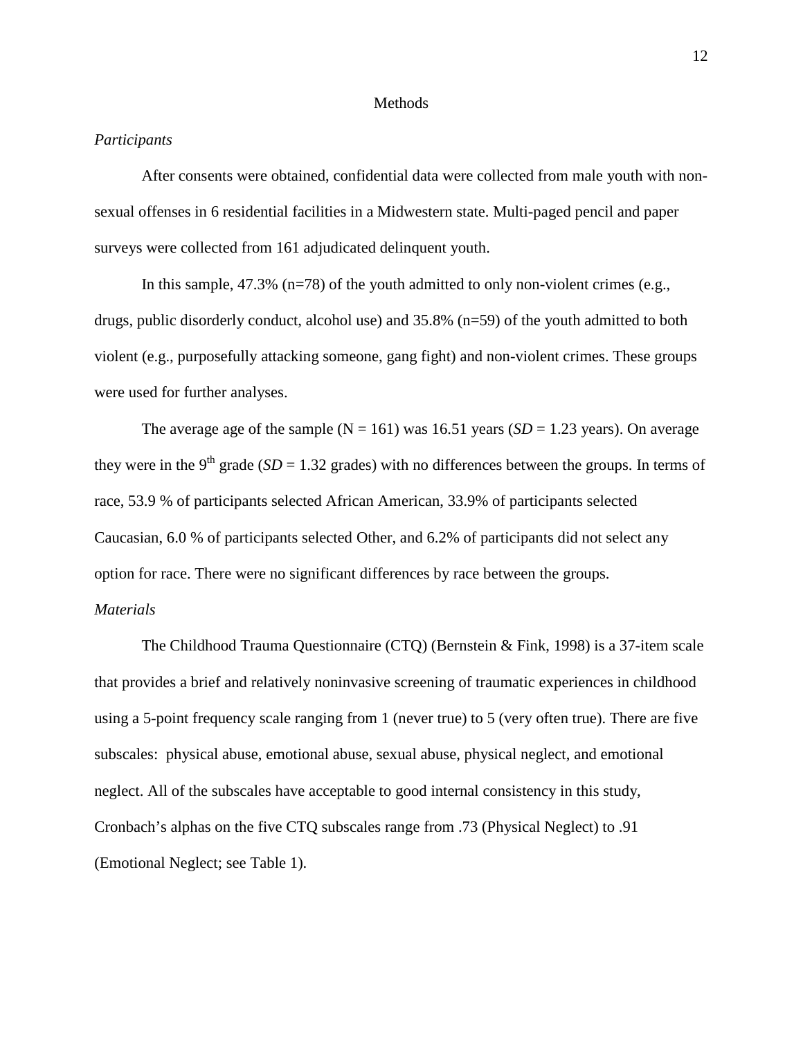# Methods

*Participants*

After consents were obtained, confidential data were collected from male youth with non-sexual offenses in 6 residential facilities in a Midwestern state. Multi-paged pencil and paper surveys were collected from 161 adjudicated delinquent youth.

In this sample, 47.3% (n=78) of the youth admitted to only non-violent crimes (e.g., drugs, public disorderly conduct, alcohol use) and 35.8% (n=59) of the youth admitted to both violent (e.g., purposefully attacking someone, gang fight) and non-violent crimes. These groups were used for further analyses.

The average age of the sample (N = 161) was 16.51 years (*SD* = 1.23 years). On average they were in the 9$^{th}$ grade (*SD* = 1.32 grades) with no differences between the groups. In terms of race, 53.9 % of participants selected African American, 33.9% of participants selected Caucasian, 6.0 % of participants selected Other, and 6.2% of participants did not select any option for race. There were no significant differences by race between the groups.

*Materials*

The Childhood Trauma Questionnaire (CTQ) (Bernstein & Fink, 1998) is a 37-item scale that provides a brief and relatively noninvasive screening of traumatic experiences in childhood using a 5-point frequency scale ranging from 1 (never true) to 5 (very often true). There are five subscales: physical abuse, emotional abuse, sexual abuse, physical neglect, and emotional neglect. All of the subscales have acceptable to good internal consistency in this study, Cronbach's alphas on the five CTQ subscales range from .73 (Physical Neglect) to .91 (Emotional Neglect; see Table 1).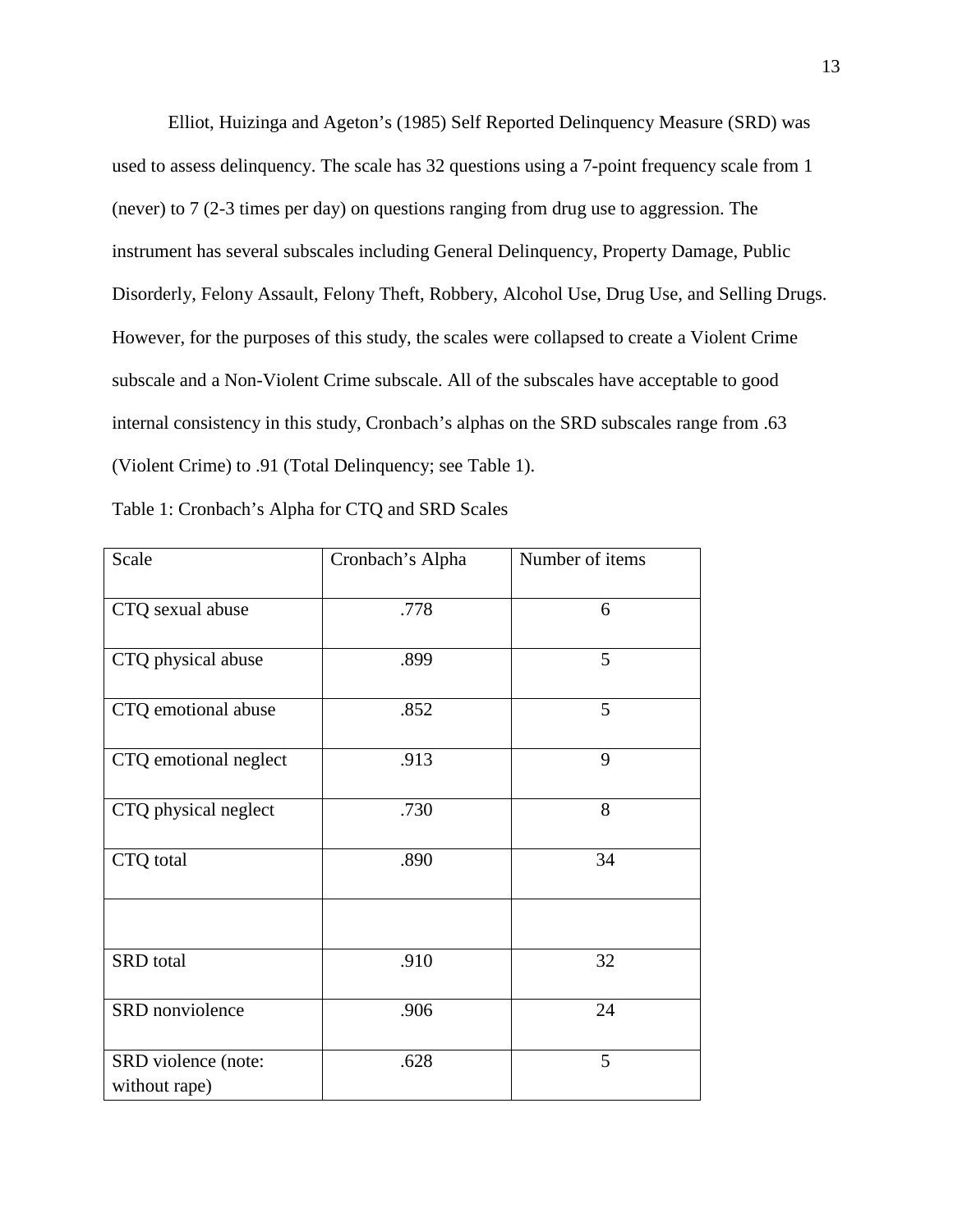Elliot, Huizinga and Ageton's (1985) Self Reported Delinquency Measure (SRD) was used to assess delinquency. The scale has 32 questions using a 7-point frequency scale from 1 (never) to 7 (2-3 times per day) on questions ranging from drug use to aggression. The instrument has several subscales including General Delinquency, Property Damage, Public Disorderly, Felony Assault, Felony Theft, Robbery, Alcohol Use, Drug Use, and Selling Drugs. However, for the purposes of this study, the scales were collapsed to create a Violent Crime subscale and a Non-Violent Crime subscale. All of the subscales have acceptable to good internal consistency in this study, Cronbach's alphas on the SRD subscales range from .63 (Violent Crime) to .91 (Total Delinquency; see Table 1).

Table 1: Cronbach's Alpha for CTQ and SRD Scales

| Scale | Cronbach's Alpha | Number of items |
|---|---|---|
| CTQ sexual abuse | .778 | 6 |
| CTQ physical abuse | .899 | 5 |
| CTQ emotional abuse | .852 | 5 |
| CTQ emotional neglect | .913 | 9 |
| CTQ physical neglect | .730 | 8 |
| CTQ total | .890 | 34 |
| | | |
| SRD total | .910 | 32 |
| SRD nonviolence | .906 | 24 |
| SRD violence (note: without rape) | .628 | 5 |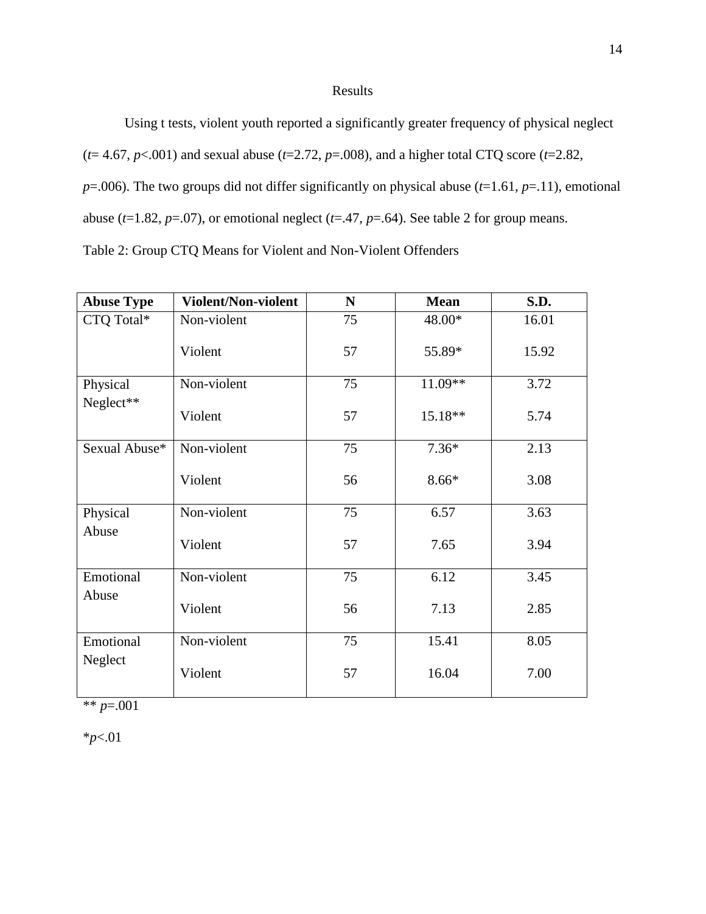# Results

Using t tests, violent youth reported a significantly greater frequency of physical neglect ($t$= 4.67, $p$<.001) and sexual abuse ($t$=2.72, $p$=.008), and a higher total CTQ score ($t$=2.82, $p$=.006). The two groups did not differ significantly on physical abuse ($t$=1.61, $p$=.11), emotional abuse ($t$=1.82, $p$=.07), or emotional neglect ($t$=.47, $p$=.64). See table 2 for group means.

Table 2: Group CTQ Means for Violent and Non-Violent Offenders

| **Abuse Type** | **Violent/Non-violent** | **N** | **Mean** | **S.D.** |
|---|---|---|---|---|
| CTQ Total* | Non-violent | 75 | 48.00* | 16.01 |
| | Violent | 57 | 55.89* | 15.92 |
| Physical Neglect** | Non-violent | 75 | 11.09** | 3.72 |
| | Violent | 57 | 15.18** | 5.74 |
| Sexual Abuse* | Non-violent | 75 | 7.36* | 2.13 |
| | Violent | 56 | 8.66* | 3.08 |
| Physical Abuse | Non-violent | 75 | 6.57 | 3.63 |
| | Violent | 57 | 7.65 | 3.94 |
| Emotional Abuse | Non-violent | 75 | 6.12 | 3.45 |
| | Violent | 56 | 7.13 | 2.85 |
| Emotional Neglect | Non-violent | 75 | 15.41 | 8.05 |
| | Violent | 57 | 16.04 | 7.00 |

** $p$=.001

*$p$<.01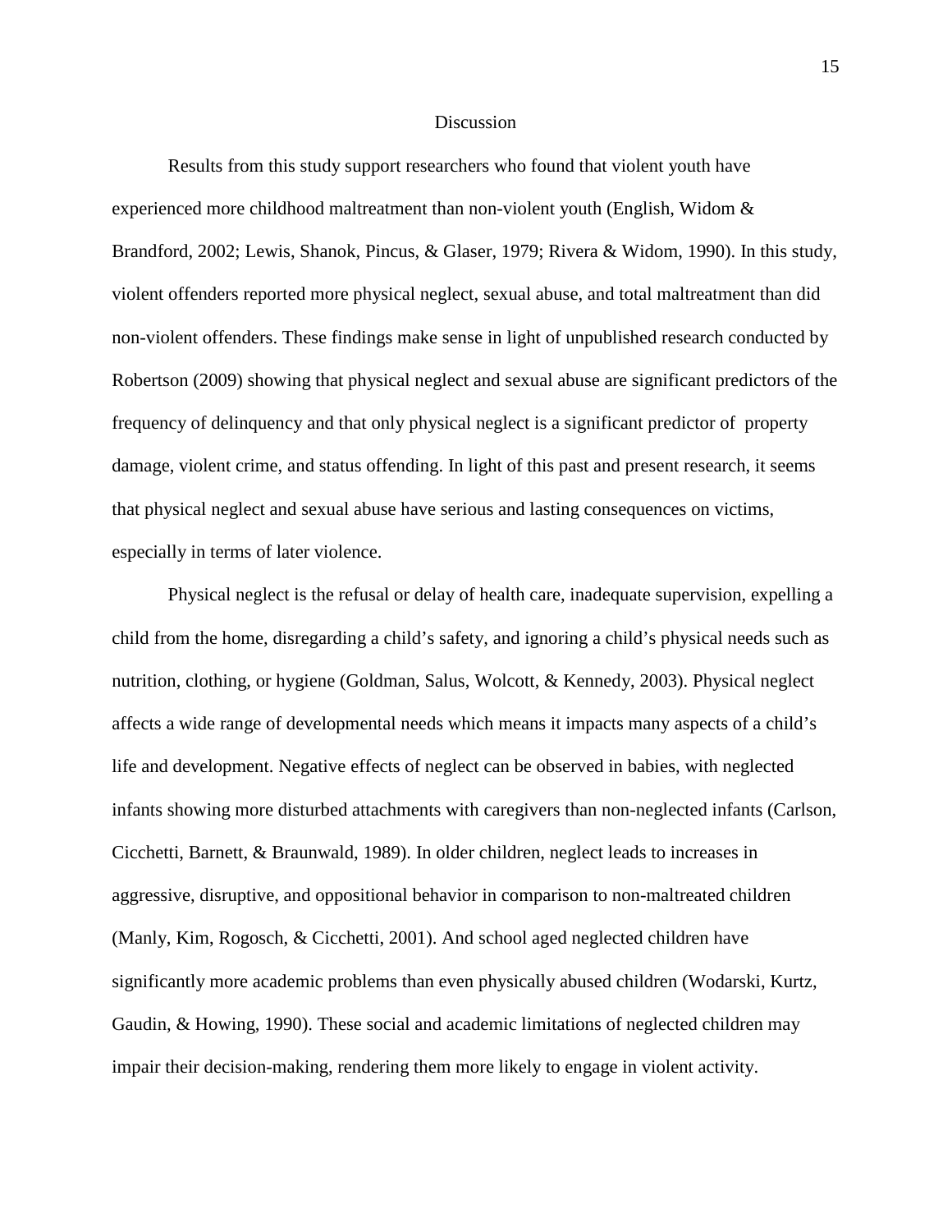# Discussion

Results from this study support researchers who found that violent youth have experienced more childhood maltreatment than non-violent youth (English, Widom & Brandford, 2002; Lewis, Shanok, Pincus, & Glaser, 1979; Rivera & Widom, 1990). In this study, violent offenders reported more physical neglect, sexual abuse, and total maltreatment than did non-violent offenders. These findings make sense in light of unpublished research conducted by Robertson (2009) showing that physical neglect and sexual abuse are significant predictors of the frequency of delinquency and that only physical neglect is a significant predictor of property damage, violent crime, and status offending. In light of this past and present research, it seems that physical neglect and sexual abuse have serious and lasting consequences on victims, especially in terms of later violence.

Physical neglect is the refusal or delay of health care, inadequate supervision, expelling a child from the home, disregarding a child's safety, and ignoring a child's physical needs such as nutrition, clothing, or hygiene (Goldman, Salus, Wolcott, & Kennedy, 2003). Physical neglect affects a wide range of developmental needs which means it impacts many aspects of a child's life and development. Negative effects of neglect can be observed in babies, with neglected infants showing more disturbed attachments with caregivers than non-neglected infants (Carlson, Cicchetti, Barnett, & Braunwald, 1989). In older children, neglect leads to increases in aggressive, disruptive, and oppositional behavior in comparison to non-maltreated children (Manly, Kim, Rogosch, & Cicchetti, 2001). And school aged neglected children have significantly more academic problems than even physically abused children (Wodarski, Kurtz, Gaudin, & Howing, 1990). These social and academic limitations of neglected children may impair their decision-making, rendering them more likely to engage in violent activity.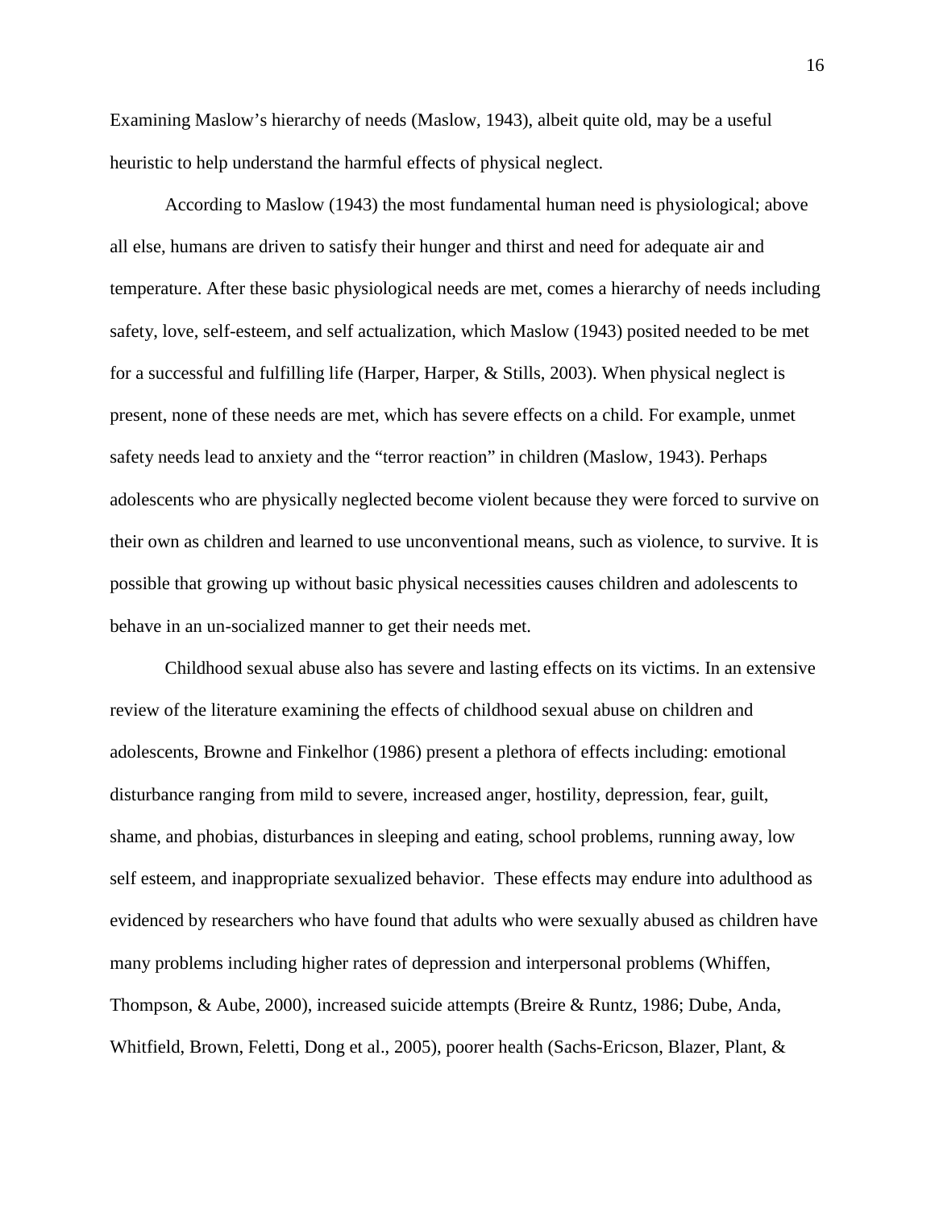Examining Maslow's hierarchy of needs (Maslow, 1943), albeit quite old, may be a useful heuristic to help understand the harmful effects of physical neglect.

According to Maslow (1943) the most fundamental human need is physiological; above all else, humans are driven to satisfy their hunger and thirst and need for adequate air and temperature. After these basic physiological needs are met, comes a hierarchy of needs including safety, love, self-esteem, and self actualization, which Maslow (1943) posited needed to be met for a successful and fulfilling life (Harper, Harper, & Stills, 2003). When physical neglect is present, none of these needs are met, which has severe effects on a child. For example, unmet safety needs lead to anxiety and the "terror reaction" in children (Maslow, 1943). Perhaps adolescents who are physically neglected become violent because they were forced to survive on their own as children and learned to use unconventional means, such as violence, to survive. It is possible that growing up without basic physical necessities causes children and adolescents to behave in an un-socialized manner to get their needs met.

Childhood sexual abuse also has severe and lasting effects on its victims. In an extensive review of the literature examining the effects of childhood sexual abuse on children and adolescents, Browne and Finkelhor (1986) present a plethora of effects including: emotional disturbance ranging from mild to severe, increased anger, hostility, depression, fear, guilt, shame, and phobias, disturbances in sleeping and eating, school problems, running away, low self esteem, and inappropriate sexualized behavior. These effects may endure into adulthood as evidenced by researchers who have found that adults who were sexually abused as children have many problems including higher rates of depression and interpersonal problems (Whiffen, Thompson, & Aube, 2000), increased suicide attempts (Breire & Runtz, 1986; Dube, Anda, Whitfield, Brown, Feletti, Dong et al., 2005), poorer health (Sachs-Ericson, Blazer, Plant, &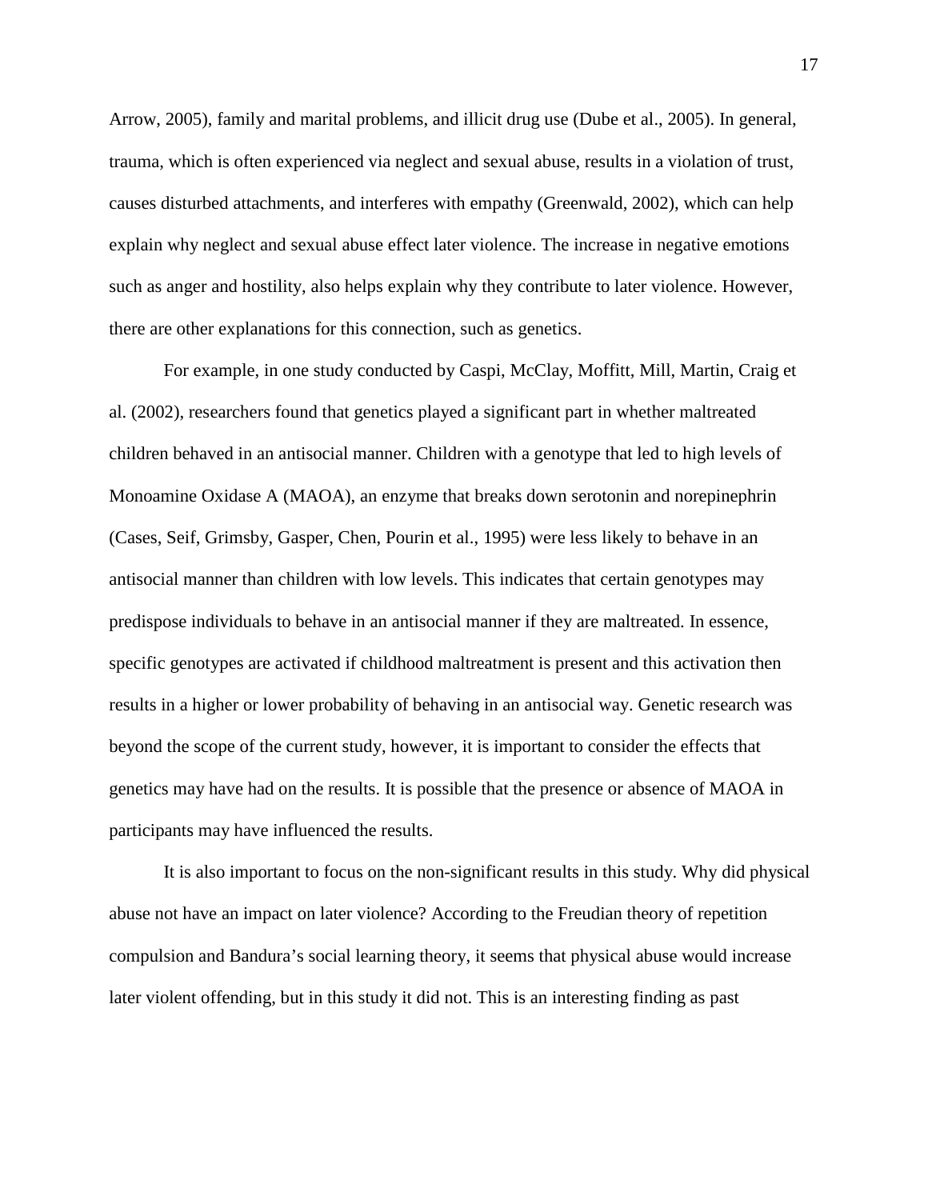Arrow, 2005), family and marital problems, and illicit drug use (Dube et al., 2005). In general, trauma, which is often experienced via neglect and sexual abuse, results in a violation of trust, causes disturbed attachments, and interferes with empathy (Greenwald, 2002), which can help explain why neglect and sexual abuse effect later violence. The increase in negative emotions such as anger and hostility, also helps explain why they contribute to later violence. However, there are other explanations for this connection, such as genetics.

For example, in one study conducted by Caspi, McClay, Moffitt, Mill, Martin, Craig et al. (2002), researchers found that genetics played a significant part in whether maltreated children behaved in an antisocial manner. Children with a genotype that led to high levels of Monoamine Oxidase A (MAOA), an enzyme that breaks down serotonin and norepinephrin (Cases, Seif, Grimsby, Gasper, Chen, Pourin et al., 1995) were less likely to behave in an antisocial manner than children with low levels. This indicates that certain genotypes may predispose individuals to behave in an antisocial manner if they are maltreated. In essence, specific genotypes are activated if childhood maltreatment is present and this activation then results in a higher or lower probability of behaving in an antisocial way. Genetic research was beyond the scope of the current study, however, it is important to consider the effects that genetics may have had on the results. It is possible that the presence or absence of MAOA in participants may have influenced the results.

It is also important to focus on the non-significant results in this study. Why did physical abuse not have an impact on later violence? According to the Freudian theory of repetition compulsion and Bandura's social learning theory, it seems that physical abuse would increase later violent offending, but in this study it did not. This is an interesting finding as past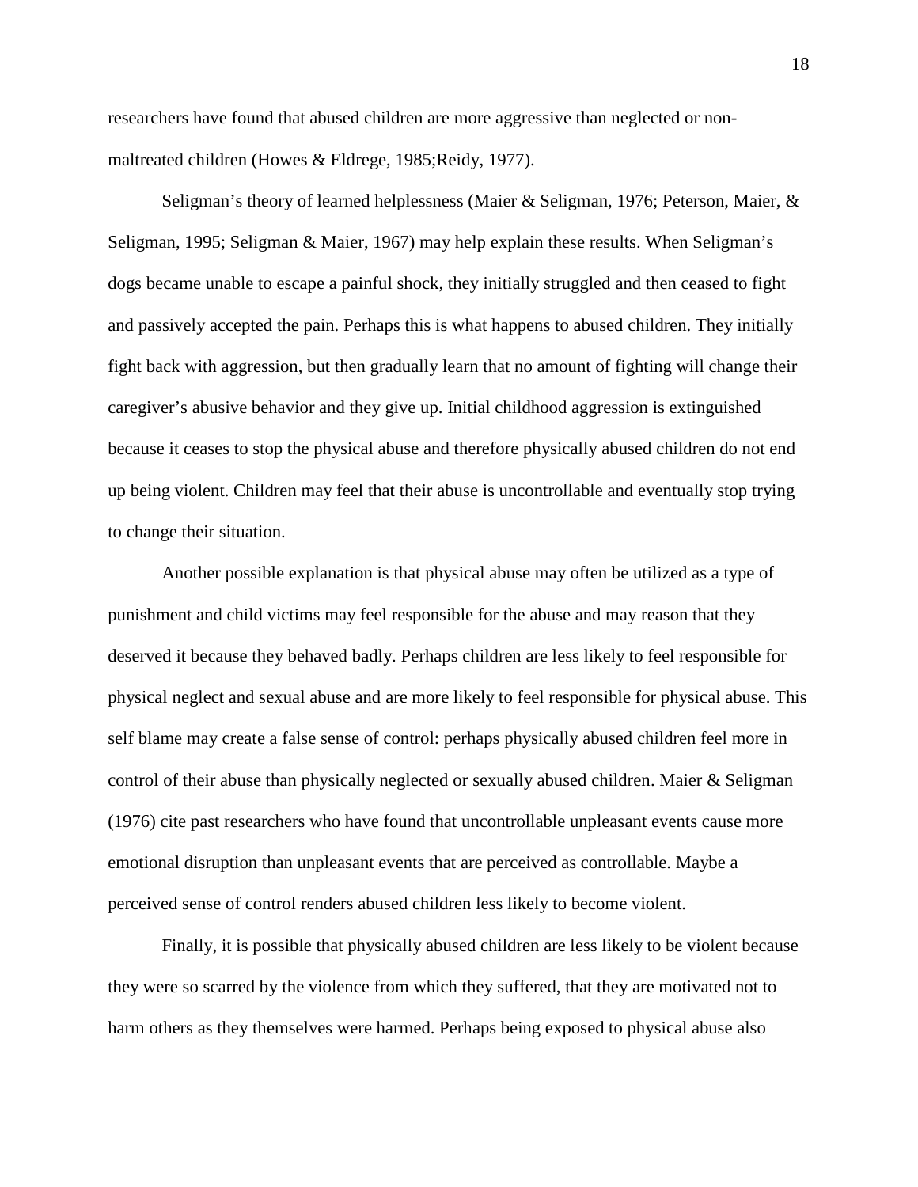researchers have found that abused children are more aggressive than neglected or non-maltreated children (Howes & Eldrege, 1985;Reidy, 1977).

Seligman's theory of learned helplessness (Maier & Seligman, 1976; Peterson, Maier, & Seligman, 1995; Seligman & Maier, 1967) may help explain these results. When Seligman's dogs became unable to escape a painful shock, they initially struggled and then ceased to fight and passively accepted the pain. Perhaps this is what happens to abused children. They initially fight back with aggression, but then gradually learn that no amount of fighting will change their caregiver's abusive behavior and they give up. Initial childhood aggression is extinguished because it ceases to stop the physical abuse and therefore physically abused children do not end up being violent. Children may feel that their abuse is uncontrollable and eventually stop trying to change their situation.

Another possible explanation is that physical abuse may often be utilized as a type of punishment and child victims may feel responsible for the abuse and may reason that they deserved it because they behaved badly. Perhaps children are less likely to feel responsible for physical neglect and sexual abuse and are more likely to feel responsible for physical abuse. This self blame may create a false sense of control: perhaps physically abused children feel more in control of their abuse than physically neglected or sexually abused children. Maier & Seligman (1976) cite past researchers who have found that uncontrollable unpleasant events cause more emotional disruption than unpleasant events that are perceived as controllable. Maybe a perceived sense of control renders abused children less likely to become violent.

Finally, it is possible that physically abused children are less likely to be violent because they were so scarred by the violence from which they suffered, that they are motivated not to harm others as they themselves were harmed. Perhaps being exposed to physical abuse also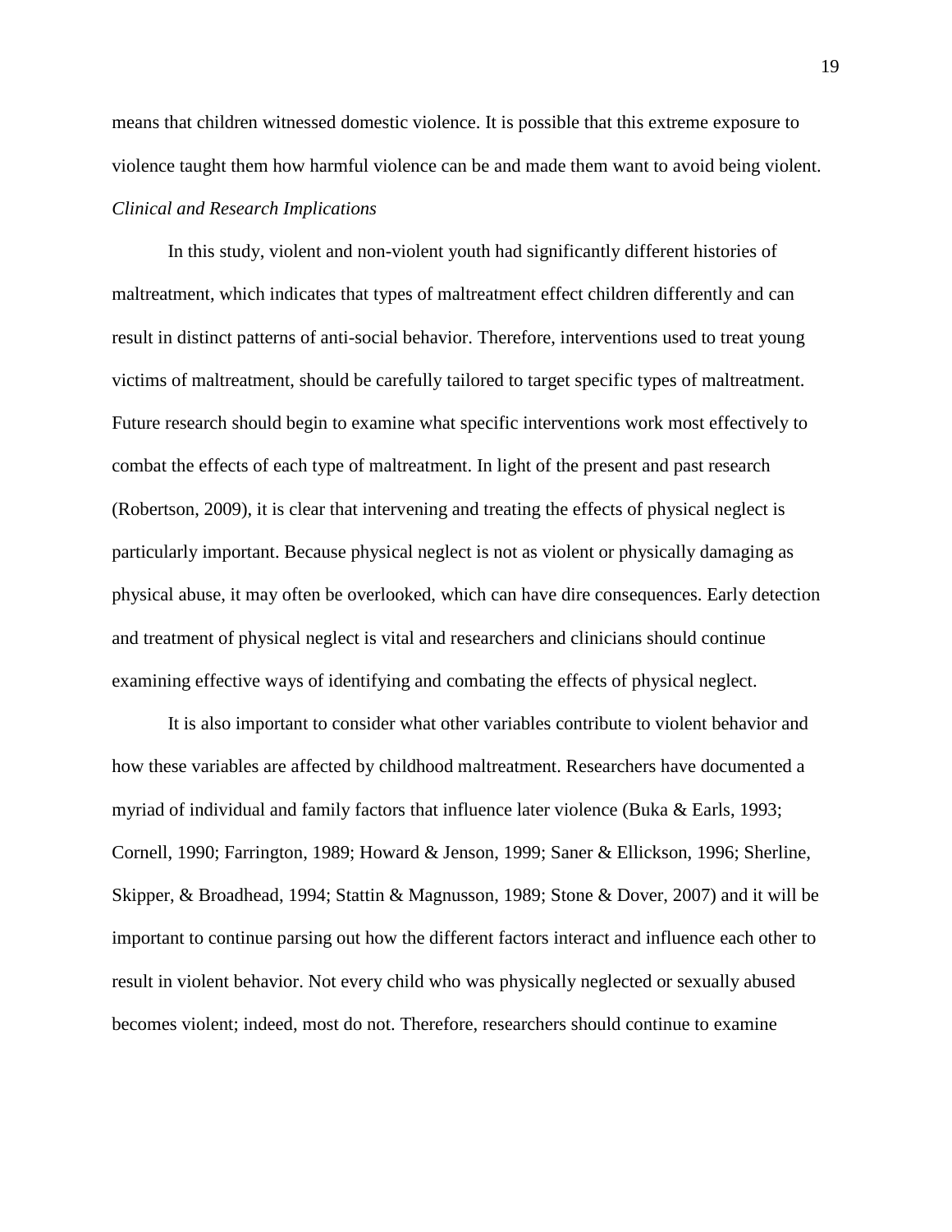means that children witnessed domestic violence. It is possible that this extreme exposure to violence taught them how harmful violence can be and made them want to avoid being violent.

*Clinical and Research Implications*

In this study, violent and non-violent youth had significantly different histories of maltreatment, which indicates that types of maltreatment effect children differently and can result in distinct patterns of anti-social behavior. Therefore, interventions used to treat young victims of maltreatment, should be carefully tailored to target specific types of maltreatment. Future research should begin to examine what specific interventions work most effectively to combat the effects of each type of maltreatment. In light of the present and past research (Robertson, 2009), it is clear that intervening and treating the effects of physical neglect is particularly important. Because physical neglect is not as violent or physically damaging as physical abuse, it may often be overlooked, which can have dire consequences. Early detection and treatment of physical neglect is vital and researchers and clinicians should continue examining effective ways of identifying and combating the effects of physical neglect.

It is also important to consider what other variables contribute to violent behavior and how these variables are affected by childhood maltreatment. Researchers have documented a myriad of individual and family factors that influence later violence (Buka & Earls, 1993; Cornell, 1990; Farrington, 1989; Howard & Jenson, 1999; Saner & Ellickson, 1996; Sherline, Skipper, & Broadhead, 1994; Stattin & Magnusson, 1989; Stone & Dover, 2007) and it will be important to continue parsing out how the different factors interact and influence each other to result in violent behavior. Not every child who was physically neglected or sexually abused becomes violent; indeed, most do not. Therefore, researchers should continue to examine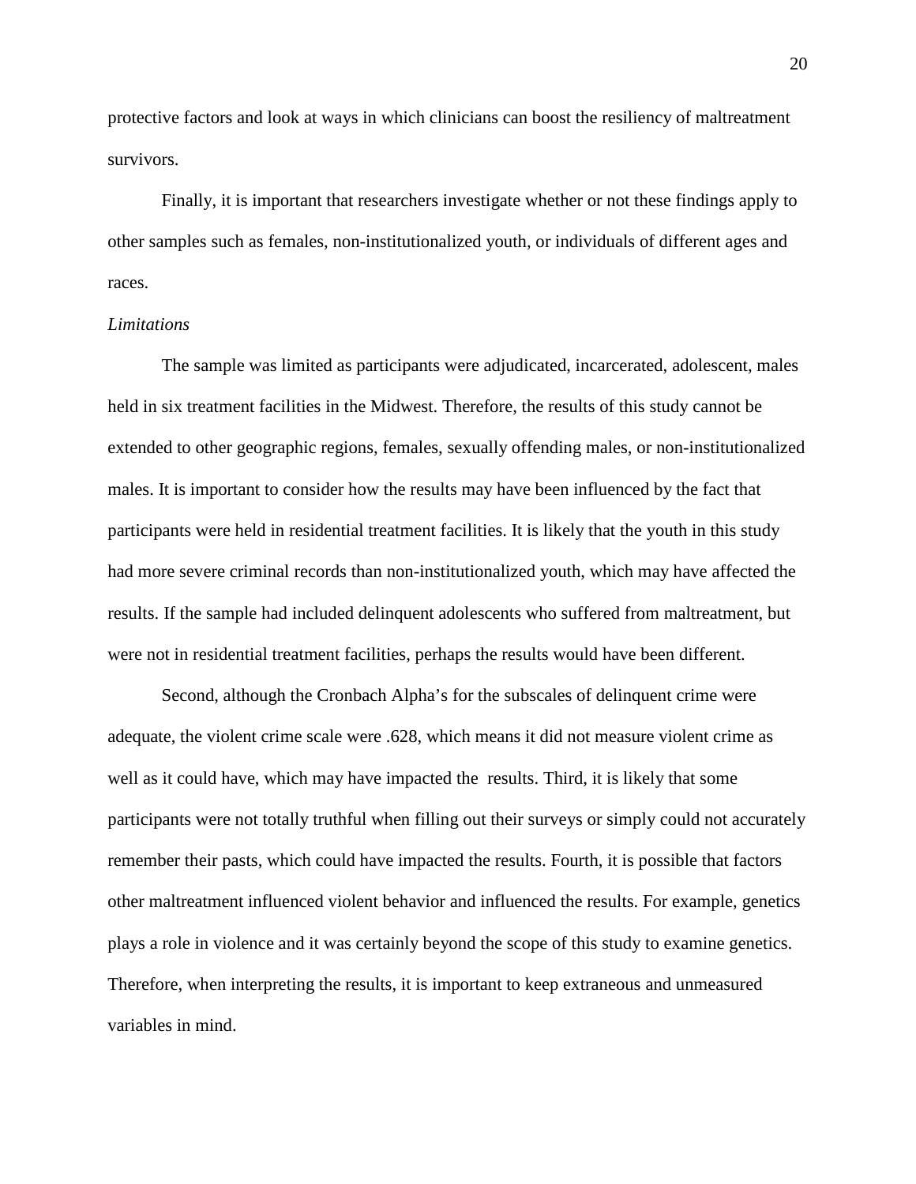protective factors and look at ways in which clinicians can boost the resiliency of maltreatment survivors.

Finally, it is important that researchers investigate whether or not these findings apply to other samples such as females, non-institutionalized youth, or individuals of different ages and races.

*Limitations*

The sample was limited as participants were adjudicated, incarcerated, adolescent, males held in six treatment facilities in the Midwest. Therefore, the results of this study cannot be extended to other geographic regions, females, sexually offending males, or non-institutionalized males. It is important to consider how the results may have been influenced by the fact that participants were held in residential treatment facilities. It is likely that the youth in this study had more severe criminal records than non-institutionalized youth, which may have affected the results. If the sample had included delinquent adolescents who suffered from maltreatment, but were not in residential treatment facilities, perhaps the results would have been different.

Second, although the Cronbach Alpha's for the subscales of delinquent crime were adequate, the violent crime scale were .628, which means it did not measure violent crime as well as it could have, which may have impacted the results. Third, it is likely that some participants were not totally truthful when filling out their surveys or simply could not accurately remember their pasts, which could have impacted the results. Fourth, it is possible that factors other maltreatment influenced violent behavior and influenced the results. For example, genetics plays a role in violence and it was certainly beyond the scope of this study to examine genetics. Therefore, when interpreting the results, it is important to keep extraneous and unmeasured variables in mind.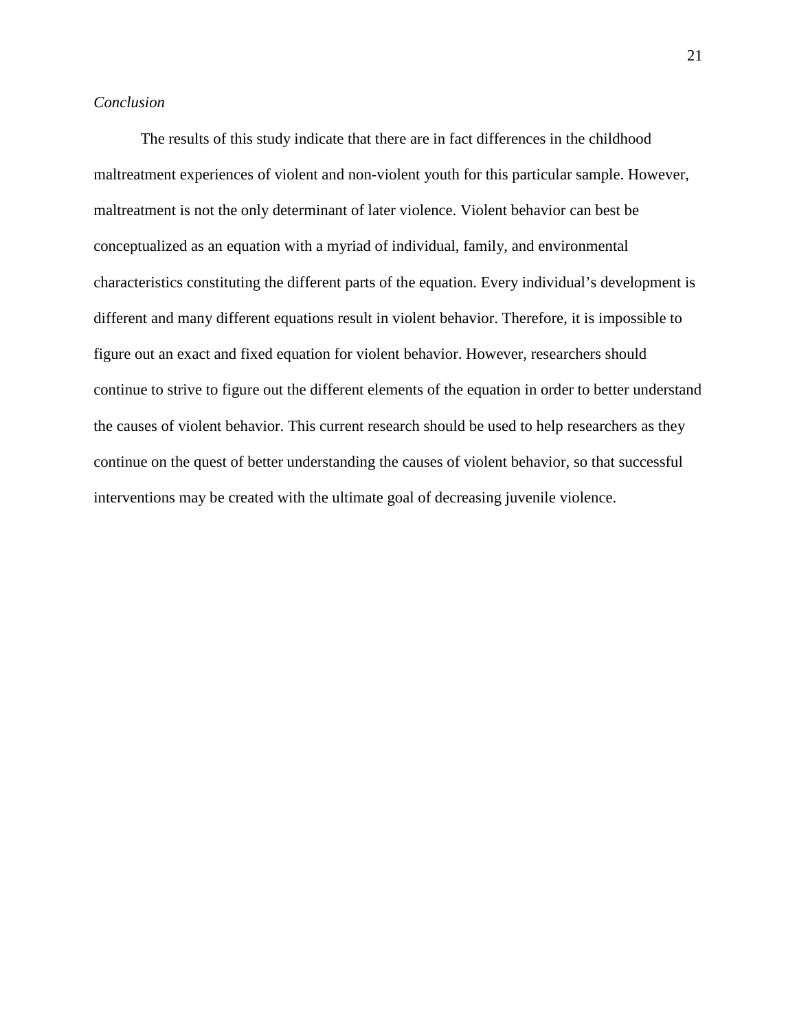*Conclusion*

The results of this study indicate that there are in fact differences in the childhood maltreatment experiences of violent and non-violent youth for this particular sample. However, maltreatment is not the only determinant of later violence. Violent behavior can best be conceptualized as an equation with a myriad of individual, family, and environmental characteristics constituting the different parts of the equation. Every individual's development is different and many different equations result in violent behavior. Therefore, it is impossible to figure out an exact and fixed equation for violent behavior. However, researchers should continue to strive to figure out the different elements of the equation in order to better understand the causes of violent behavior. This current research should be used to help researchers as they continue on the quest of better understanding the causes of violent behavior, so that successful interventions may be created with the ultimate goal of decreasing juvenile violence.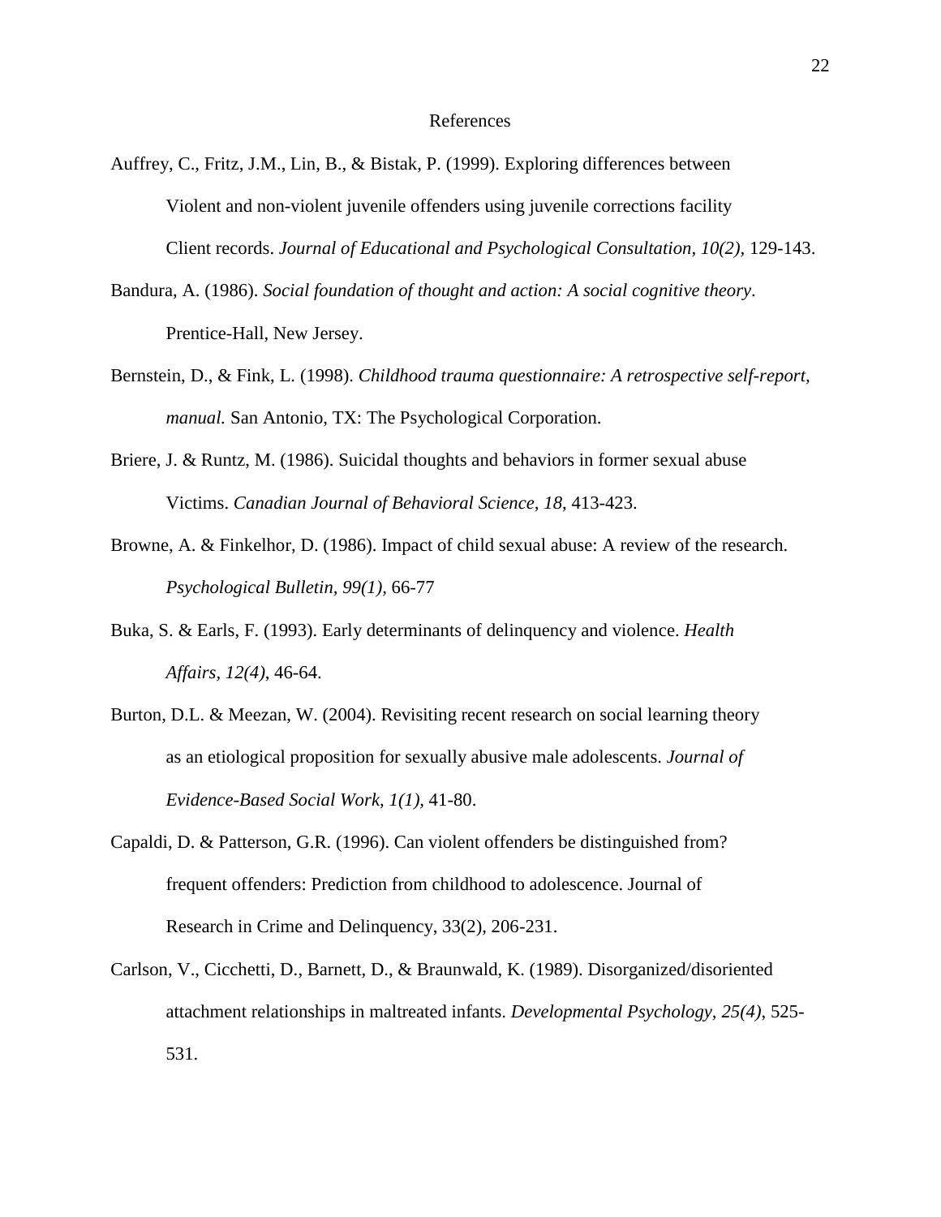# References

Auffrey, C., Fritz, J.M., Lin, B., & Bistak, P. (1999). Exploring differences between Violent and non-violent juvenile offenders using juvenile corrections facility Client records. *Journal of Educational and Psychological Consultation, 10(2),* 129-143.

Bandura, A. (1986). *Social foundation of thought and action: A social cognitive theory*. Prentice-Hall, New Jersey.

Bernstein, D., & Fink, L. (1998). *Childhood trauma questionnaire: A retrospective self-report, manual.* San Antonio, TX: The Psychological Corporation.

Briere, J. & Runtz, M. (1986). Suicidal thoughts and behaviors in former sexual abuse Victims. *Canadian Journal of Behavioral Science, 18*, 413-423.

Browne, A. & Finkelhor, D. (1986). Impact of child sexual abuse: A review of the research. *Psychological Bulletin, 99(1),* 66-77

Buka, S. & Earls, F. (1993). Early determinants of delinquency and violence. *Health Affairs, 12(4)*, 46-64.

Burton, D.L. & Meezan, W. (2004). Revisiting recent research on social learning theory as an etiological proposition for sexually abusive male adolescents. *Journal of Evidence-Based Social Work, 1(1),* 41-80.

Capaldi, D. & Patterson, G.R. (1996). Can violent offenders be distinguished from? frequent offenders: Prediction from childhood to adolescence. Journal of Research in Crime and Delinquency, 33(2), 206-231.

Carlson, V., Cicchetti, D., Barnett, D., & Braunwald, K. (1989). Disorganized/disoriented attachment relationships in maltreated infants. *Developmental Psychology, 25(4)*, 525-531.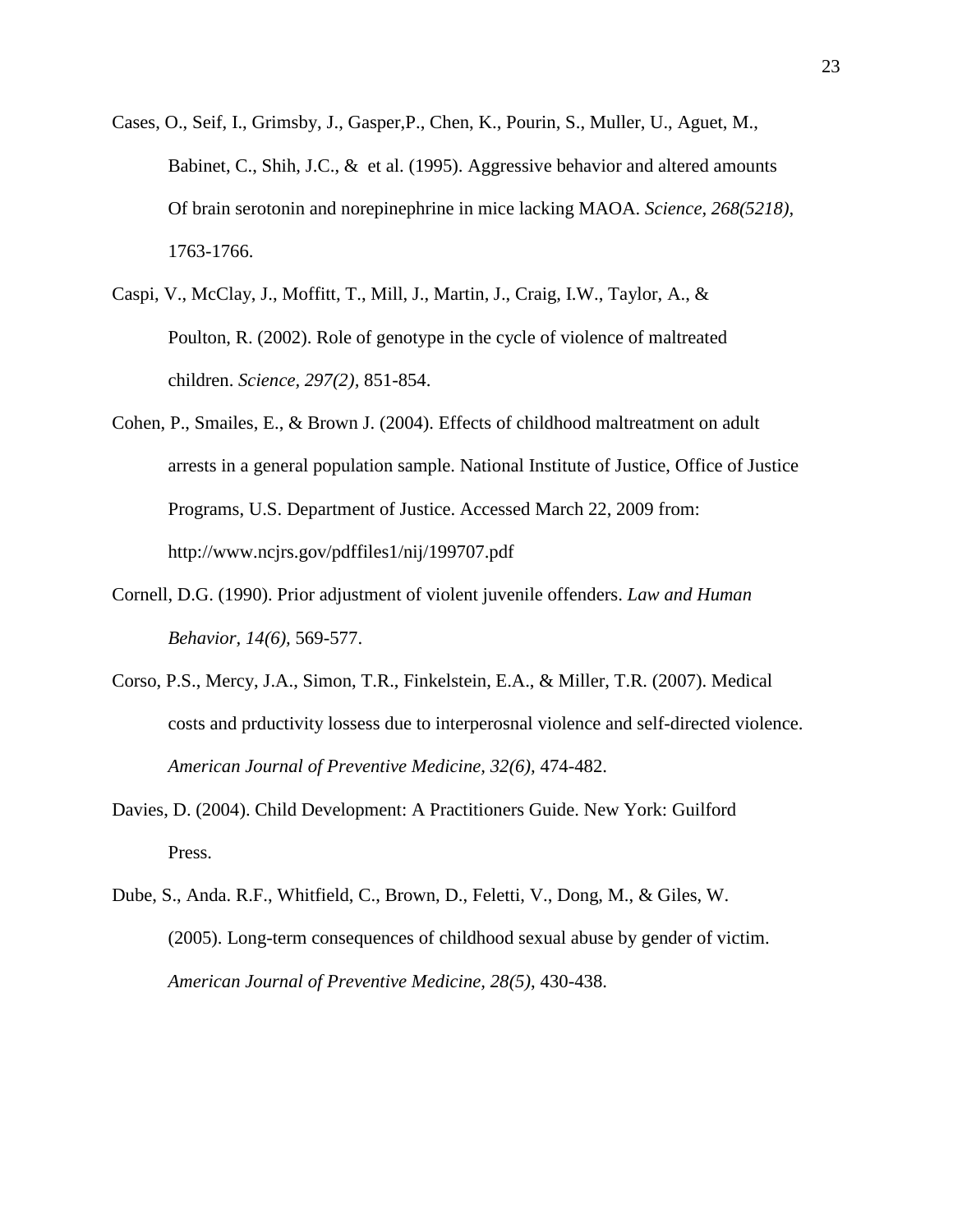Cases, O., Seif, I., Grimsby, J., Gasper,P., Chen, K., Pourin, S., Muller, U., Aguet, M., Babinet, C., Shih, J.C., & et al. (1995). Aggressive behavior and altered amounts Of brain serotonin and norepinephrine in mice lacking MAOA. *Science, 268(5218),* 1763-1766.

Caspi, V., McClay, J., Moffitt, T., Mill, J., Martin, J., Craig, I.W., Taylor, A., & Poulton, R. (2002). Role of genotype in the cycle of violence of maltreated children. *Science, 297(2),* 851-854.

Cohen, P., Smailes, E., & Brown J. (2004). Effects of childhood maltreatment on adult arrests in a general population sample. National Institute of Justice, Office of Justice Programs, U.S. Department of Justice. Accessed March 22, 2009 from: http://www.ncjrs.gov/pdffiles1/nij/199707.pdf

Cornell, D.G. (1990). Prior adjustment of violent juvenile offenders. *Law and Human Behavior, 14(6),* 569-577.

Corso, P.S., Mercy, J.A., Simon, T.R., Finkelstein, E.A., & Miller, T.R. (2007). Medical costs and prductivity lossess due to interperosnal violence and self-directed violence. *American Journal of Preventive Medicine, 32(6),* 474-482.

Davies, D. (2004). Child Development: A Practitioners Guide. New York: Guilford Press.

Dube, S., Anda. R.F., Whitfield, C., Brown, D., Feletti, V., Dong, M., & Giles, W. (2005). Long-term consequences of childhood sexual abuse by gender of victim. *American Journal of Preventive Medicine, 28(5)*, 430-438.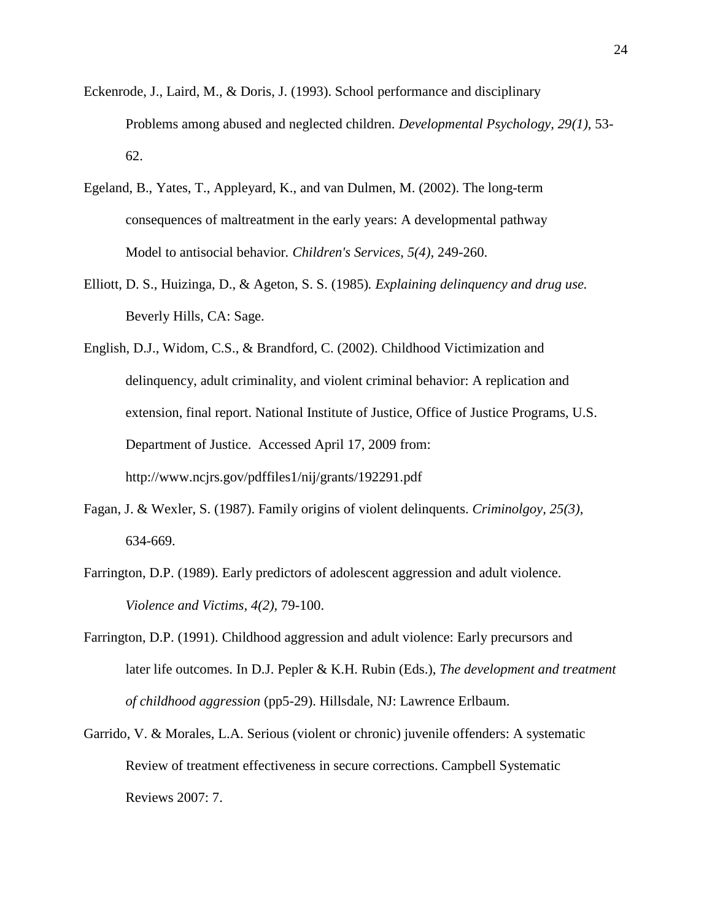Eckenrode, J., Laird, M., & Doris, J. (1993). School performance and disciplinary Problems among abused and neglected children. *Developmental Psychology, 29(1),* 53-62.

Egeland, B., Yates, T., Appleyard, K., and van Dulmen, M. (2002). The long-term consequences of maltreatment in the early years: A developmental pathway Model to antisocial behavior. *Children's Services, 5(4),* 249-260.

Elliott, D. S., Huizinga, D., & Ageton, S. S. (1985). *Explaining delinquency and drug use.* Beverly Hills, CA: Sage.

English, D.J., Widom, C.S., & Brandford, C. (2002). Childhood Victimization and delinquency, adult criminality, and violent criminal behavior: A replication and extension, final report. National Institute of Justice, Office of Justice Programs, U.S. Department of Justice. Accessed April 17, 2009 from: http://www.ncjrs.gov/pdffiles1/nij/grants/192291.pdf

Fagan, J. & Wexler, S. (1987). Family origins of violent delinquents. *Criminolgoy, 25(3),* 634-669.

Farrington, D.P. (1989). Early predictors of adolescent aggression and adult violence. *Violence and Victims, 4(2),* 79-100.

Farrington, D.P. (1991). Childhood aggression and adult violence: Early precursors and later life outcomes. In D.J. Pepler & K.H. Rubin (Eds.), *The development and treatment of childhood aggression* (pp5-29). Hillsdale, NJ: Lawrence Erlbaum.

Garrido, V. & Morales, L.A. Serious (violent or chronic) juvenile offenders: A systematic Review of treatment effectiveness in secure corrections. Campbell Systematic Reviews 2007: 7.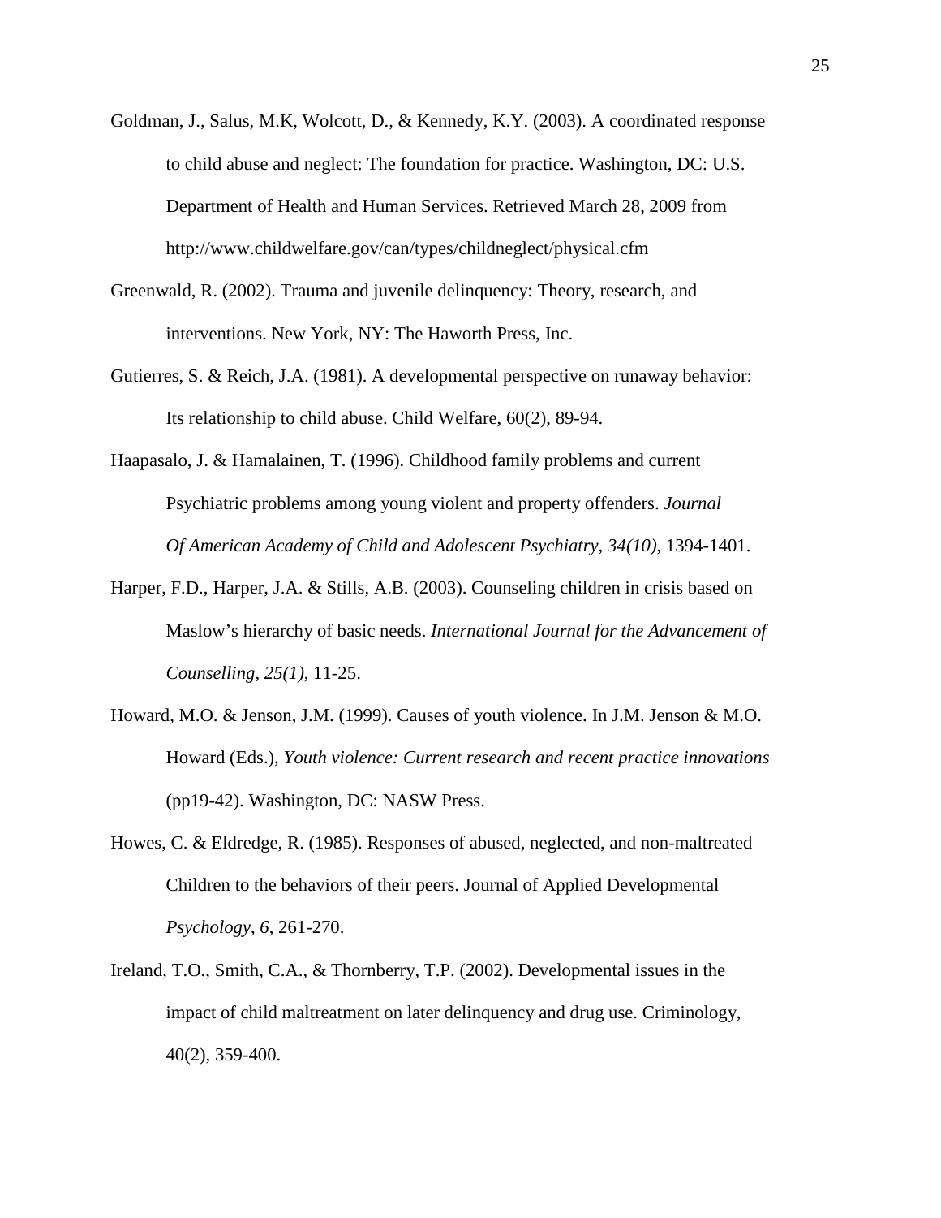Goldman, J., Salus, M.K, Wolcott, D., & Kennedy, K.Y. (2003). A coordinated response to child abuse and neglect: The foundation for practice. Washington, DC: U.S. Department of Health and Human Services. Retrieved March 28, 2009 from http://www.childwelfare.gov/can/types/childneglect/physical.cfm

Greenwald, R. (2002). Trauma and juvenile delinquency: Theory, research, and interventions. New York, NY: The Haworth Press, Inc.

Gutierres, S. & Reich, J.A. (1981). A developmental perspective on runaway behavior: Its relationship to child abuse. Child Welfare, 60(2), 89-94.

Haapasalo, J. & Hamalainen, T. (1996). Childhood family problems and current Psychiatric problems among young violent and property offenders. *Journal Of American Academy of Child and Adolescent Psychiatry, 34(10)*, 1394-1401.

Harper, F.D., Harper, J.A. & Stills, A.B. (2003). Counseling children in crisis based on Maslow's hierarchy of basic needs. *International Journal for the Advancement of Counselling, 25(1)*, 11-25.

Howard, M.O. & Jenson, J.M. (1999). Causes of youth violence. In J.M. Jenson & M.O. Howard (Eds.), *Youth violence: Current research and recent practice innovations* (pp19-42). Washington, DC: NASW Press.

Howes, C. & Eldredge, R. (1985). Responses of abused, neglected, and non-maltreated Children to the behaviors of their peers. Journal of Applied Developmental *Psychology, 6*, 261-270.

Ireland, T.O., Smith, C.A., & Thornberry, T.P. (2002). Developmental issues in the impact of child maltreatment on later delinquency and drug use. Criminology, 40(2), 359-400.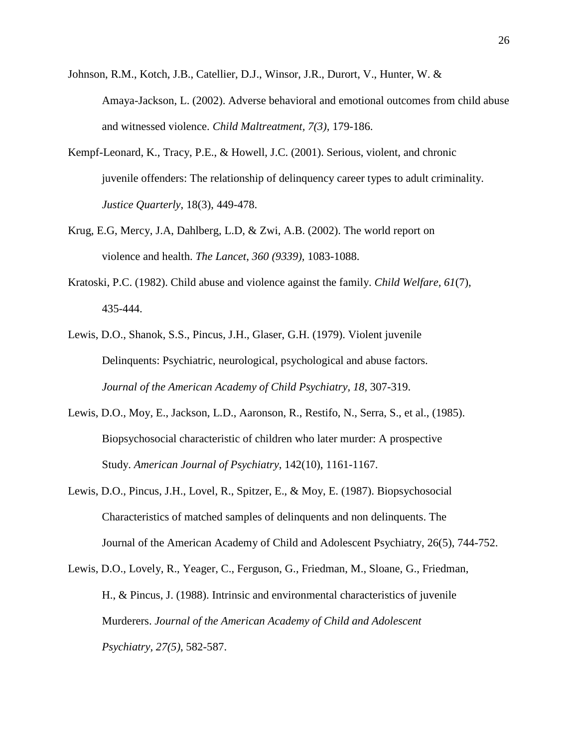Johnson, R.M., Kotch, J.B., Catellier, D.J., Winsor, J.R., Durort, V., Hunter, W. & Amaya-Jackson, L. (2002). Adverse behavioral and emotional outcomes from child abuse and witnessed violence. *Child Maltreatment, 7(3),* 179-186.

Kempf-Leonard, K., Tracy, P.E., & Howell, J.C. (2001). Serious, violent, and chronic juvenile offenders: The relationship of delinquency career types to adult criminality. *Justice Quarterly*, 18(3), 449-478.

Krug, E.G, Mercy, J.A, Dahlberg, L.D, & Zwi, A.B. (2002). The world report on violence and health. *The Lancet, 360 (9339),* 1083-1088.

Kratoski, P.C. (1982). Child abuse and violence against the family. *Child Welfare, 61*(7), 435-444.

Lewis, D.O., Shanok, S.S., Pincus, J.H., Glaser, G.H. (1979). Violent juvenile Delinquents: Psychiatric, neurological, psychological and abuse factors. *Journal of the American Academy of Child Psychiatry, 18,* 307-319.

Lewis, D.O., Moy, E., Jackson, L.D., Aaronson, R., Restifo, N., Serra, S., et al., (1985). Biopsychosocial characteristic of children who later murder: A prospective Study. *American Journal of Psychiatry*, 142(10), 1161-1167.

Lewis, D.O., Pincus, J.H., Lovel, R., Spitzer, E., & Moy, E. (1987). Biopsychosocial Characteristics of matched samples of delinquents and non delinquents. The Journal of the American Academy of Child and Adolescent Psychiatry, 26(5), 744-752.

Lewis, D.O., Lovely, R., Yeager, C., Ferguson, G., Friedman, M., Sloane, G., Friedman, H., & Pincus, J. (1988). Intrinsic and environmental characteristics of juvenile Murderers. *Journal of the American Academy of Child and Adolescent Psychiatry, 27(5),* 582-587.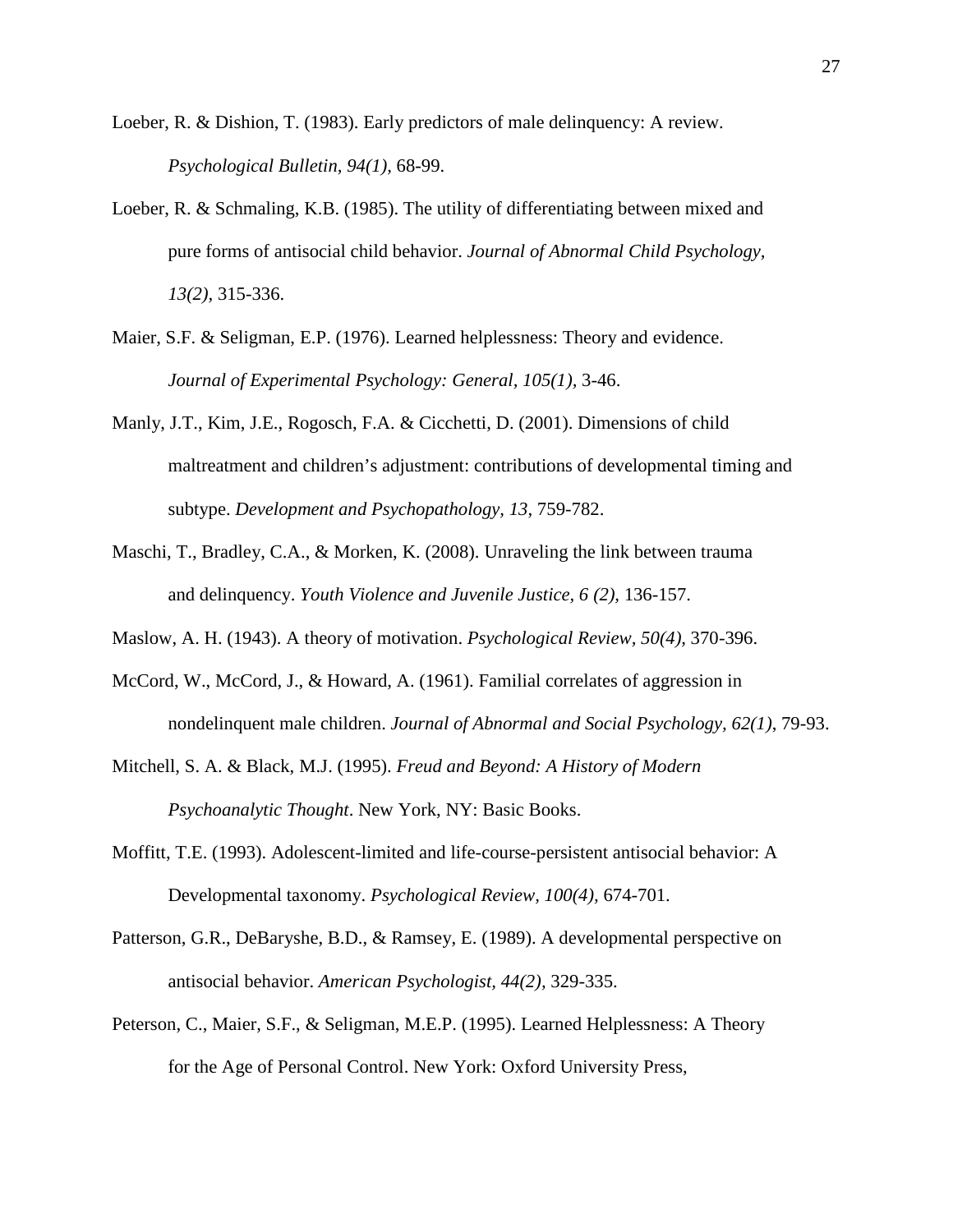Loeber, R. & Dishion, T. (1983). Early predictors of male delinquency: A review. *Psychological Bulletin, 94(1),* 68-99.

Loeber, R. & Schmaling, K.B. (1985). The utility of differentiating between mixed and pure forms of antisocial child behavior. *Journal of Abnormal Child Psychology, 13(2),* 315-336.

Maier, S.F. & Seligman, E.P. (1976). Learned helplessness: Theory and evidence. *Journal of Experimental Psychology: General, 105(1),* 3-46.

Manly, J.T., Kim, J.E., Rogosch, F.A. & Cicchetti, D. (2001). Dimensions of child maltreatment and children's adjustment: contributions of developmental timing and subtype. *Development and Psychopathology, 13*, 759-782.

Maschi, T., Bradley, C.A., & Morken, K. (2008). Unraveling the link between trauma and delinquency. *Youth Violence and Juvenile Justice, 6 (2),* 136-157.

Maslow, A. H. (1943). A theory of motivation. *Psychological Review, 50(4),* 370-396.

McCord, W., McCord, J., & Howard, A. (1961). Familial correlates of aggression in nondelinquent male children. *Journal of Abnormal and Social Psychology, 62(1)*, 79-93.

Mitchell, S. A. & Black, M.J. (1995). *Freud and Beyond: A History of Modern Psychoanalytic Thought*. New York, NY: Basic Books.

Moffitt, T.E. (1993). Adolescent-limited and life-course-persistent antisocial behavior: A Developmental taxonomy. *Psychological Review, 100(4),* 674-701.

Patterson, G.R., DeBaryshe, B.D., & Ramsey, E. (1989). A developmental perspective on antisocial behavior. *American Psychologist, 44(2),* 329-335.

Peterson, C., Maier, S.F., & Seligman, M.E.P. (1995). Learned Helplessness: A Theory for the Age of Personal Control. New York: Oxford University Press,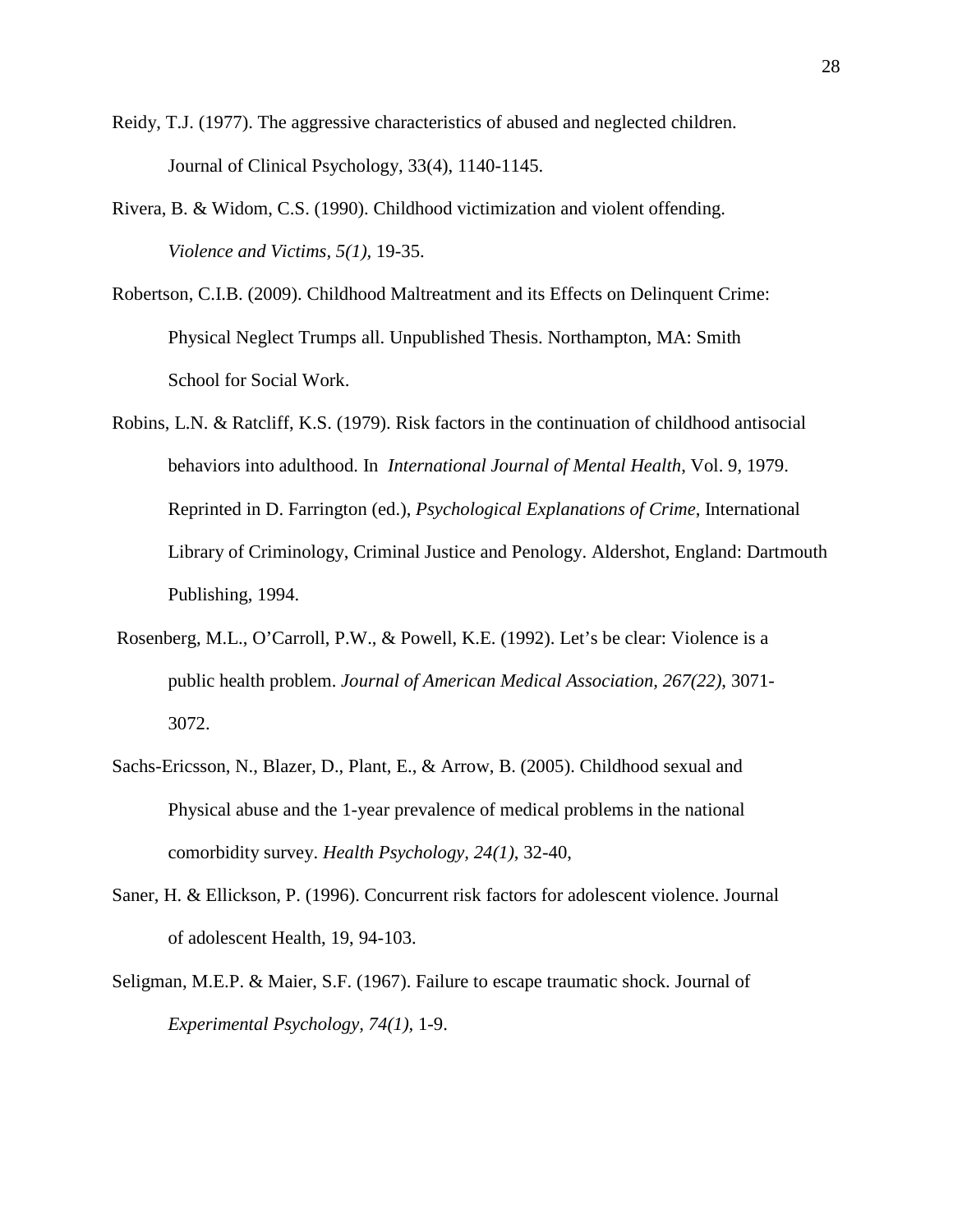Reidy, T.J. (1977). The aggressive characteristics of abused and neglected children. Journal of Clinical Psychology, 33(4), 1140-1145.

Rivera, B. & Widom, C.S. (1990). Childhood victimization and violent offending. *Violence and Victims, 5(1),* 19-35.

Robertson, C.I.B. (2009). Childhood Maltreatment and its Effects on Delinquent Crime: Physical Neglect Trumps all. Unpublished Thesis. Northampton, MA: Smith School for Social Work.

Robins, L.N. & Ratcliff, K.S. (1979). Risk factors in the continuation of childhood antisocial behaviors into adulthood. In *International Journal of Mental Health*, Vol. 9, 1979. Reprinted in D. Farrington (ed.), *Psychological Explanations of Crime*, International Library of Criminology, Criminal Justice and Penology. Aldershot, England: Dartmouth Publishing, 1994.

Rosenberg, M.L., O'Carroll, P.W., & Powell, K.E. (1992). Let's be clear: Violence is a public health problem. *Journal of American Medical Association, 267(22)*, 3071-3072.

Sachs-Ericsson, N., Blazer, D., Plant, E., & Arrow, B. (2005). Childhood sexual and Physical abuse and the 1-year prevalence of medical problems in the national comorbidity survey. *Health Psychology, 24(1)*, 32-40,

Saner, H. & Ellickson, P. (1996). Concurrent risk factors for adolescent violence. Journal of adolescent Health, 19, 94-103.

Seligman, M.E.P. & Maier, S.F. (1967). Failure to escape traumatic shock. Journal of *Experimental Psychology, 74(1),* 1-9.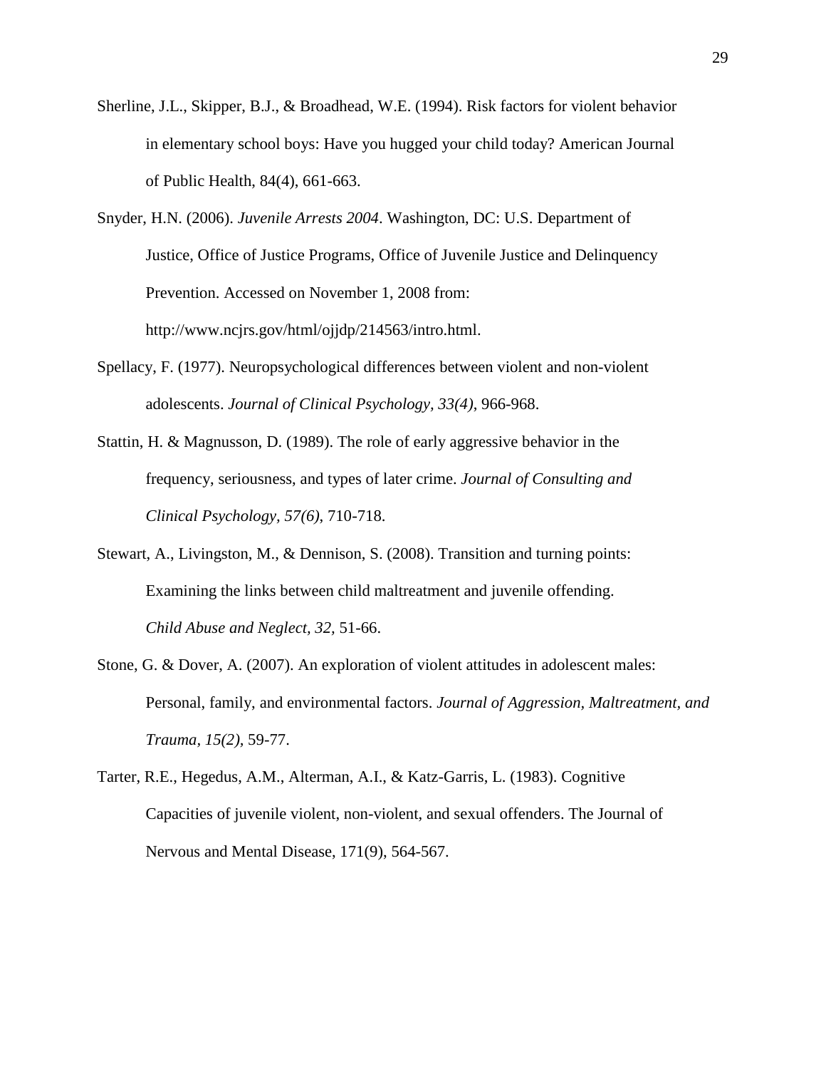Sherline, J.L., Skipper, B.J., & Broadhead, W.E. (1994). Risk factors for violent behavior in elementary school boys: Have you hugged your child today? American Journal of Public Health, 84(4), 661-663.

Snyder, H.N. (2006). *Juvenile Arrests 2004*. Washington, DC: U.S. Department of Justice, Office of Justice Programs, Office of Juvenile Justice and Delinquency Prevention. Accessed on November 1, 2008 from: http://www.ncjrs.gov/html/ojjdp/214563/intro.html.

Spellacy, F. (1977). Neuropsychological differences between violent and non-violent adolescents. *Journal of Clinical Psychology, 33(4)*, 966-968.

Stattin, H. & Magnusson, D. (1989). The role of early aggressive behavior in the frequency, seriousness, and types of later crime. *Journal of Consulting and Clinical Psychology, 57(6)*, 710-718.

Stewart, A., Livingston, M., & Dennison, S. (2008). Transition and turning points: Examining the links between child maltreatment and juvenile offending. *Child Abuse and Neglect, 32,* 51-66.

Stone, G. & Dover, A. (2007). An exploration of violent attitudes in adolescent males: Personal, family, and environmental factors. *Journal of Aggression, Maltreatment, and Trauma, 15(2),* 59-77.

Tarter, R.E., Hegedus, A.M., Alterman, A.I., & Katz-Garris, L. (1983). Cognitive Capacities of juvenile violent, non-violent, and sexual offenders. The Journal of Nervous and Mental Disease, 171(9), 564-567.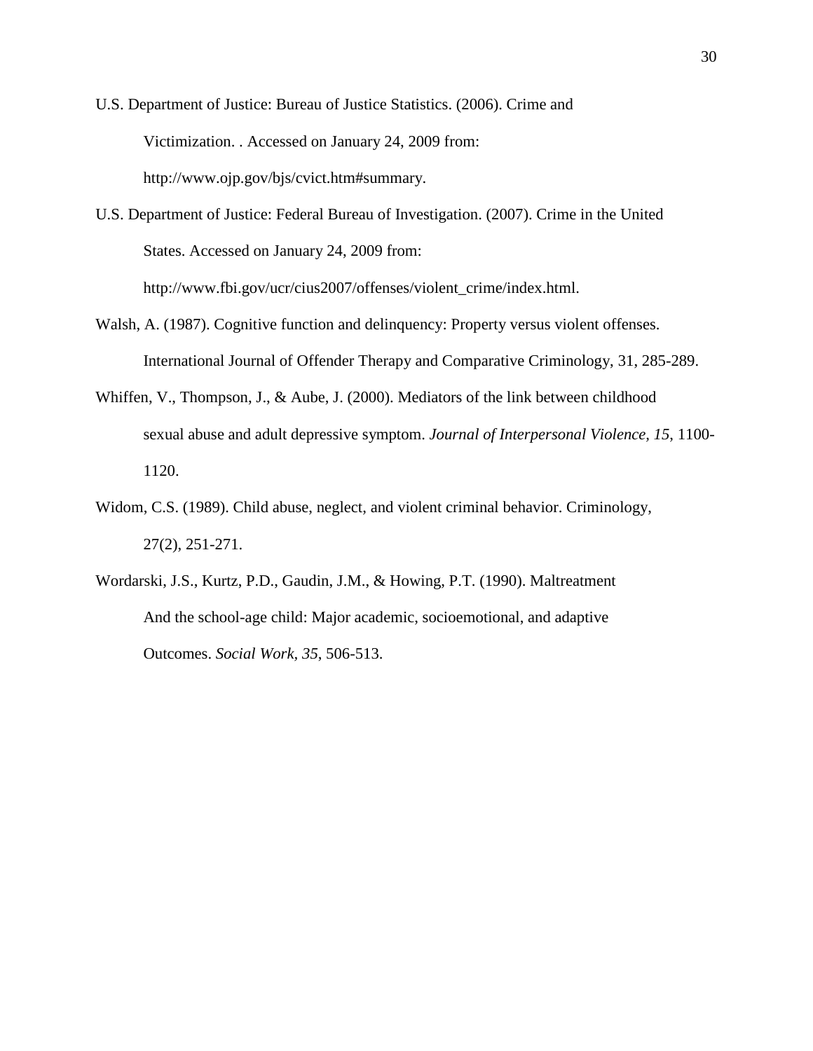U.S. Department of Justice: Bureau of Justice Statistics. (2006). Crime and Victimization. . Accessed on January 24, 2009 from: http://www.ojp.gov/bjs/cvict.htm#summary.

U.S. Department of Justice: Federal Bureau of Investigation. (2007). Crime in the United States. Accessed on January 24, 2009 from: http://www.fbi.gov/ucr/cius2007/offenses/violent_crime/index.html.

Walsh, A. (1987). Cognitive function and delinquency: Property versus violent offenses. International Journal of Offender Therapy and Comparative Criminology, 31, 285-289.

Whiffen, V., Thompson, J., & Aube, J. (2000). Mediators of the link between childhood sexual abuse and adult depressive symptom. *Journal of Interpersonal Violence, 15*, 1100-1120.

Widom, C.S. (1989). Child abuse, neglect, and violent criminal behavior. Criminology, 27(2), 251-271.

Wordarski, J.S., Kurtz, P.D., Gaudin, J.M., & Howing, P.T. (1990). Maltreatment And the school-age child: Major academic, socioemotional, and adaptive Outcomes. *Social Work, 35*, 506-513.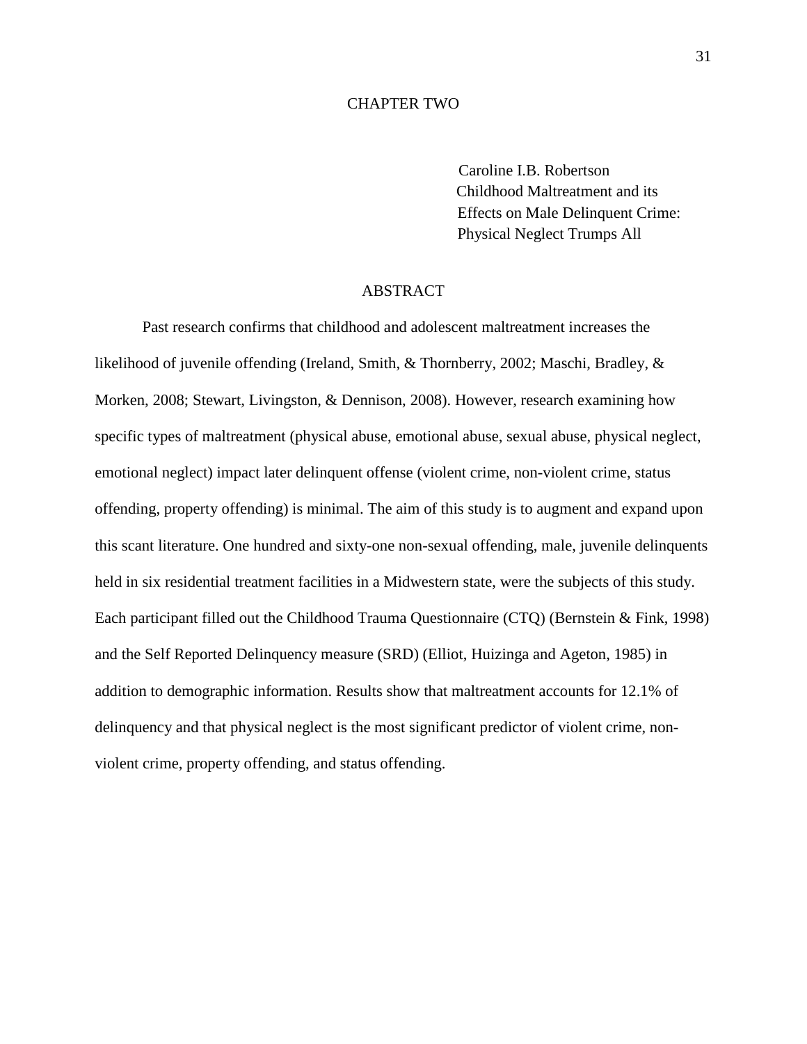# CHAPTER TWO

Caroline I.B. Robertson
Childhood Maltreatment and its Effects on Male Delinquent Crime: Physical Neglect Trumps All

## ABSTRACT

Past research confirms that childhood and adolescent maltreatment increases the likelihood of juvenile offending (Ireland, Smith, & Thornberry, 2002; Maschi, Bradley, & Morken, 2008; Stewart, Livingston, & Dennison, 2008). However, research examining how specific types of maltreatment (physical abuse, emotional abuse, sexual abuse, physical neglect, emotional neglect) impact later delinquent offense (violent crime, non-violent crime, status offending, property offending) is minimal. The aim of this study is to augment and expand upon this scant literature. One hundred and sixty-one non-sexual offending, male, juvenile delinquents held in six residential treatment facilities in a Midwestern state, were the subjects of this study. Each participant filled out the Childhood Trauma Questionnaire (CTQ) (Bernstein & Fink, 1998) and the Self Reported Delinquency measure (SRD) (Elliot, Huizinga and Ageton, 1985) in addition to demographic information. Results show that maltreatment accounts for 12.1% of delinquency and that physical neglect is the most significant predictor of violent crime, non-violent crime, property offending, and status offending.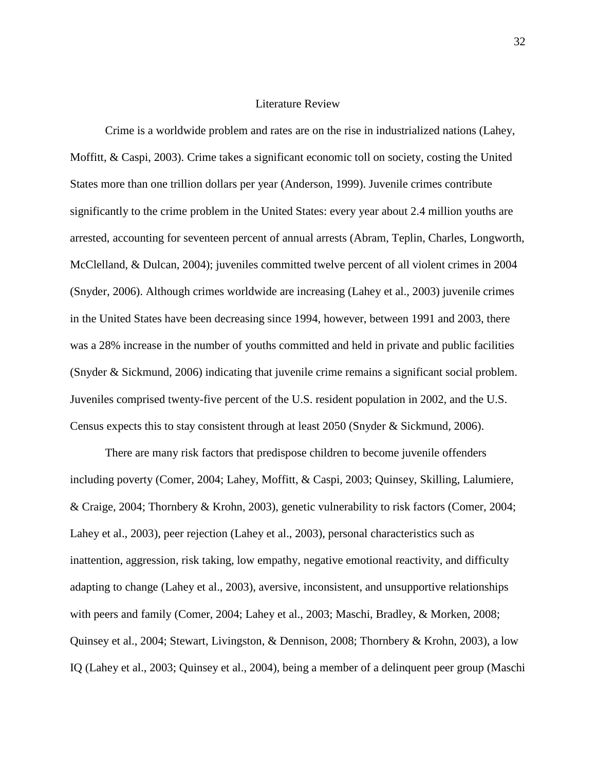# Literature Review

Crime is a worldwide problem and rates are on the rise in industrialized nations (Lahey, Moffitt, & Caspi, 2003). Crime takes a significant economic toll on society, costing the United States more than one trillion dollars per year (Anderson, 1999). Juvenile crimes contribute significantly to the crime problem in the United States: every year about 2.4 million youths are arrested, accounting for seventeen percent of annual arrests (Abram, Teplin, Charles, Longworth, McClelland, & Dulcan, 2004); juveniles committed twelve percent of all violent crimes in 2004 (Snyder, 2006). Although crimes worldwide are increasing (Lahey et al., 2003) juvenile crimes in the United States have been decreasing since 1994, however, between 1991 and 2003, there was a 28% increase in the number of youths committed and held in private and public facilities (Snyder & Sickmund, 2006) indicating that juvenile crime remains a significant social problem. Juveniles comprised twenty-five percent of the U.S. resident population in 2002, and the U.S. Census expects this to stay consistent through at least 2050 (Snyder & Sickmund, 2006).

There are many risk factors that predispose children to become juvenile offenders including poverty (Comer, 2004; Lahey, Moffitt, & Caspi, 2003; Quinsey, Skilling, Lalumiere, & Craige, 2004; Thornbery & Krohn, 2003), genetic vulnerability to risk factors (Comer, 2004; Lahey et al., 2003), peer rejection (Lahey et al., 2003), personal characteristics such as inattention, aggression, risk taking, low empathy, negative emotional reactivity, and difficulty adapting to change (Lahey et al., 2003), aversive, inconsistent, and unsupportive relationships with peers and family (Comer, 2004; Lahey et al., 2003; Maschi, Bradley, & Morken, 2008; Quinsey et al., 2004; Stewart, Livingston, & Dennison, 2008; Thornbery & Krohn, 2003), a low IQ (Lahey et al., 2003; Quinsey et al., 2004), being a member of a delinquent peer group (Maschi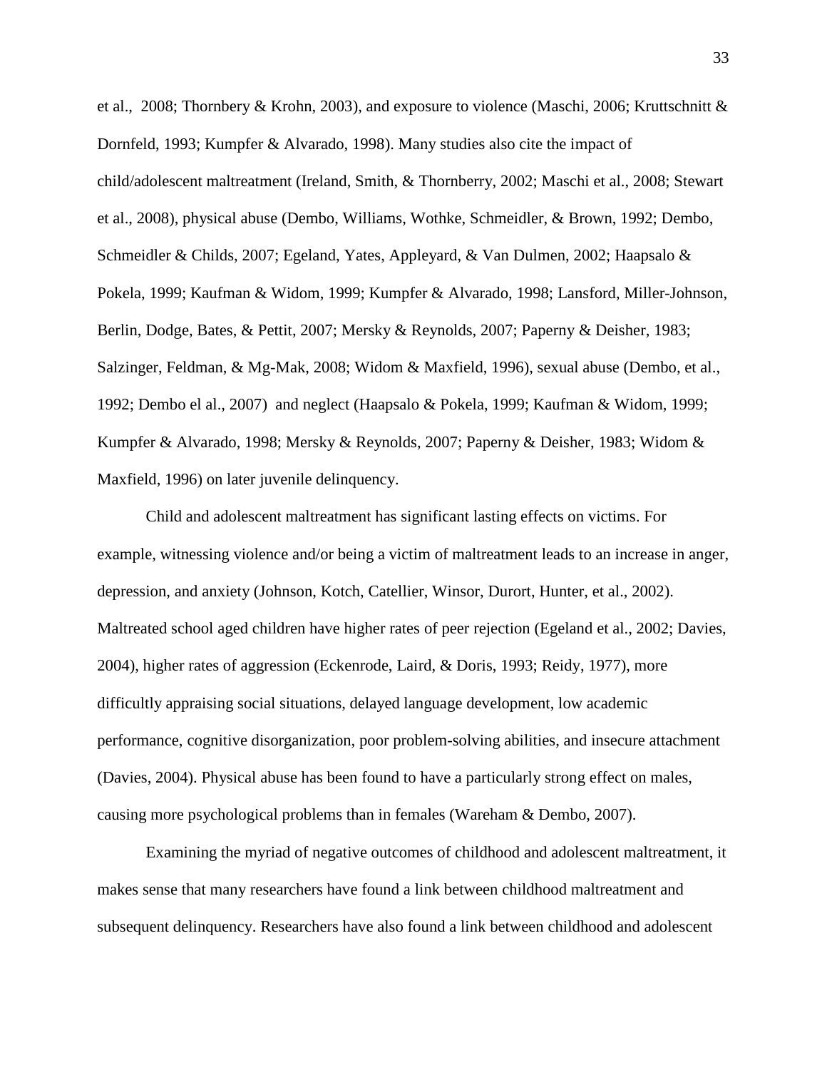et al., 2008; Thornbery & Krohn, 2003), and exposure to violence (Maschi, 2006; Kruttschnitt & Dornfeld, 1993; Kumpfer & Alvarado, 1998). Many studies also cite the impact of child/adolescent maltreatment (Ireland, Smith, & Thornberry, 2002; Maschi et al., 2008; Stewart et al., 2008), physical abuse (Dembo, Williams, Wothke, Schmeidler, & Brown, 1992; Dembo, Schmeidler & Childs, 2007; Egeland, Yates, Appleyard, & Van Dulmen, 2002; Haapsalo & Pokela, 1999; Kaufman & Widom, 1999; Kumpfer & Alvarado, 1998; Lansford, Miller-Johnson, Berlin, Dodge, Bates, & Pettit, 2007; Mersky & Reynolds, 2007; Paperny & Deisher, 1983; Salzinger, Feldman, & Mg-Mak, 2008; Widom & Maxfield, 1996), sexual abuse (Dembo, et al., 1992; Dembo el al., 2007) and neglect (Haapsalo & Pokela, 1999; Kaufman & Widom, 1999; Kumpfer & Alvarado, 1998; Mersky & Reynolds, 2007; Paperny & Deisher, 1983; Widom & Maxfield, 1996) on later juvenile delinquency.

Child and adolescent maltreatment has significant lasting effects on victims. For example, witnessing violence and/or being a victim of maltreatment leads to an increase in anger, depression, and anxiety (Johnson, Kotch, Catellier, Winsor, Durort, Hunter, et al., 2002). Maltreated school aged children have higher rates of peer rejection (Egeland et al., 2002; Davies, 2004), higher rates of aggression (Eckenrode, Laird, & Doris, 1993; Reidy, 1977), more difficultly appraising social situations, delayed language development, low academic performance, cognitive disorganization, poor problem-solving abilities, and insecure attachment (Davies, 2004). Physical abuse has been found to have a particularly strong effect on males, causing more psychological problems than in females (Wareham & Dembo, 2007).

Examining the myriad of negative outcomes of childhood and adolescent maltreatment, it makes sense that many researchers have found a link between childhood maltreatment and subsequent delinquency. Researchers have also found a link between childhood and adolescent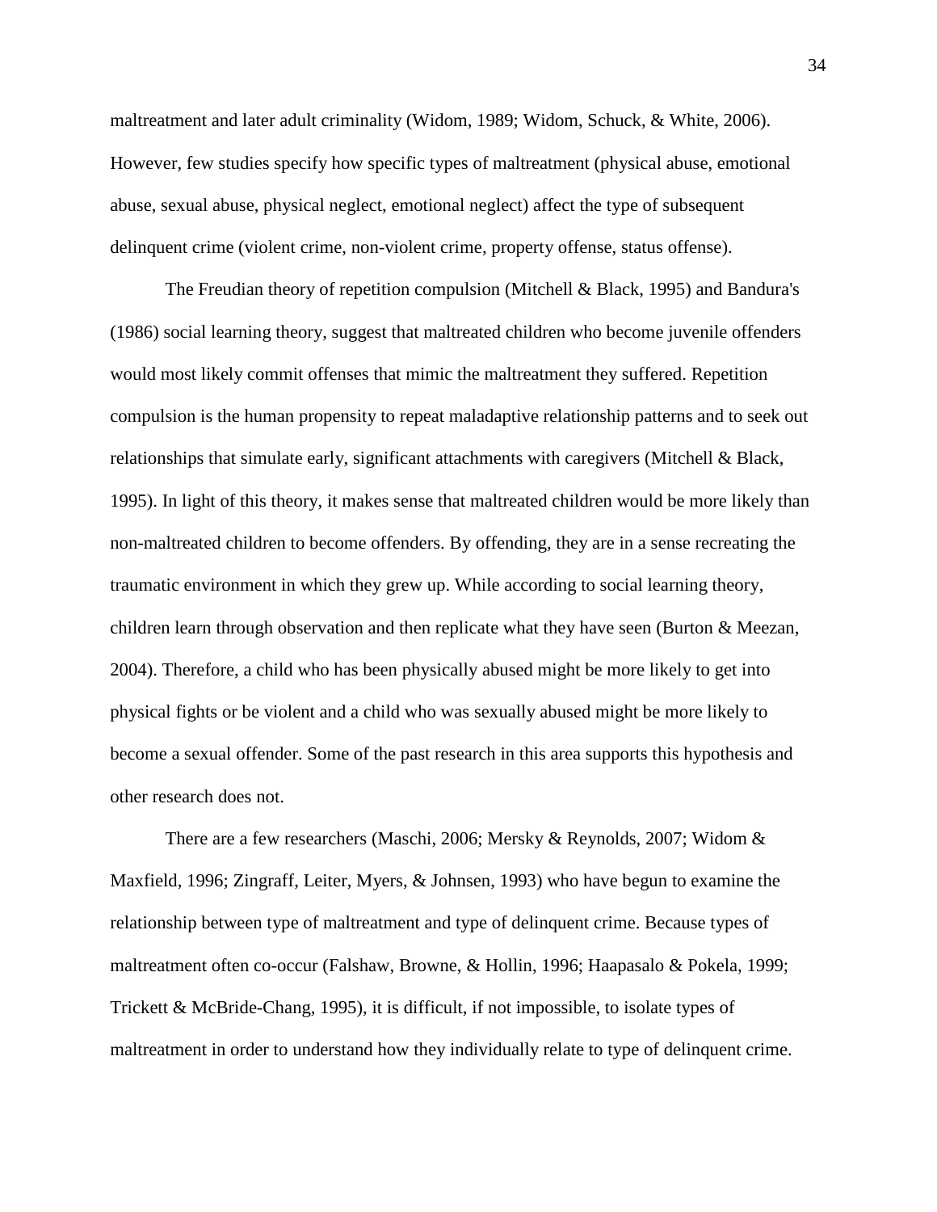maltreatment and later adult criminality (Widom, 1989; Widom, Schuck, & White, 2006). However, few studies specify how specific types of maltreatment (physical abuse, emotional abuse, sexual abuse, physical neglect, emotional neglect) affect the type of subsequent delinquent crime (violent crime, non-violent crime, property offense, status offense).

The Freudian theory of repetition compulsion (Mitchell & Black, 1995) and Bandura's (1986) social learning theory, suggest that maltreated children who become juvenile offenders would most likely commit offenses that mimic the maltreatment they suffered. Repetition compulsion is the human propensity to repeat maladaptive relationship patterns and to seek out relationships that simulate early, significant attachments with caregivers (Mitchell & Black, 1995). In light of this theory, it makes sense that maltreated children would be more likely than non-maltreated children to become offenders. By offending, they are in a sense recreating the traumatic environment in which they grew up. While according to social learning theory, children learn through observation and then replicate what they have seen (Burton & Meezan, 2004). Therefore, a child who has been physically abused might be more likely to get into physical fights or be violent and a child who was sexually abused might be more likely to become a sexual offender. Some of the past research in this area supports this hypothesis and other research does not.

There are a few researchers (Maschi, 2006; Mersky & Reynolds, 2007; Widom & Maxfield, 1996; Zingraff, Leiter, Myers, & Johnsen, 1993) who have begun to examine the relationship between type of maltreatment and type of delinquent crime. Because types of maltreatment often co-occur (Falshaw, Browne, & Hollin, 1996; Haapasalo & Pokela, 1999; Trickett & McBride-Chang, 1995), it is difficult, if not impossible, to isolate types of maltreatment in order to understand how they individually relate to type of delinquent crime.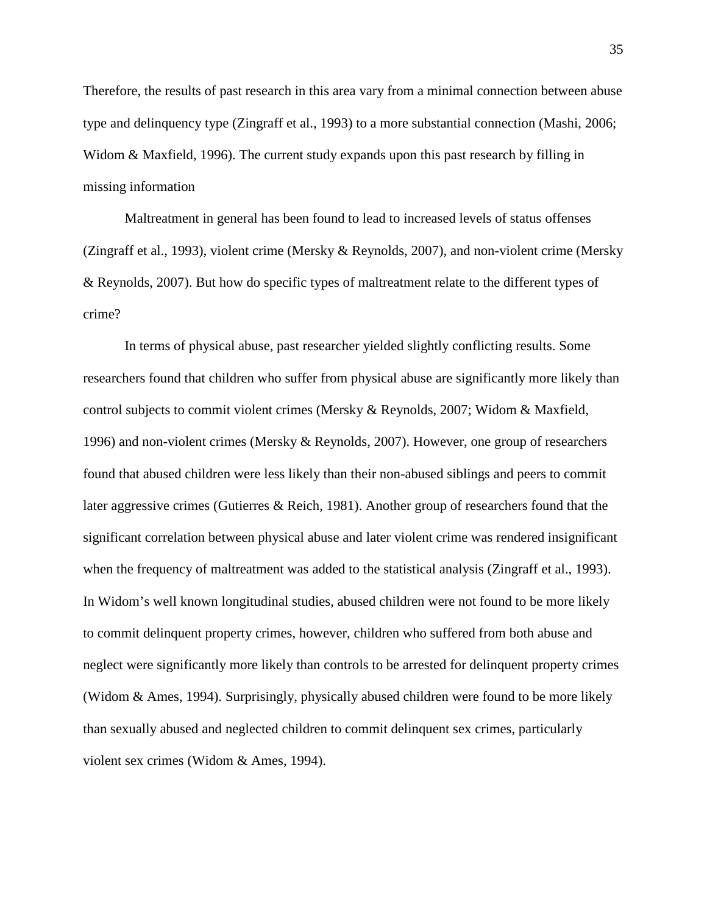Therefore, the results of past research in this area vary from a minimal connection between abuse type and delinquency type (Zingraff et al., 1993) to a more substantial connection (Mashi, 2006; Widom & Maxfield, 1996). The current study expands upon this past research by filling in missing information

Maltreatment in general has been found to lead to increased levels of status offenses (Zingraff et al., 1993), violent crime (Mersky & Reynolds, 2007), and non-violent crime (Mersky & Reynolds, 2007). But how do specific types of maltreatment relate to the different types of crime?

In terms of physical abuse, past researcher yielded slightly conflicting results. Some researchers found that children who suffer from physical abuse are significantly more likely than control subjects to commit violent crimes (Mersky & Reynolds, 2007; Widom & Maxfield, 1996) and non-violent crimes (Mersky & Reynolds, 2007). However, one group of researchers found that abused children were less likely than their non-abused siblings and peers to commit later aggressive crimes (Gutierres & Reich, 1981). Another group of researchers found that the significant correlation between physical abuse and later violent crime was rendered insignificant when the frequency of maltreatment was added to the statistical analysis (Zingraff et al., 1993). In Widom's well known longitudinal studies, abused children were not found to be more likely to commit delinquent property crimes, however, children who suffered from both abuse and neglect were significantly more likely than controls to be arrested for delinquent property crimes (Widom & Ames, 1994). Surprisingly, physically abused children were found to be more likely than sexually abused and neglected children to commit delinquent sex crimes, particularly violent sex crimes (Widom & Ames, 1994).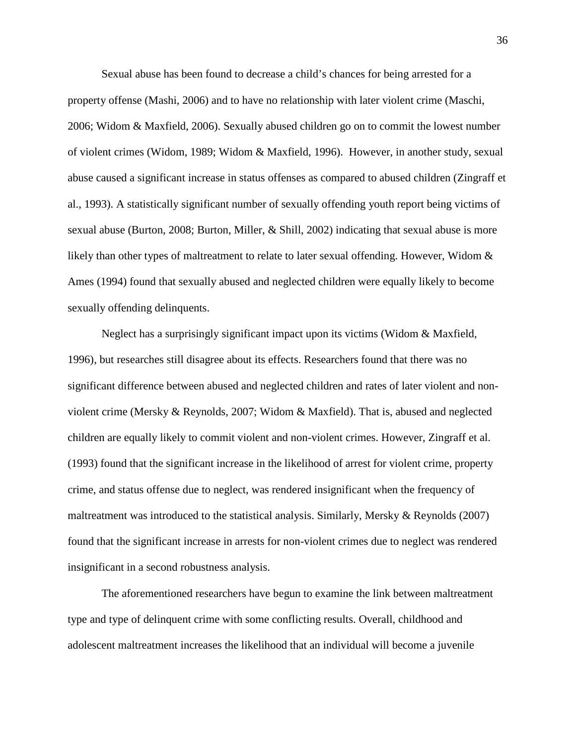Sexual abuse has been found to decrease a child's chances for being arrested for a property offense (Mashi, 2006) and to have no relationship with later violent crime (Maschi, 2006; Widom & Maxfield, 2006). Sexually abused children go on to commit the lowest number of violent crimes (Widom, 1989; Widom & Maxfield, 1996). However, in another study, sexual abuse caused a significant increase in status offenses as compared to abused children (Zingraff et al., 1993). A statistically significant number of sexually offending youth report being victims of sexual abuse (Burton, 2008; Burton, Miller, & Shill, 2002) indicating that sexual abuse is more likely than other types of maltreatment to relate to later sexual offending. However, Widom & Ames (1994) found that sexually abused and neglected children were equally likely to become sexually offending delinquents.

Neglect has a surprisingly significant impact upon its victims (Widom & Maxfield, 1996), but researches still disagree about its effects. Researchers found that there was no significant difference between abused and neglected children and rates of later violent and non-violent crime (Mersky & Reynolds, 2007; Widom & Maxfield). That is, abused and neglected children are equally likely to commit violent and non-violent crimes. However, Zingraff et al. (1993) found that the significant increase in the likelihood of arrest for violent crime, property crime, and status offense due to neglect, was rendered insignificant when the frequency of maltreatment was introduced to the statistical analysis. Similarly, Mersky & Reynolds (2007) found that the significant increase in arrests for non-violent crimes due to neglect was rendered insignificant in a second robustness analysis.

The aforementioned researchers have begun to examine the link between maltreatment type and type of delinquent crime with some conflicting results. Overall, childhood and adolescent maltreatment increases the likelihood that an individual will become a juvenile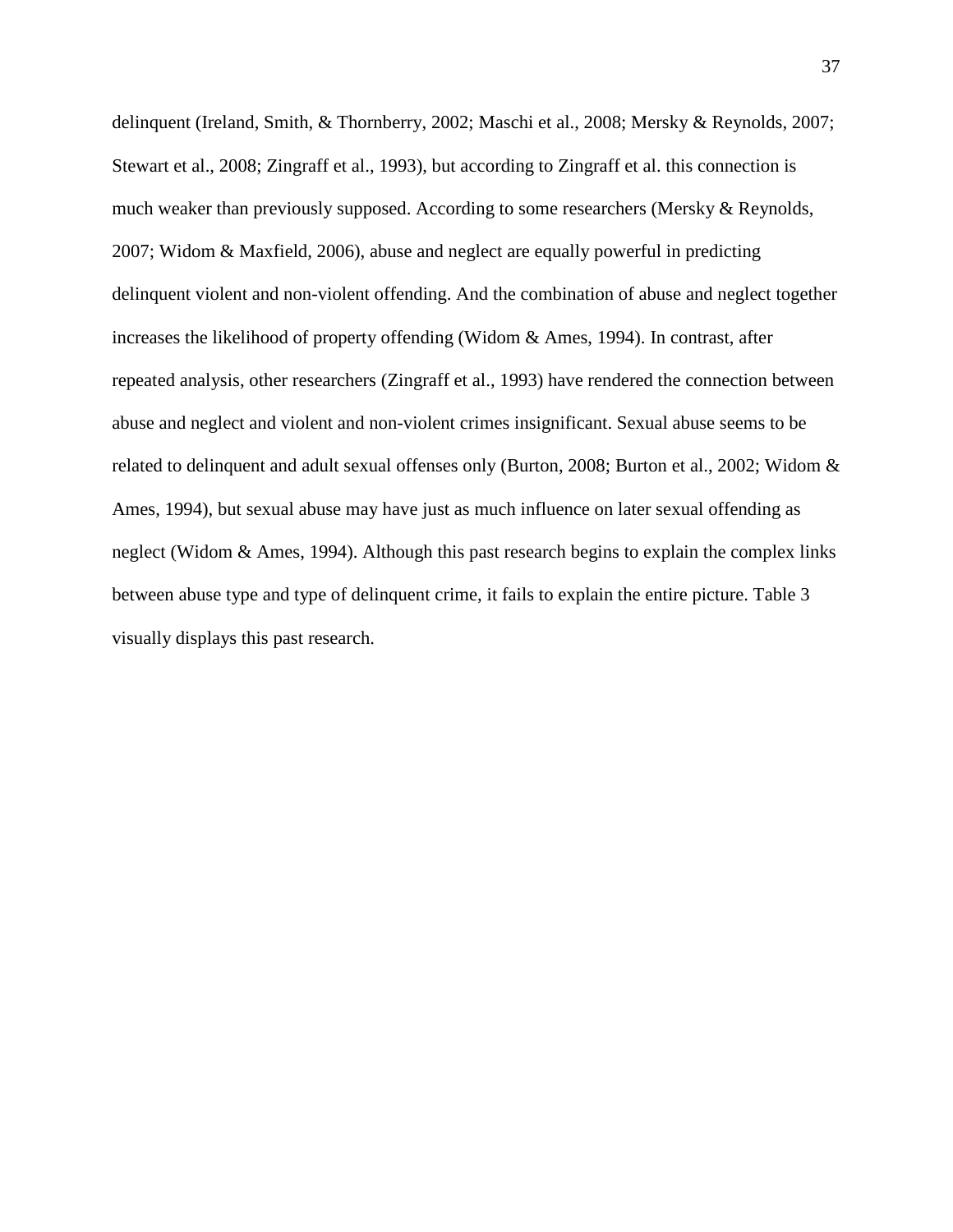delinquent (Ireland, Smith, & Thornberry, 2002; Maschi et al., 2008; Mersky & Reynolds, 2007; Stewart et al., 2008; Zingraff et al., 1993), but according to Zingraff et al. this connection is much weaker than previously supposed. According to some researchers (Mersky & Reynolds, 2007; Widom & Maxfield, 2006), abuse and neglect are equally powerful in predicting delinquent violent and non-violent offending. And the combination of abuse and neglect together increases the likelihood of property offending (Widom & Ames, 1994). In contrast, after repeated analysis, other researchers (Zingraff et al., 1993) have rendered the connection between abuse and neglect and violent and non-violent crimes insignificant. Sexual abuse seems to be related to delinquent and adult sexual offenses only (Burton, 2008; Burton et al., 2002; Widom & Ames, 1994), but sexual abuse may have just as much influence on later sexual offending as neglect (Widom & Ames, 1994). Although this past research begins to explain the complex links between abuse type and type of delinquent crime, it fails to explain the entire picture. Table 3 visually displays this past research.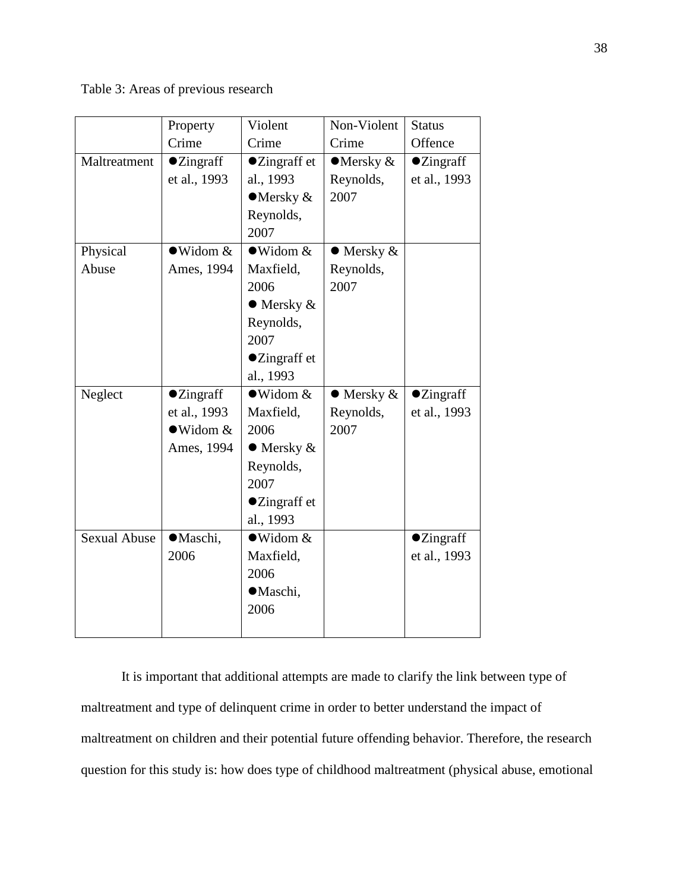Table 3: Areas of previous research

| | Property Crime | Violent Crime | Non-Violent Crime | Status Offence |
|---|---|---|---|---|
| Maltreatment | ●Zingraff et al., 1993 | ●Zingraff et al., 1993 ●Mersky & Reynolds, 2007 | ●Mersky & Reynolds, 2007 | ●Zingraff et al., 1993 |
| Physical Abuse | ●Widom & Ames, 1994 | ●Widom & Maxfield, 2006 ● Mersky & Reynolds, 2007 ●Zingraff et al., 1993 | ● Mersky & Reynolds, 2007 | |
| Neglect | ●Zingraff et al., 1993 ●Widom & Ames, 1994 | ●Widom & Maxfield, 2006 ● Mersky & Reynolds, 2007 ●Zingraff et al., 1993 | ● Mersky & Reynolds, 2007 | ●Zingraff et al., 1993 |
| Sexual Abuse | ●Maschi, 2006 | ●Widom & Maxfield, 2006 ●Maschi, 2006 | | ●Zingraff et al., 1993 |

It is important that additional attempts are made to clarify the link between type of maltreatment and type of delinquent crime in order to better understand the impact of maltreatment on children and their potential future offending behavior. Therefore, the research question for this study is: how does type of childhood maltreatment (physical abuse, emotional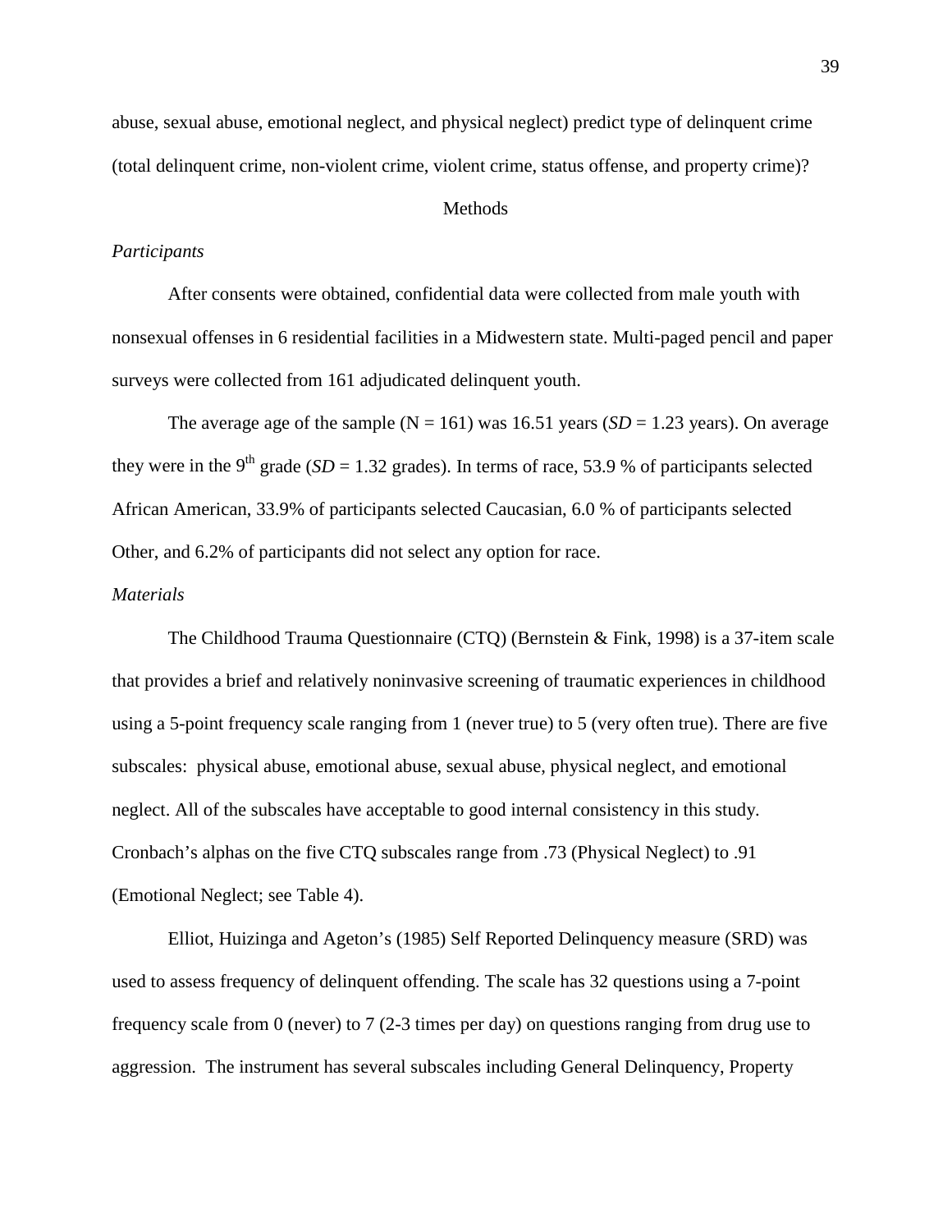abuse, sexual abuse, emotional neglect, and physical neglect) predict type of delinquent crime (total delinquent crime, non-violent crime, violent crime, status offense, and property crime)?

# Methods

*Participants*

After consents were obtained, confidential data were collected from male youth with nonsexual offenses in 6 residential facilities in a Midwestern state. Multi-paged pencil and paper surveys were collected from 161 adjudicated delinquent youth.

The average age of the sample (N = 161) was 16.51 years (*SD* = 1.23 years). On average they were in the 9th grade (*SD* = 1.32 grades). In terms of race, 53.9 % of participants selected African American, 33.9% of participants selected Caucasian, 6.0 % of participants selected Other, and 6.2% of participants did not select any option for race.

*Materials*

The Childhood Trauma Questionnaire (CTQ) (Bernstein & Fink, 1998) is a 37-item scale that provides a brief and relatively noninvasive screening of traumatic experiences in childhood using a 5-point frequency scale ranging from 1 (never true) to 5 (very often true). There are five subscales: physical abuse, emotional abuse, sexual abuse, physical neglect, and emotional neglect. All of the subscales have acceptable to good internal consistency in this study. Cronbach's alphas on the five CTQ subscales range from .73 (Physical Neglect) to .91 (Emotional Neglect; see Table 4).

Elliot, Huizinga and Ageton's (1985) Self Reported Delinquency measure (SRD) was used to assess frequency of delinquent offending. The scale has 32 questions using a 7-point frequency scale from 0 (never) to 7 (2-3 times per day) on questions ranging from drug use to aggression. The instrument has several subscales including General Delinquency, Property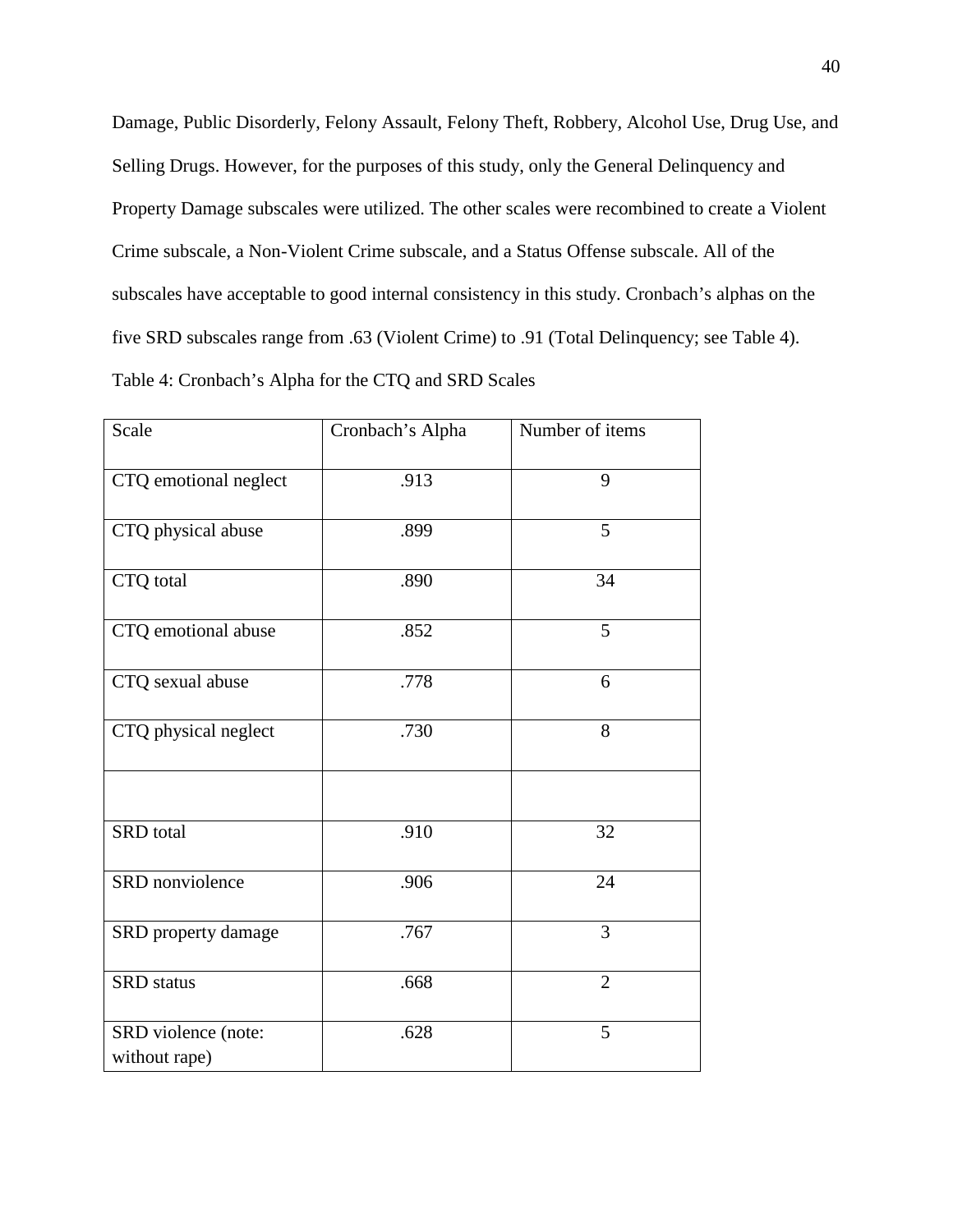Damage, Public Disorderly, Felony Assault, Felony Theft, Robbery, Alcohol Use, Drug Use, and Selling Drugs. However, for the purposes of this study, only the General Delinquency and Property Damage subscales were utilized. The other scales were recombined to create a Violent Crime subscale, a Non-Violent Crime subscale, and a Status Offense subscale. All of the subscales have acceptable to good internal consistency in this study. Cronbach's alphas on the five SRD subscales range from .63 (Violent Crime) to .91 (Total Delinquency; see Table 4).

Table 4: Cronbach's Alpha for the CTQ and SRD Scales

| Scale | Cronbach's Alpha | Number of items |
|---|---|---|
| CTQ emotional neglect | .913 | 9 |
| CTQ physical abuse | .899 | 5 |
| CTQ total | .890 | 34 |
| CTQ emotional abuse | .852 | 5 |
| CTQ sexual abuse | .778 | 6 |
| CTQ physical neglect | .730 | 8 |
| | | |
| SRD total | .910 | 32 |
| SRD nonviolence | .906 | 24 |
| SRD property damage | .767 | 3 |
| SRD status | .668 | 2 |
| SRD violence (note: without rape) | .628 | 5 |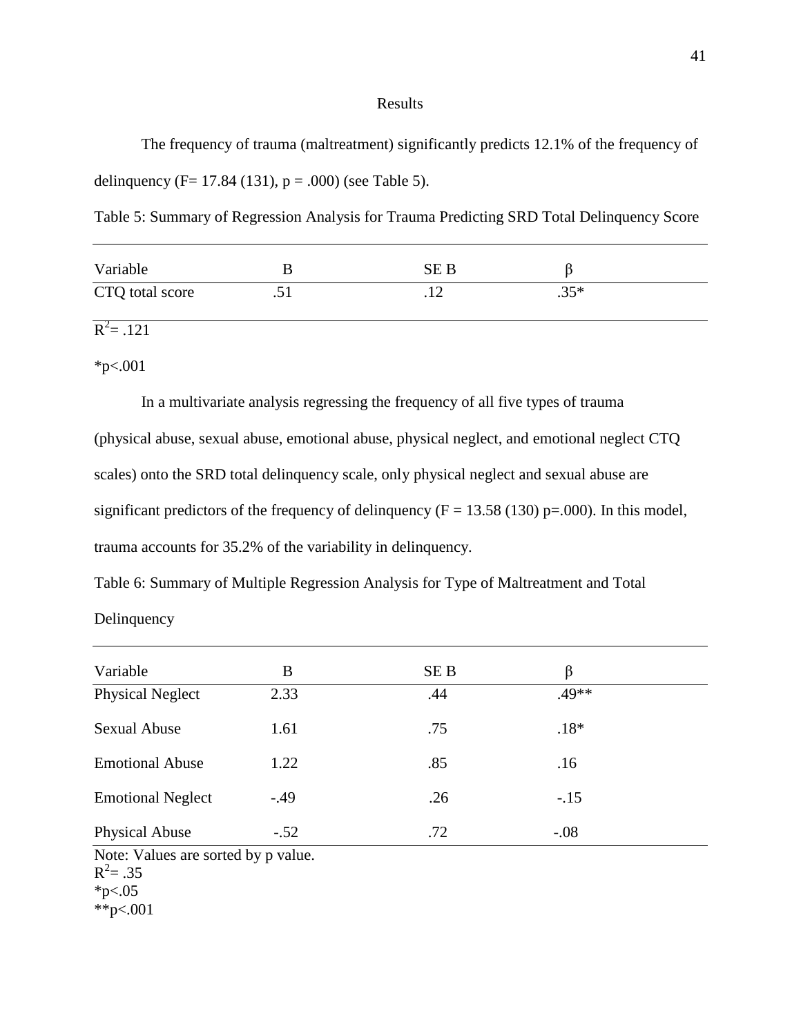## Results

The frequency of trauma (maltreatment) significantly predicts 12.1% of the frequency of delinquency ($F = 17.84$ (131), $p = .000$) (see Table 5).

Table 5: Summary of Regression Analysis for Trauma Predicting SRD Total Delinquency Score

| Variable | B | SE B | β |
|---|---|---|---|
| CTQ total score | .51 | .12 | .35* |

$R^2 = .121$

*p<.001

In a multivariate analysis regressing the frequency of all five types of trauma (physical abuse, sexual abuse, emotional abuse, physical neglect, and emotional neglect CTQ scales) onto the SRD total delinquency scale, only physical neglect and sexual abuse are significant predictors of the frequency of delinquency ($F = 13.58$ (130) $p=.000$). In this model, trauma accounts for 35.2% of the variability in delinquency.

Table 6: Summary of Multiple Regression Analysis for Type of Maltreatment and Total Delinquency

| Variable | B | SE B | β |
|---|---|---|---|
| Physical Neglect | 2.33 | .44 | .49** |
| Sexual Abuse | 1.61 | .75 | .18* |
| Emotional Abuse | 1.22 | .85 | .16 |
| Emotional Neglect | -.49 | .26 | -.15 |
| Physical Abuse | -.52 | .72 | -.08 |

Note: Values are sorted by p value.
$R^2 = .35$
*p<.05
**p<.001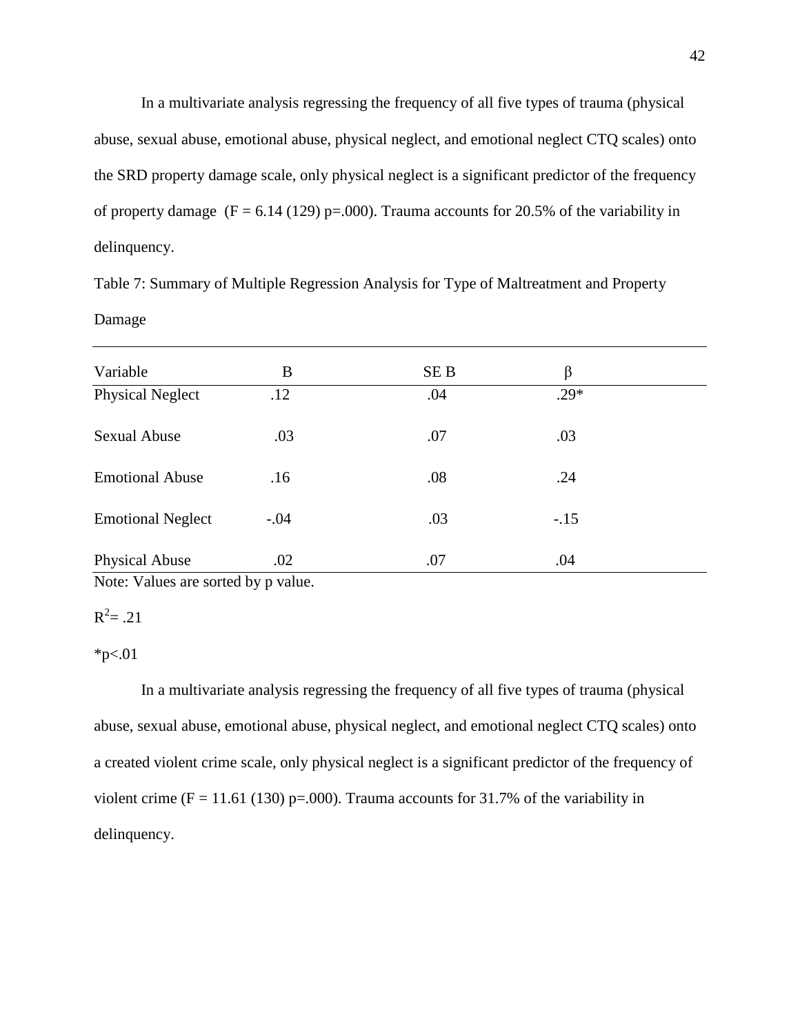In a multivariate analysis regressing the frequency of all five types of trauma (physical abuse, sexual abuse, emotional abuse, physical neglect, and emotional neglect CTQ scales) onto the SRD property damage scale, only physical neglect is a significant predictor of the frequency of property damage ($F = 6.14$ (129) $p=.000$). Trauma accounts for 20.5% of the variability in delinquency.

Table 7: Summary of Multiple Regression Analysis for Type of Maltreatment and Property Damage

| Variable | B | SE B | β |
|---|---|---|---|
| Physical Neglect | .12 | .04 | .29* |
| Sexual Abuse | .03 | .07 | .03 |
| Emotional Abuse | .16 | .08 | .24 |
| Emotional Neglect | -.04 | .03 | -.15 |
| Physical Abuse | .02 | .07 | .04 |

Note: Values are sorted by p value.

$R^2 = .21$

*p<.01

In a multivariate analysis regressing the frequency of all five types of trauma (physical abuse, sexual abuse, emotional abuse, physical neglect, and emotional neglect CTQ scales) onto a created violent crime scale, only physical neglect is a significant predictor of the frequency of violent crime ($F = 11.61$ (130) $p=.000$). Trauma accounts for 31.7% of the variability in delinquency.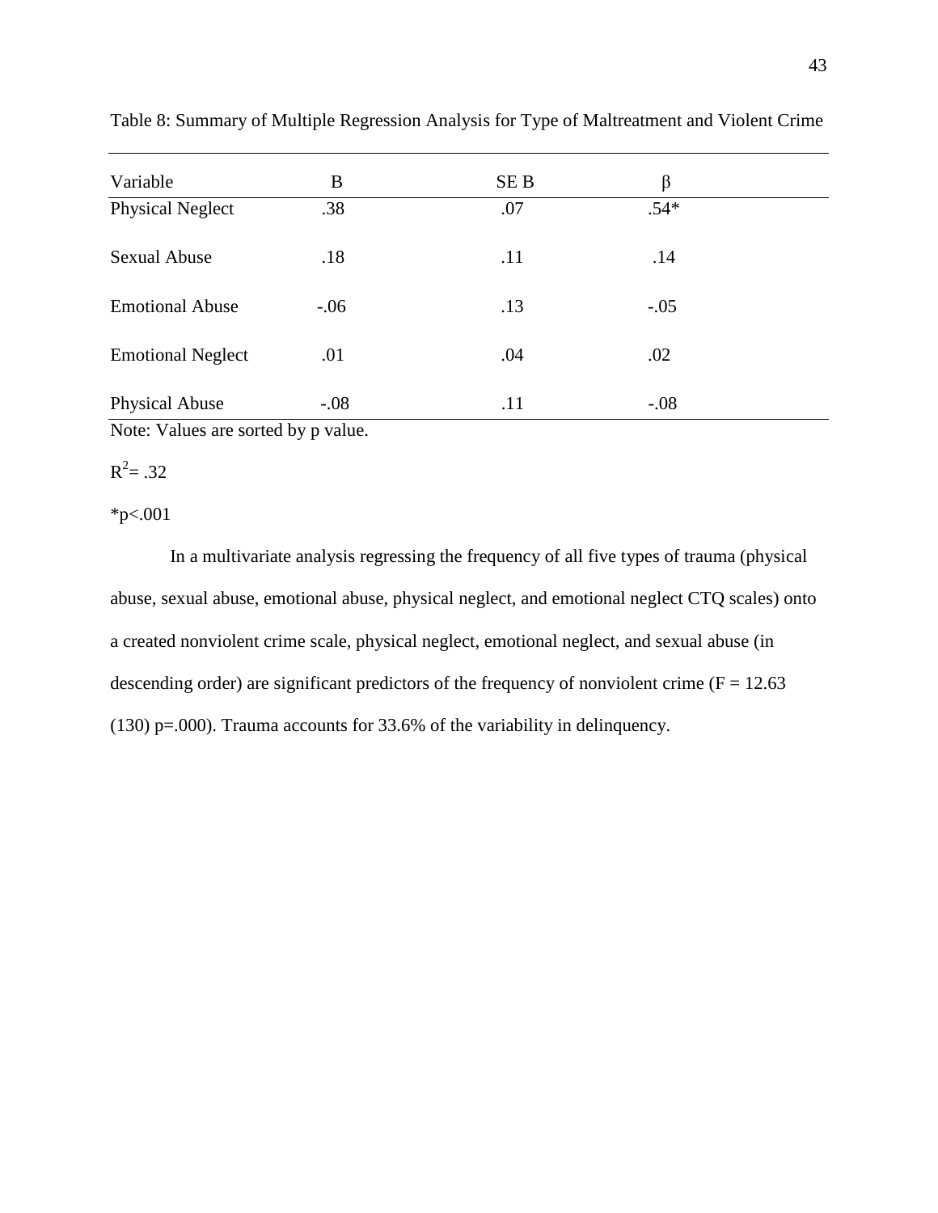Table 8: Summary of Multiple Regression Analysis for Type of Maltreatment and Violent Crime

| Variable | B | SE B | β |
|---|---|---|---|
| Physical Neglect | .38 | .07 | .54* |
| Sexual Abuse | .18 | .11 | .14 |
| Emotional Abuse | -.06 | .13 | -.05 |
| Emotional Neglect | .01 | .04 | .02 |
| Physical Abuse | -.08 | .11 | -.08 |

Note: Values are sorted by p value.

$R^2$= .32

*p<.001

In a multivariate analysis regressing the frequency of all five types of trauma (physical abuse, sexual abuse, emotional abuse, physical neglect, and emotional neglect CTQ scales) onto a created nonviolent crime scale, physical neglect, emotional neglect, and sexual abuse (in descending order) are significant predictors of the frequency of nonviolent crime (F = 12.63 (130) p=.000). Trauma accounts for 33.6% of the variability in delinquency.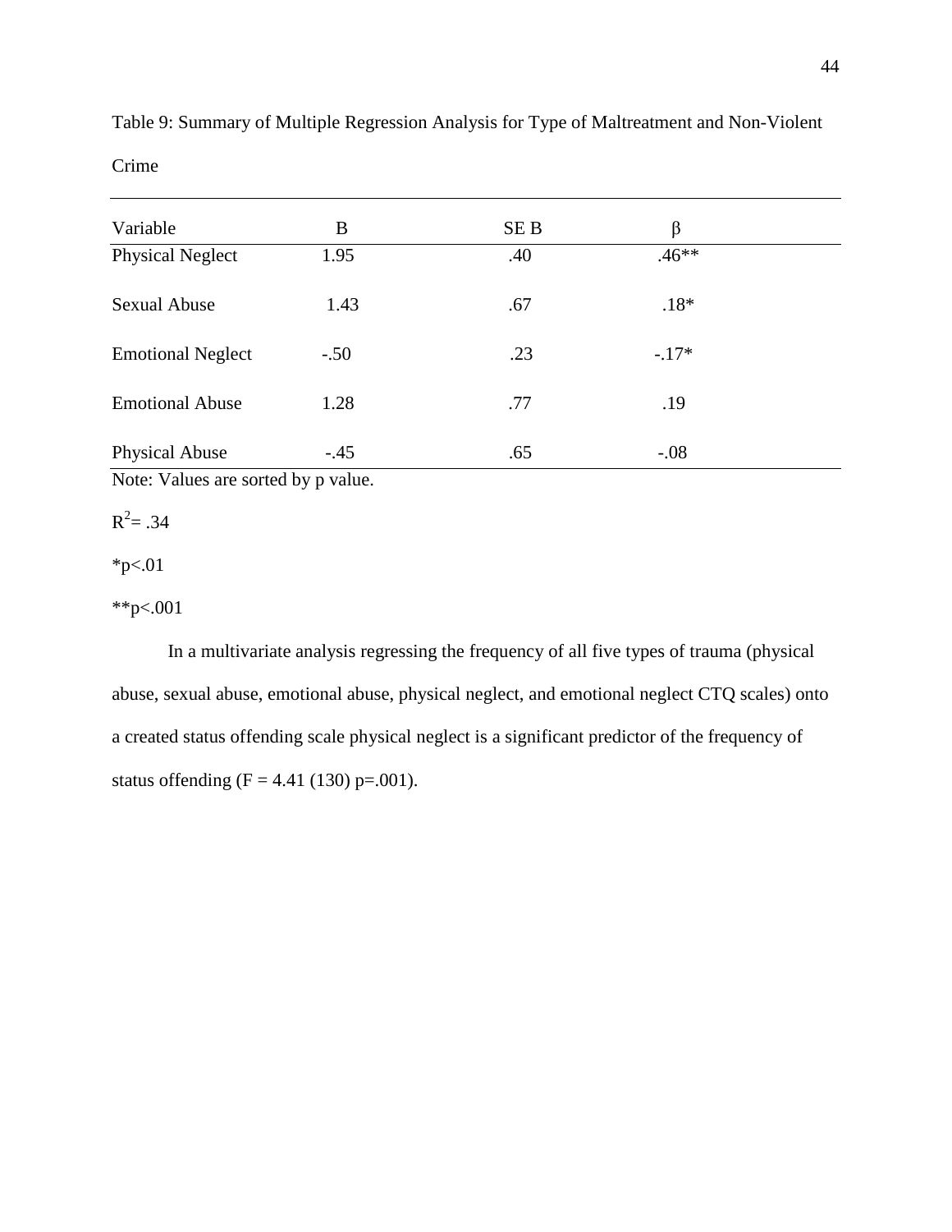Table 9: Summary of Multiple Regression Analysis for Type of Maltreatment and Non-Violent Crime

| Variable | B | SE B | β |
|---|---|---|---|
| Physical Neglect | 1.95 | .40 | .46** |
| Sexual Abuse | 1.43 | .67 | .18* |
| Emotional Neglect | -.50 | .23 | -.17* |
| Emotional Abuse | 1.28 | .77 | .19 |
| Physical Abuse | -.45 | .65 | -.08 |

Note: Values are sorted by p value.

$R^2$= .34

*p<.01

**p<.001

In a multivariate analysis regressing the frequency of all five types of trauma (physical abuse, sexual abuse, emotional abuse, physical neglect, and emotional neglect CTQ scales) onto a created status offending scale physical neglect is a significant predictor of the frequency of status offending (F = 4.41 (130) p=.001).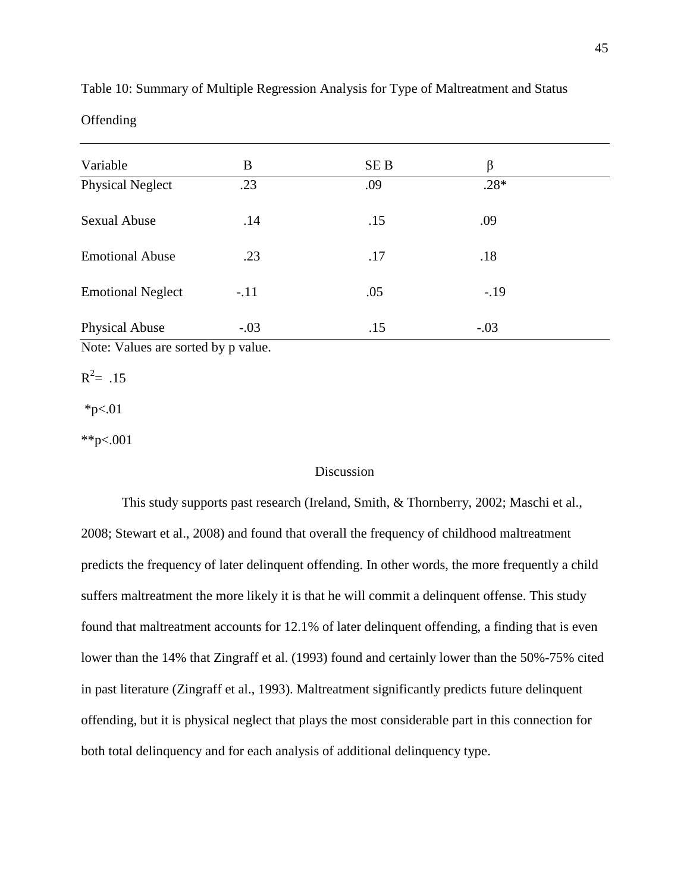Table 10: Summary of Multiple Regression Analysis for Type of Maltreatment and Status Offending

| Variable | B | SE B | β |
|---|---|---|---|
| Physical Neglect | .23 | .09 | .28* |
| Sexual Abuse | .14 | .15 | .09 |
| Emotional Abuse | .23 | .17 | .18 |
| Emotional Neglect | -.11 | .05 | -.19 |
| Physical Abuse | -.03 | .15 | -.03 |

Note: Values are sorted by p value.

$R^2 = .15$

*p<.01

**p<.001

## Discussion

This study supports past research (Ireland, Smith, & Thornberry, 2002; Maschi et al., 2008; Stewart et al., 2008) and found that overall the frequency of childhood maltreatment predicts the frequency of later delinquent offending. In other words, the more frequently a child suffers maltreatment the more likely it is that he will commit a delinquent offense. This study found that maltreatment accounts for 12.1% of later delinquent offending, a finding that is even lower than the 14% that Zingraff et al. (1993) found and certainly lower than the 50%-75% cited in past literature (Zingraff et al., 1993). Maltreatment significantly predicts future delinquent offending, but it is physical neglect that plays the most considerable part in this connection for both total delinquency and for each analysis of additional delinquency type.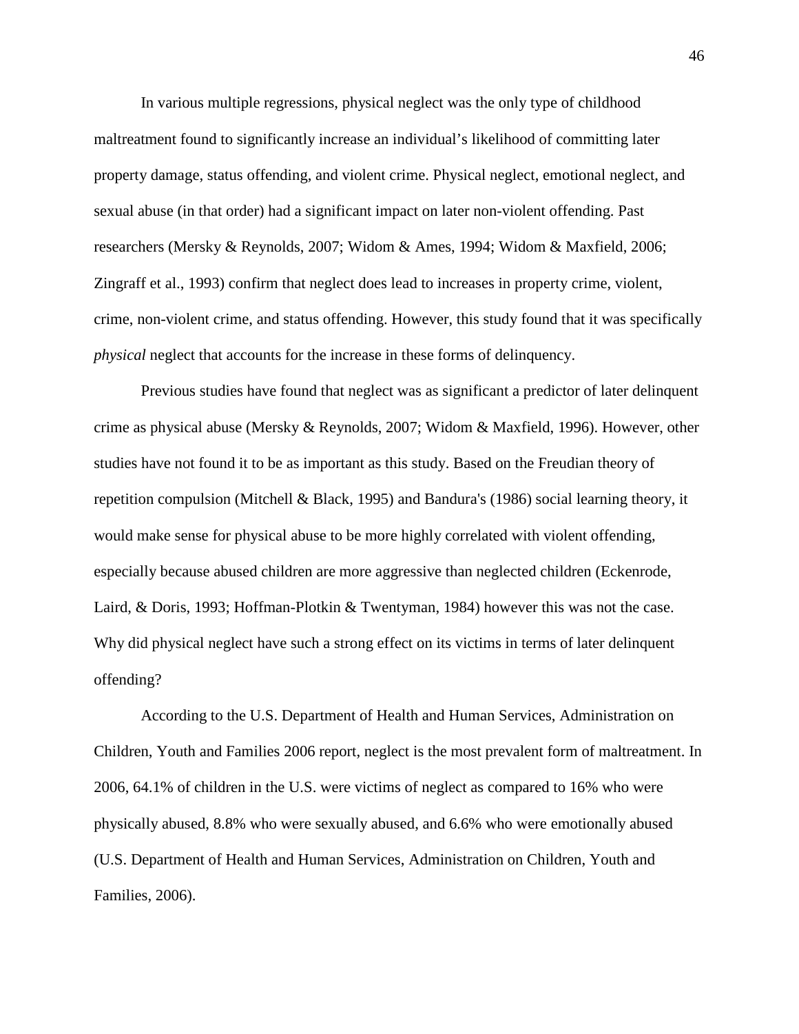In various multiple regressions, physical neglect was the only type of childhood maltreatment found to significantly increase an individual's likelihood of committing later property damage, status offending, and violent crime. Physical neglect, emotional neglect, and sexual abuse (in that order) had a significant impact on later non-violent offending. Past researchers (Mersky & Reynolds, 2007; Widom & Ames, 1994; Widom & Maxfield, 2006; Zingraff et al., 1993) confirm that neglect does lead to increases in property crime, violent, crime, non-violent crime, and status offending. However, this study found that it was specifically *physical* neglect that accounts for the increase in these forms of delinquency.

Previous studies have found that neglect was as significant a predictor of later delinquent crime as physical abuse (Mersky & Reynolds, 2007; Widom & Maxfield, 1996). However, other studies have not found it to be as important as this study. Based on the Freudian theory of repetition compulsion (Mitchell & Black, 1995) and Bandura's (1986) social learning theory, it would make sense for physical abuse to be more highly correlated with violent offending, especially because abused children are more aggressive than neglected children (Eckenrode, Laird, & Doris, 1993; Hoffman-Plotkin & Twentyman, 1984) however this was not the case. Why did physical neglect have such a strong effect on its victims in terms of later delinquent offending?

According to the U.S. Department of Health and Human Services, Administration on Children, Youth and Families 2006 report, neglect is the most prevalent form of maltreatment. In 2006, 64.1% of children in the U.S. were victims of neglect as compared to 16% who were physically abused, 8.8% who were sexually abused, and 6.6% who were emotionally abused (U.S. Department of Health and Human Services, Administration on Children, Youth and Families, 2006).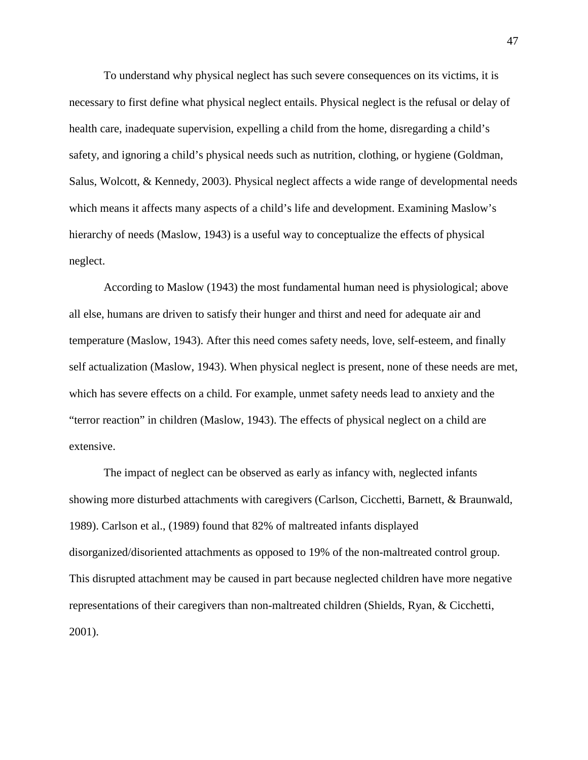To understand why physical neglect has such severe consequences on its victims, it is necessary to first define what physical neglect entails. Physical neglect is the refusal or delay of health care, inadequate supervision, expelling a child from the home, disregarding a child's safety, and ignoring a child's physical needs such as nutrition, clothing, or hygiene (Goldman, Salus, Wolcott, & Kennedy, 2003). Physical neglect affects a wide range of developmental needs which means it affects many aspects of a child's life and development. Examining Maslow's hierarchy of needs (Maslow, 1943) is a useful way to conceptualize the effects of physical neglect.

According to Maslow (1943) the most fundamental human need is physiological; above all else, humans are driven to satisfy their hunger and thirst and need for adequate air and temperature (Maslow, 1943). After this need comes safety needs, love, self-esteem, and finally self actualization (Maslow, 1943). When physical neglect is present, none of these needs are met, which has severe effects on a child. For example, unmet safety needs lead to anxiety and the "terror reaction" in children (Maslow, 1943). The effects of physical neglect on a child are extensive.

The impact of neglect can be observed as early as infancy with, neglected infants showing more disturbed attachments with caregivers (Carlson, Cicchetti, Barnett, & Braunwald, 1989). Carlson et al., (1989) found that 82% of maltreated infants displayed disorganized/disoriented attachments as opposed to 19% of the non-maltreated control group. This disrupted attachment may be caused in part because neglected children have more negative representations of their caregivers than non-maltreated children (Shields, Ryan, & Cicchetti, 2001).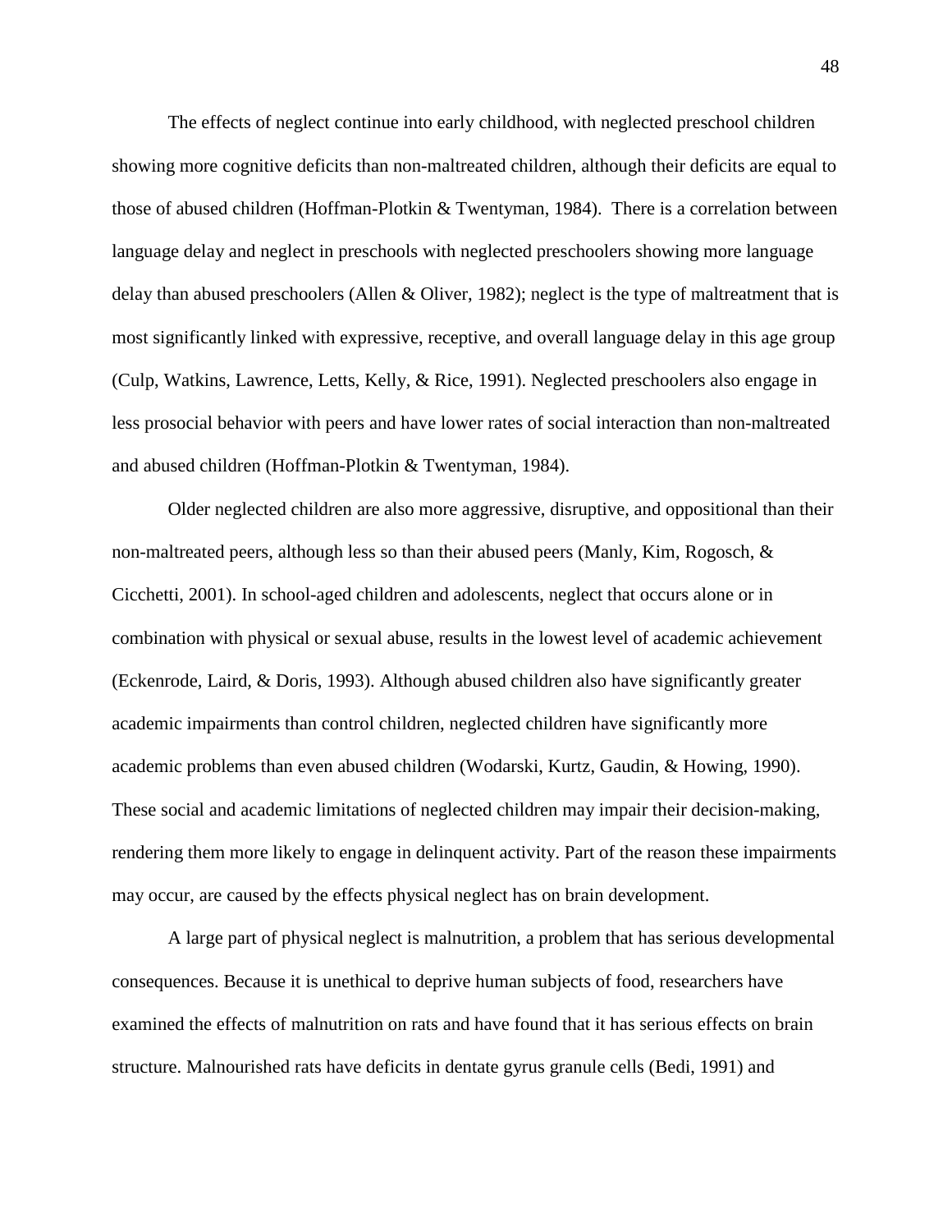The effects of neglect continue into early childhood, with neglected preschool children showing more cognitive deficits than non-maltreated children, although their deficits are equal to those of abused children (Hoffman-Plotkin & Twentyman, 1984). There is a correlation between language delay and neglect in preschools with neglected preschoolers showing more language delay than abused preschoolers (Allen & Oliver, 1982); neglect is the type of maltreatment that is most significantly linked with expressive, receptive, and overall language delay in this age group (Culp, Watkins, Lawrence, Letts, Kelly, & Rice, 1991). Neglected preschoolers also engage in less prosocial behavior with peers and have lower rates of social interaction than non-maltreated and abused children (Hoffman-Plotkin & Twentyman, 1984).

Older neglected children are also more aggressive, disruptive, and oppositional than their non-maltreated peers, although less so than their abused peers (Manly, Kim, Rogosch, & Cicchetti, 2001). In school-aged children and adolescents, neglect that occurs alone or in combination with physical or sexual abuse, results in the lowest level of academic achievement (Eckenrode, Laird, & Doris, 1993). Although abused children also have significantly greater academic impairments than control children, neglected children have significantly more academic problems than even abused children (Wodarski, Kurtz, Gaudin, & Howing, 1990). These social and academic limitations of neglected children may impair their decision-making, rendering them more likely to engage in delinquent activity. Part of the reason these impairments may occur, are caused by the effects physical neglect has on brain development.

A large part of physical neglect is malnutrition, a problem that has serious developmental consequences. Because it is unethical to deprive human subjects of food, researchers have examined the effects of malnutrition on rats and have found that it has serious effects on brain structure. Malnourished rats have deficits in dentate gyrus granule cells (Bedi, 1991) and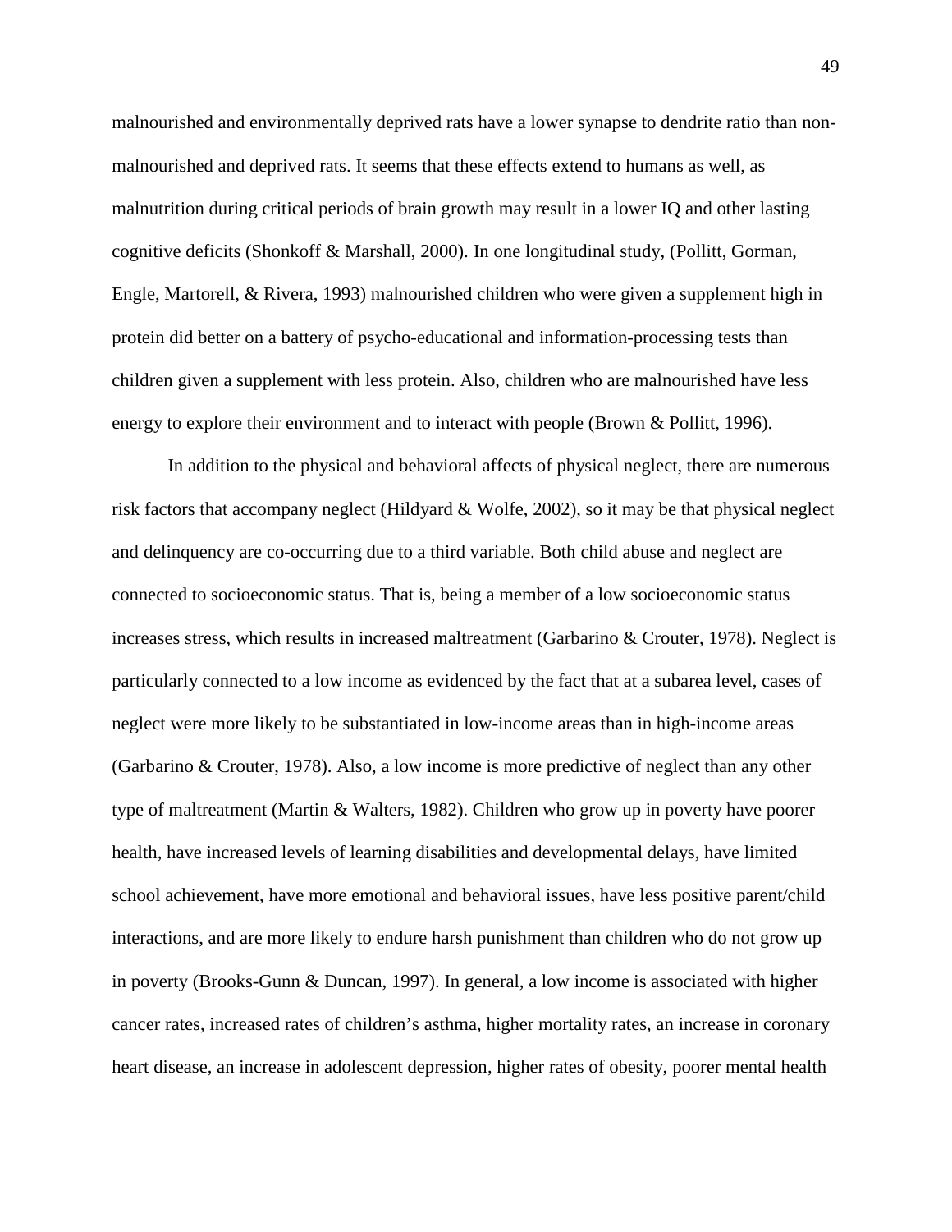malnourished and environmentally deprived rats have a lower synapse to dendrite ratio than non-malnourished and deprived rats. It seems that these effects extend to humans as well, as malnutrition during critical periods of brain growth may result in a lower IQ and other lasting cognitive deficits (Shonkoff & Marshall, 2000). In one longitudinal study, (Pollitt, Gorman, Engle, Martorell, & Rivera, 1993) malnourished children who were given a supplement high in protein did better on a battery of psycho-educational and information-processing tests than children given a supplement with less protein. Also, children who are malnourished have less energy to explore their environment and to interact with people (Brown & Pollitt, 1996).

In addition to the physical and behavioral affects of physical neglect, there are numerous risk factors that accompany neglect (Hildyard & Wolfe, 2002), so it may be that physical neglect and delinquency are co-occurring due to a third variable. Both child abuse and neglect are connected to socioeconomic status. That is, being a member of a low socioeconomic status increases stress, which results in increased maltreatment (Garbarino & Crouter, 1978). Neglect is particularly connected to a low income as evidenced by the fact that at a subarea level, cases of neglect were more likely to be substantiated in low-income areas than in high-income areas (Garbarino & Crouter, 1978). Also, a low income is more predictive of neglect than any other type of maltreatment (Martin & Walters, 1982). Children who grow up in poverty have poorer health, have increased levels of learning disabilities and developmental delays, have limited school achievement, have more emotional and behavioral issues, have less positive parent/child interactions, and are more likely to endure harsh punishment than children who do not grow up in poverty (Brooks-Gunn & Duncan, 1997). In general, a low income is associated with higher cancer rates, increased rates of children's asthma, higher mortality rates, an increase in coronary heart disease, an increase in adolescent depression, higher rates of obesity, poorer mental health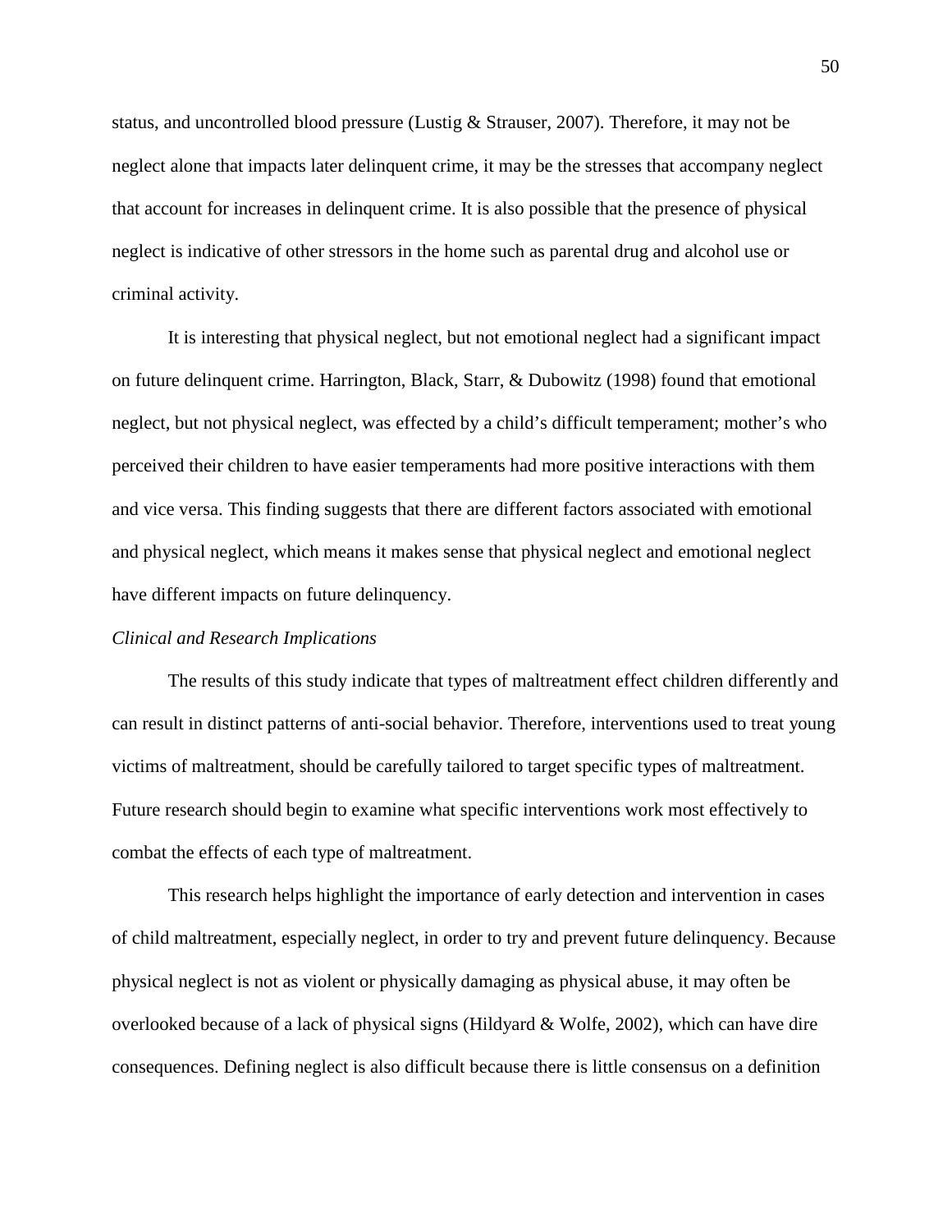status, and uncontrolled blood pressure (Lustig & Strauser, 2007). Therefore, it may not be neglect alone that impacts later delinquent crime, it may be the stresses that accompany neglect that account for increases in delinquent crime. It is also possible that the presence of physical neglect is indicative of other stressors in the home such as parental drug and alcohol use or criminal activity.

It is interesting that physical neglect, but not emotional neglect had a significant impact on future delinquent crime. Harrington, Black, Starr, & Dubowitz (1998) found that emotional neglect, but not physical neglect, was effected by a child's difficult temperament; mother's who perceived their children to have easier temperaments had more positive interactions with them and vice versa. This finding suggests that there are different factors associated with emotional and physical neglect, which means it makes sense that physical neglect and emotional neglect have different impacts on future delinquency.

*Clinical and Research Implications*

The results of this study indicate that types of maltreatment effect children differently and can result in distinct patterns of anti-social behavior. Therefore, interventions used to treat young victims of maltreatment, should be carefully tailored to target specific types of maltreatment. Future research should begin to examine what specific interventions work most effectively to combat the effects of each type of maltreatment.

This research helps highlight the importance of early detection and intervention in cases of child maltreatment, especially neglect, in order to try and prevent future delinquency. Because physical neglect is not as violent or physically damaging as physical abuse, it may often be overlooked because of a lack of physical signs (Hildyard & Wolfe, 2002), which can have dire consequences. Defining neglect is also difficult because there is little consensus on a definition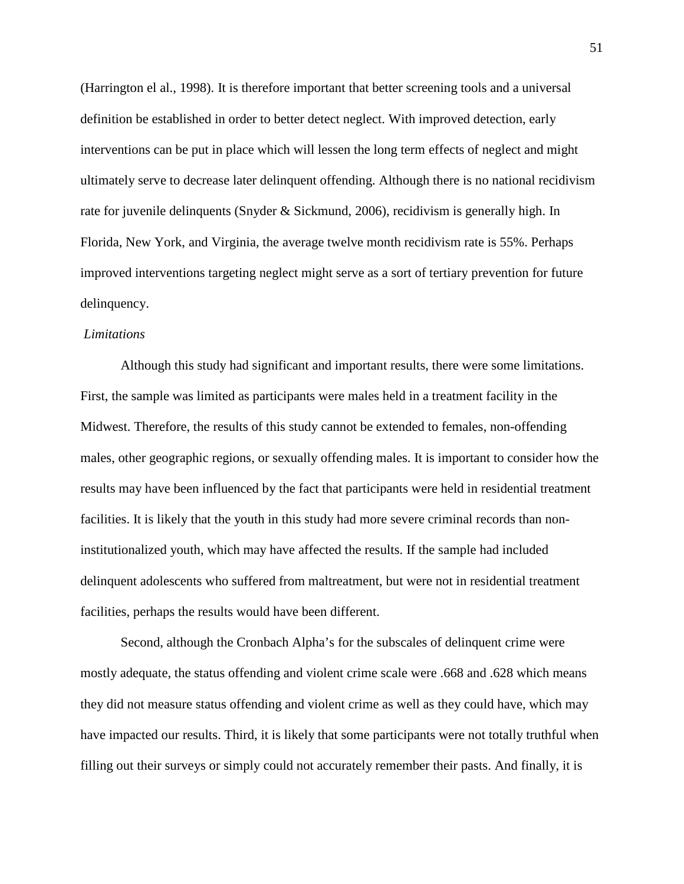(Harrington el al., 1998). It is therefore important that better screening tools and a universal definition be established in order to better detect neglect. With improved detection, early interventions can be put in place which will lessen the long term effects of neglect and might ultimately serve to decrease later delinquent offending. Although there is no national recidivism rate for juvenile delinquents (Snyder & Sickmund, 2006), recidivism is generally high. In Florida, New York, and Virginia, the average twelve month recidivism rate is 55%. Perhaps improved interventions targeting neglect might serve as a sort of tertiary prevention for future delinquency.

*Limitations*

Although this study had significant and important results, there were some limitations. First, the sample was limited as participants were males held in a treatment facility in the Midwest. Therefore, the results of this study cannot be extended to females, non-offending males, other geographic regions, or sexually offending males. It is important to consider how the results may have been influenced by the fact that participants were held in residential treatment facilities. It is likely that the youth in this study had more severe criminal records than non-institutionalized youth, which may have affected the results. If the sample had included delinquent adolescents who suffered from maltreatment, but were not in residential treatment facilities, perhaps the results would have been different.

Second, although the Cronbach Alpha's for the subscales of delinquent crime were mostly adequate, the status offending and violent crime scale were .668 and .628 which means they did not measure status offending and violent crime as well as they could have, which may have impacted our results. Third, it is likely that some participants were not totally truthful when filling out their surveys or simply could not accurately remember their pasts. And finally, it is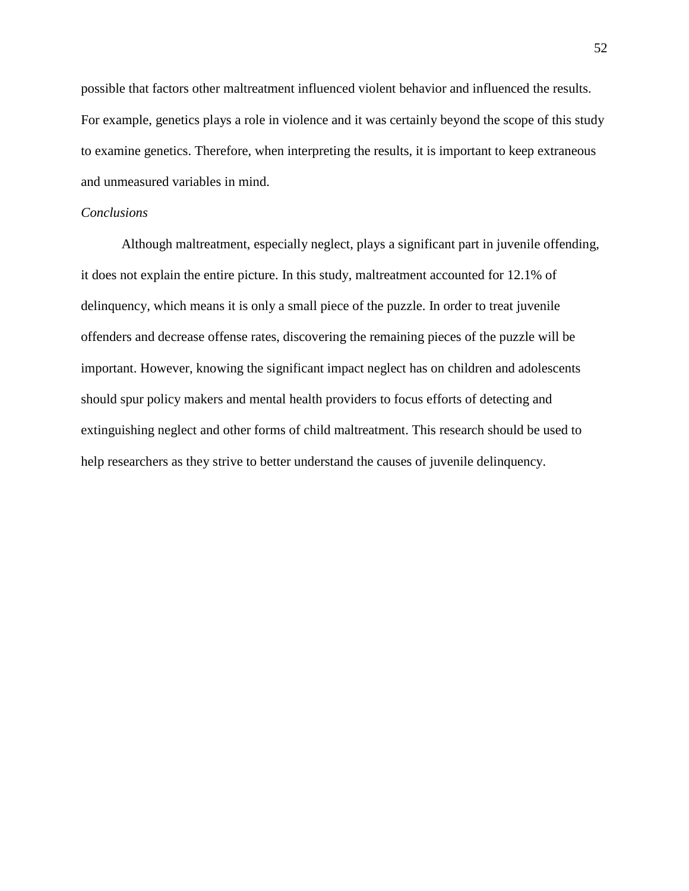possible that factors other maltreatment influenced violent behavior and influenced the results. For example, genetics plays a role in violence and it was certainly beyond the scope of this study to examine genetics. Therefore, when interpreting the results, it is important to keep extraneous and unmeasured variables in mind.

*Conclusions*

Although maltreatment, especially neglect, plays a significant part in juvenile offending, it does not explain the entire picture. In this study, maltreatment accounted for 12.1% of delinquency, which means it is only a small piece of the puzzle. In order to treat juvenile offenders and decrease offense rates, discovering the remaining pieces of the puzzle will be important. However, knowing the significant impact neglect has on children and adolescents should spur policy makers and mental health providers to focus efforts of detecting and extinguishing neglect and other forms of child maltreatment. This research should be used to help researchers as they strive to better understand the causes of juvenile delinquency.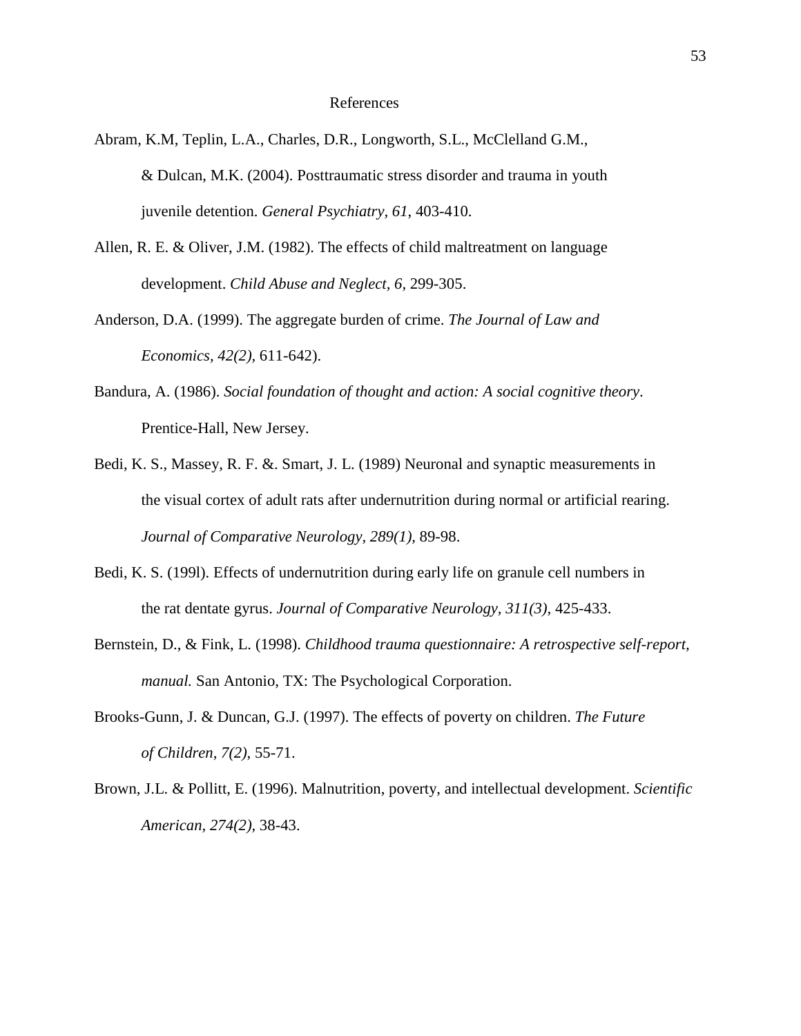# References

Abram, K.M, Teplin, L.A., Charles, D.R., Longworth, S.L., McClelland G.M., & Dulcan, M.K. (2004). Posttraumatic stress disorder and trauma in youth juvenile detention. *General Psychiatry, 61*, 403-410.

Allen, R. E. & Oliver, J.M. (1982). The effects of child maltreatment on language development. *Child Abuse and Neglect, 6*, 299-305.

Anderson, D.A. (1999). The aggregate burden of crime. *The Journal of Law and Economics, 42(2),* 611-642).

Bandura, A. (1986). *Social foundation of thought and action: A social cognitive theory*. Prentice-Hall, New Jersey.

Bedi, K. S., Massey, R. F. &. Smart, J. L. (1989) Neuronal and synaptic measurements in the visual cortex of adult rats after undernutrition during normal or artificial rearing. *Journal of Comparative Neurology, 289(1),* 89-98.

Bedi, K. S. (199l). Effects of undernutrition during early life on granule cell numbers in the rat dentate gyrus. *Journal of Comparative Neurology, 311(3),* 425-433.

Bernstein, D., & Fink, L. (1998). *Childhood trauma questionnaire: A retrospective self-report, manual.* San Antonio, TX: The Psychological Corporation.

Brooks-Gunn, J. & Duncan, G.J. (1997). The effects of poverty on children. *The Future of Children, 7(2),* 55-71.

Brown, J.L. & Pollitt, E. (1996). Malnutrition, poverty, and intellectual development. *Scientific American, 274(2),* 38-43.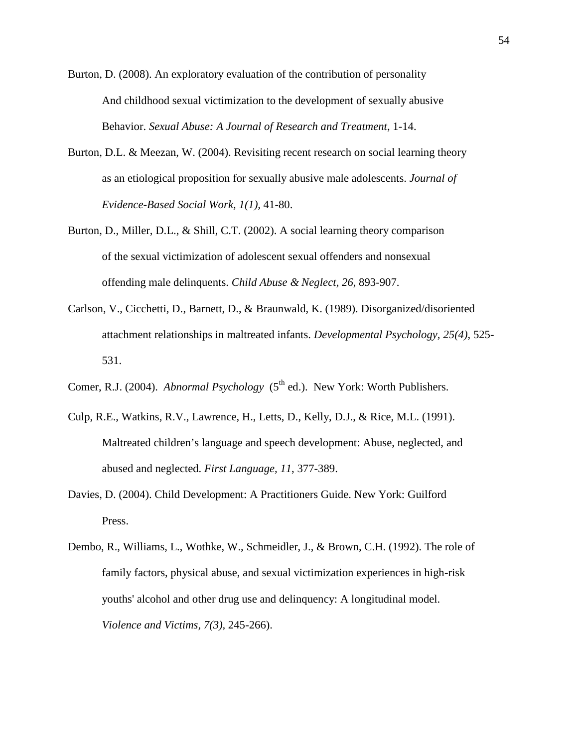Burton, D. (2008). An exploratory evaluation of the contribution of personality And childhood sexual victimization to the development of sexually abusive Behavior. *Sexual Abuse: A Journal of Research and Treatment*, 1-14.

Burton, D.L. & Meezan, W. (2004). Revisiting recent research on social learning theory as an etiological proposition for sexually abusive male adolescents. *Journal of Evidence-Based Social Work, 1(1)*, 41-80.

Burton, D., Miller, D.L., & Shill, C.T. (2002). A social learning theory comparison of the sexual victimization of adolescent sexual offenders and nonsexual offending male delinquents. *Child Abuse & Neglect, 26*, 893-907.

Carlson, V., Cicchetti, D., Barnett, D., & Braunwald, K. (1989). Disorganized/disoriented attachment relationships in maltreated infants. *Developmental Psychology, 25(4)*, 525-531.

Comer, R.J. (2004). *Abnormal Psychology* (5th ed.). New York: Worth Publishers.

Culp, R.E., Watkins, R.V., Lawrence, H., Letts, D., Kelly, D.J., & Rice, M.L. (1991). Maltreated children's language and speech development: Abuse, neglected, and abused and neglected. *First Language, 11*, 377-389.

Davies, D. (2004). Child Development: A Practitioners Guide. New York: Guilford Press.

Dembo, R., Williams, L., Wothke, W., Schmeidler, J., & Brown, C.H. (1992). The role of family factors, physical abuse, and sexual victimization experiences in high-risk youths' alcohol and other drug use and delinquency: A longitudinal model. *Violence and Victims, 7(3)*, 245-266).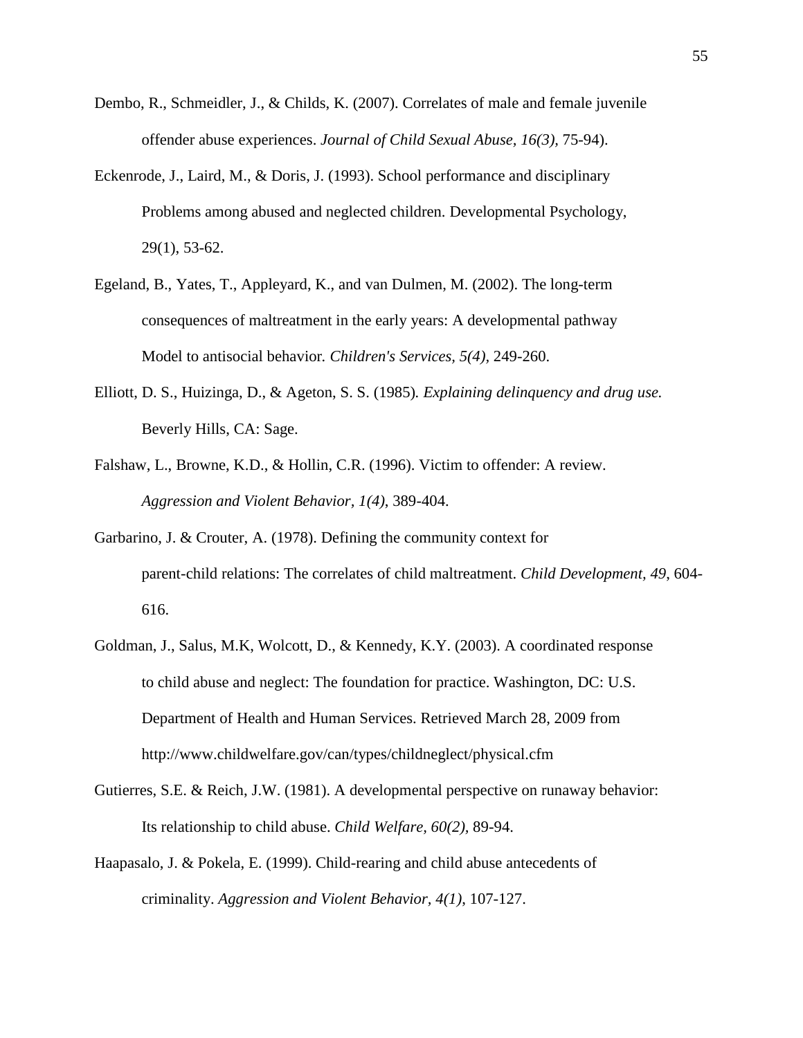Dembo, R., Schmeidler, J., & Childs, K. (2007). Correlates of male and female juvenile offender abuse experiences. *Journal of Child Sexual Abuse, 16(3),* 75-94).

Eckenrode, J., Laird, M., & Doris, J. (1993). School performance and disciplinary Problems among abused and neglected children. Developmental Psychology, 29(1), 53-62.

Egeland, B., Yates, T., Appleyard, K., and van Dulmen, M. (2002). The long-term consequences of maltreatment in the early years: A developmental pathway Model to antisocial behavior. *Children's Services, 5(4),* 249-260.

Elliott, D. S., Huizinga, D., & Ageton, S. S. (1985). *Explaining delinquency and drug use.* Beverly Hills, CA: Sage.

Falshaw, L., Browne, K.D., & Hollin, C.R. (1996). Victim to offender: A review. *Aggression and Violent Behavior, 1(4),* 389-404.

Garbarino, J. & Crouter, A. (1978). Defining the community context for parent-child relations: The correlates of child maltreatment. *Child Development, 49,* 604-616.

Goldman, J., Salus, M.K, Wolcott, D., & Kennedy, K.Y. (2003). A coordinated response to child abuse and neglect: The foundation for practice. Washington, DC: U.S. Department of Health and Human Services. Retrieved March 28, 2009 from http://www.childwelfare.gov/can/types/childneglect/physical.cfm

Gutierres, S.E. & Reich, J.W. (1981). A developmental perspective on runaway behavior: Its relationship to child abuse. *Child Welfare, 60(2),* 89-94.

Haapasalo, J. & Pokela, E. (1999). Child-rearing and child abuse antecedents of criminality. *Aggression and Violent Behavior, 4(1),* 107-127.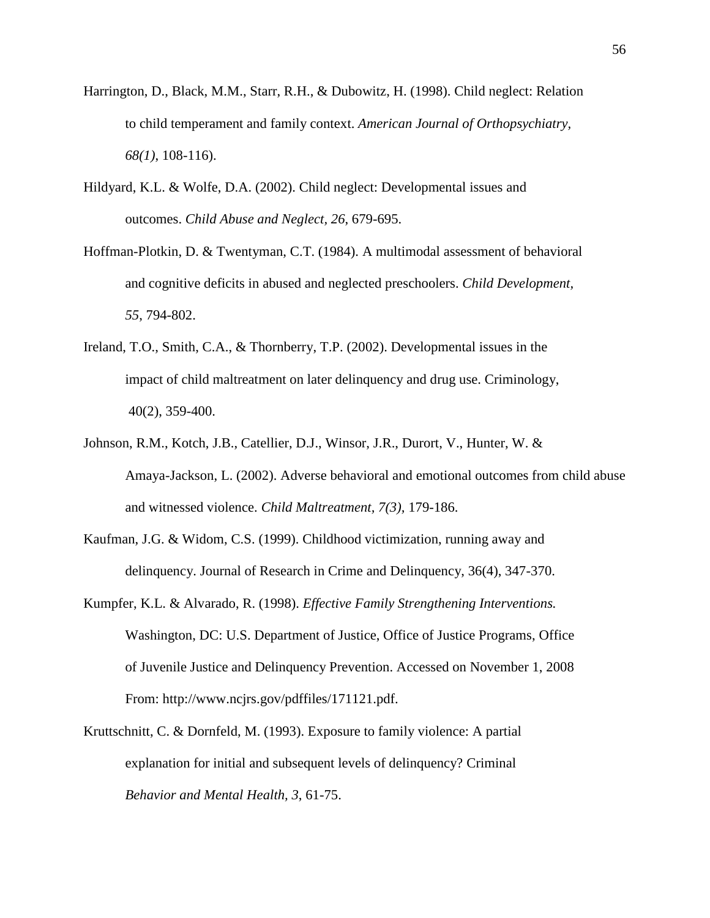Harrington, D., Black, M.M., Starr, R.H., & Dubowitz, H. (1998). Child neglect: Relation to child temperament and family context. *American Journal of Orthopsychiatry, 68(1)*, 108-116).

Hildyard, K.L. & Wolfe, D.A. (2002). Child neglect: Developmental issues and outcomes. *Child Abuse and Neglect, 26*, 679-695.

Hoffman-Plotkin, D. & Twentyman, C.T. (1984). A multimodal assessment of behavioral and cognitive deficits in abused and neglected preschoolers. *Child Development, 55*, 794-802.

Ireland, T.O., Smith, C.A., & Thornberry, T.P. (2002). Developmental issues in the impact of child maltreatment on later delinquency and drug use. Criminology, 40(2), 359-400.

Johnson, R.M., Kotch, J.B., Catellier, D.J., Winsor, J.R., Durort, V., Hunter, W. & Amaya-Jackson, L. (2002). Adverse behavioral and emotional outcomes from child abuse and witnessed violence. *Child Maltreatment, 7(3)*, 179-186.

Kaufman, J.G. & Widom, C.S. (1999). Childhood victimization, running away and delinquency. Journal of Research in Crime and Delinquency, 36(4), 347-370.

Kumpfer, K.L. & Alvarado, R. (1998). *Effective Family Strengthening Interventions.* Washington, DC: U.S. Department of Justice, Office of Justice Programs, Office of Juvenile Justice and Delinquency Prevention. Accessed on November 1, 2008 From: http://www.ncjrs.gov/pdffiles/171121.pdf.

Kruttschnitt, C. & Dornfeld, M. (1993). Exposure to family violence: A partial explanation for initial and subsequent levels of delinquency? Criminal *Behavior and Mental Health, 3*, 61-75.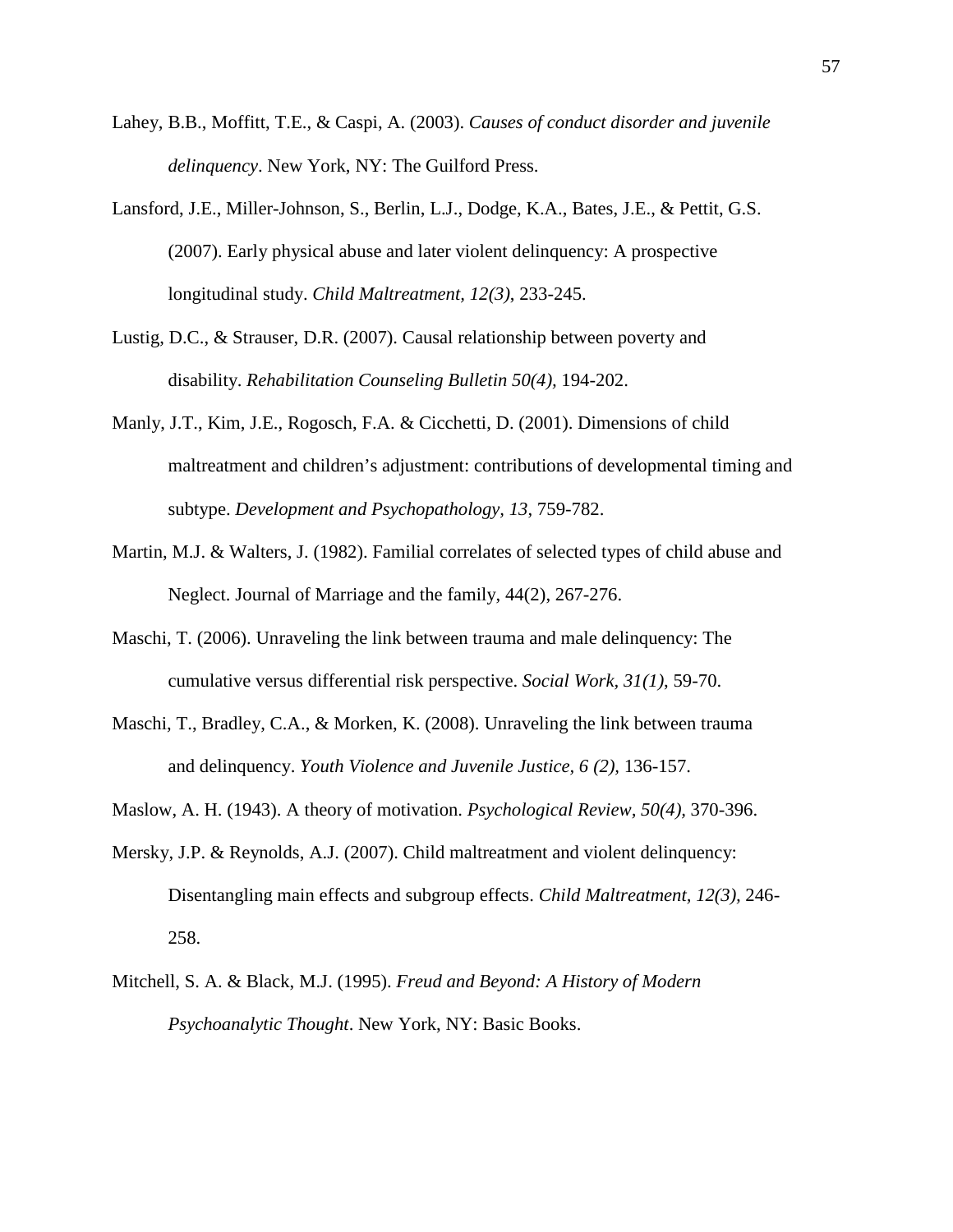Lahey, B.B., Moffitt, T.E., & Caspi, A. (2003). *Causes of conduct disorder and juvenile delinquency*. New York, NY: The Guilford Press.

Lansford, J.E., Miller-Johnson, S., Berlin, L.J., Dodge, K.A., Bates, J.E., & Pettit, G.S. (2007). Early physical abuse and later violent delinquency: A prospective longitudinal study. *Child Maltreatment, 12(3)*, 233-245.

Lustig, D.C., & Strauser, D.R. (2007). Causal relationship between poverty and disability. *Rehabilitation Counseling Bulletin 50(4)*, 194-202.

Manly, J.T., Kim, J.E., Rogosch, F.A. & Cicchetti, D. (2001). Dimensions of child maltreatment and children's adjustment: contributions of developmental timing and subtype. *Development and Psychopathology, 13*, 759-782.

Martin, M.J. & Walters, J. (1982). Familial correlates of selected types of child abuse and Neglect. Journal of Marriage and the family, 44(2), 267-276.

Maschi, T. (2006). Unraveling the link between trauma and male delinquency: The cumulative versus differential risk perspective. *Social Work, 31(1)*, 59-70.

Maschi, T., Bradley, C.A., & Morken, K. (2008). Unraveling the link between trauma and delinquency. *Youth Violence and Juvenile Justice, 6 (2),* 136-157.

Maslow, A. H. (1943). A theory of motivation. *Psychological Review, 50(4),* 370-396.

Mersky, J.P. & Reynolds, A.J. (2007). Child maltreatment and violent delinquency: Disentangling main effects and subgroup effects. *Child Maltreatment, 12(3),* 246-258.

Mitchell, S. A. & Black, M.J. (1995). *Freud and Beyond: A History of Modern Psychoanalytic Thought*. New York, NY: Basic Books.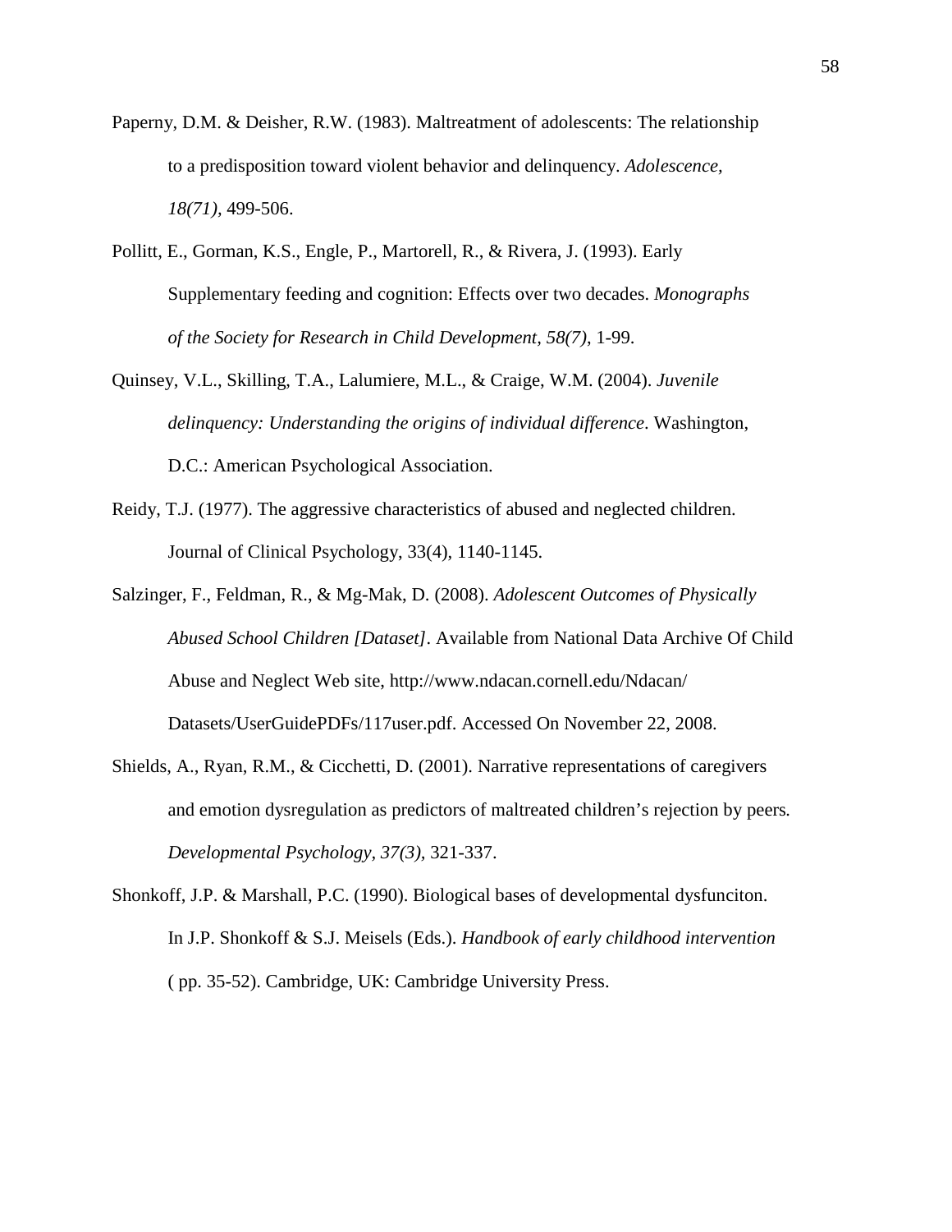Paperny, D.M. & Deisher, R.W. (1983). Maltreatment of adolescents: The relationship to a predisposition toward violent behavior and delinquency. *Adolescence, 18(71)*, 499-506.

Pollitt, E., Gorman, K.S., Engle, P., Martorell, R., & Rivera, J. (1993). Early Supplementary feeding and cognition: Effects over two decades. *Monographs of the Society for Research in Child Development*, *58(7)*, 1-99.

Quinsey, V.L., Skilling, T.A., Lalumiere, M.L., & Craige, W.M. (2004). *Juvenile delinquency: Understanding the origins of individual difference*. Washington, D.C.: American Psychological Association.

Reidy, T.J. (1977). The aggressive characteristics of abused and neglected children. Journal of Clinical Psychology, 33(4), 1140-1145.

Salzinger, F., Feldman, R., & Mg-Mak, D. (2008). *Adolescent Outcomes of Physically Abused School Children [Dataset]*. Available from National Data Archive Of Child Abuse and Neglect Web site, http://www.ndacan.cornell.edu/Ndacan/Datasets/UserGuidePDFs/117user.pdf. Accessed On November 22, 2008.

Shields, A., Ryan, R.M., & Cicchetti, D. (2001). Narrative representations of caregivers and emotion dysregulation as predictors of maltreated children's rejection by peers. *Developmental Psychology*, *37(3)*, 321-337.

Shonkoff, J.P. & Marshall, P.C. (1990). Biological bases of developmental dysfunciton. In J.P. Shonkoff & S.J. Meisels (Eds.). *Handbook of early childhood intervention* ( pp. 35-52). Cambridge, UK: Cambridge University Press.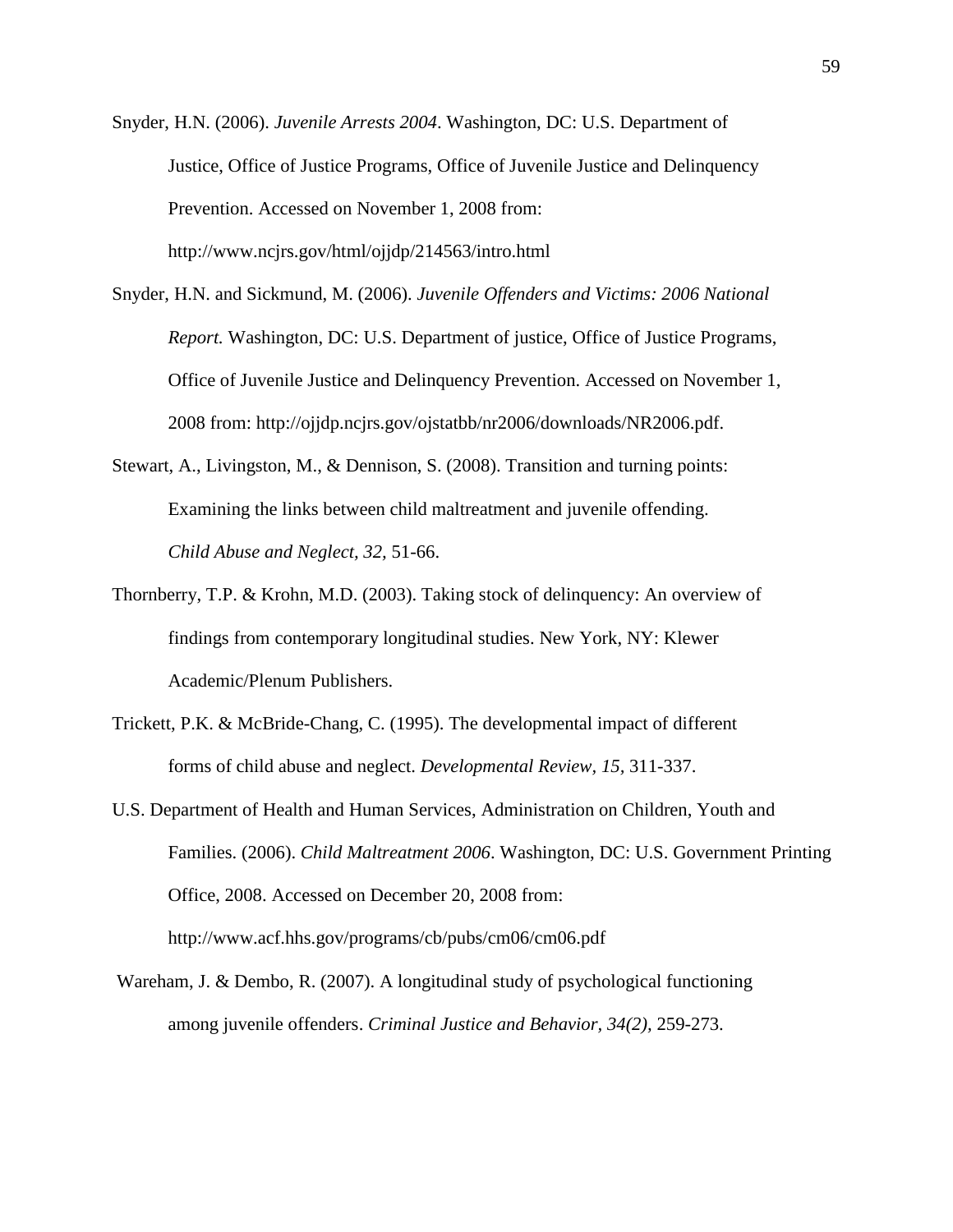Snyder, H.N. (2006). *Juvenile Arrests 2004*. Washington, DC: U.S. Department of Justice, Office of Justice Programs, Office of Juvenile Justice and Delinquency Prevention. Accessed on November 1, 2008 from: http://www.ncjrs.gov/html/ojjdp/214563/intro.html

Snyder, H.N. and Sickmund, M. (2006). *Juvenile Offenders and Victims: 2006 National Report.* Washington, DC: U.S. Department of justice, Office of Justice Programs, Office of Juvenile Justice and Delinquency Prevention. Accessed on November 1, 2008 from: http://ojjdp.ncjrs.gov/ojstatbb/nr2006/downloads/NR2006.pdf.

Stewart, A., Livingston, M., & Dennison, S. (2008). Transition and turning points: Examining the links between child maltreatment and juvenile offending. *Child Abuse and Neglect, 32,* 51-66.

Thornberry, T.P. & Krohn, M.D. (2003). Taking stock of delinquency: An overview of findings from contemporary longitudinal studies. New York, NY: Klewer Academic/Plenum Publishers.

Trickett, P.K. & McBride-Chang, C. (1995). The developmental impact of different forms of child abuse and neglect. *Developmental Review, 15,* 311-337.

U.S. Department of Health and Human Services, Administration on Children, Youth and Families. (2006). *Child Maltreatment 2006*. Washington, DC: U.S. Government Printing Office, 2008. Accessed on December 20, 2008 from: http://www.acf.hhs.gov/programs/cb/pubs/cm06/cm06.pdf

Wareham, J. & Dembo, R. (2007). A longitudinal study of psychological functioning among juvenile offenders. *Criminal Justice and Behavior, 34(2),* 259-273.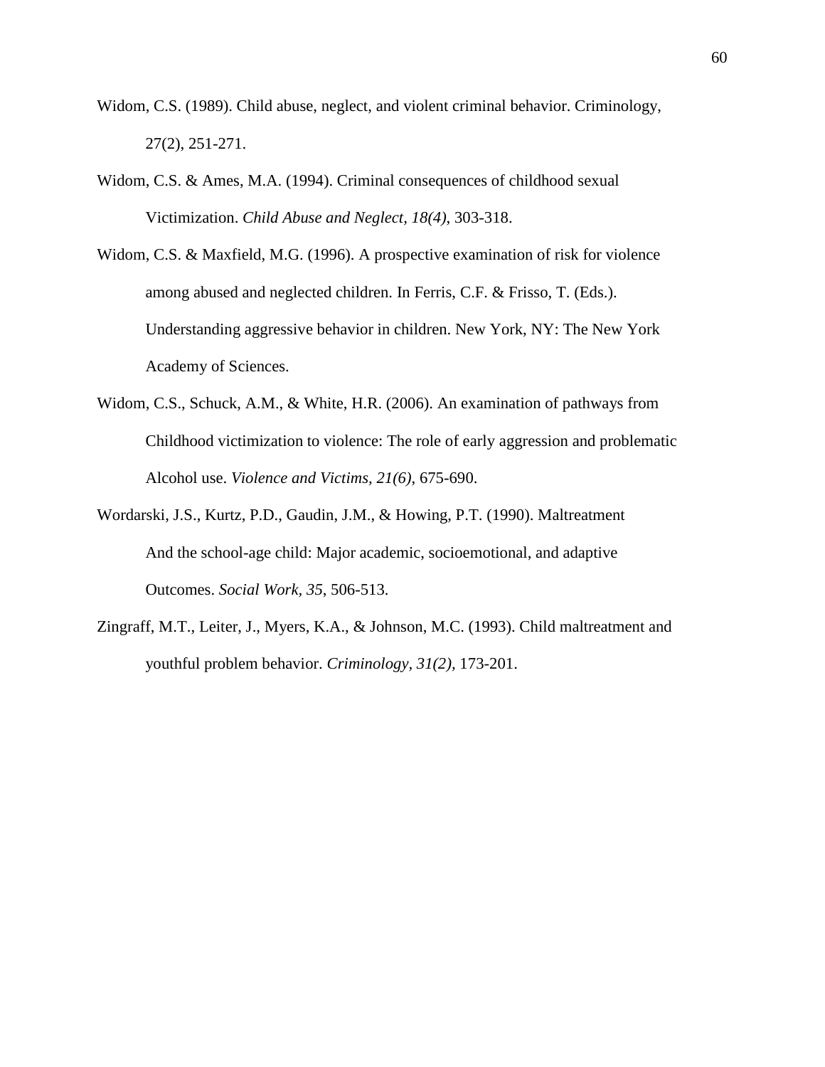Widom, C.S. (1989). Child abuse, neglect, and violent criminal behavior. Criminology, 27(2), 251-271.

Widom, C.S. & Ames, M.A. (1994). Criminal consequences of childhood sexual Victimization. *Child Abuse and Neglect, 18(4)*, 303-318.

Widom, C.S. & Maxfield, M.G. (1996). A prospective examination of risk for violence among abused and neglected children. In Ferris, C.F. & Frisso, T. (Eds.). Understanding aggressive behavior in children. New York, NY: The New York Academy of Sciences.

Widom, C.S., Schuck, A.M., & White, H.R. (2006). An examination of pathways from Childhood victimization to violence: The role of early aggression and problematic Alcohol use. *Violence and Victims, 21(6)*, 675-690.

Wordarski, J.S., Kurtz, P.D., Gaudin, J.M., & Howing, P.T. (1990). Maltreatment And the school-age child: Major academic, socioemotional, and adaptive Outcomes. *Social Work, 35*, 506-513.

Zingraff, M.T., Leiter, J., Myers, K.A., & Johnson, M.C. (1993). Child maltreatment and youthful problem behavior. *Criminology, 31(2),* 173-201.